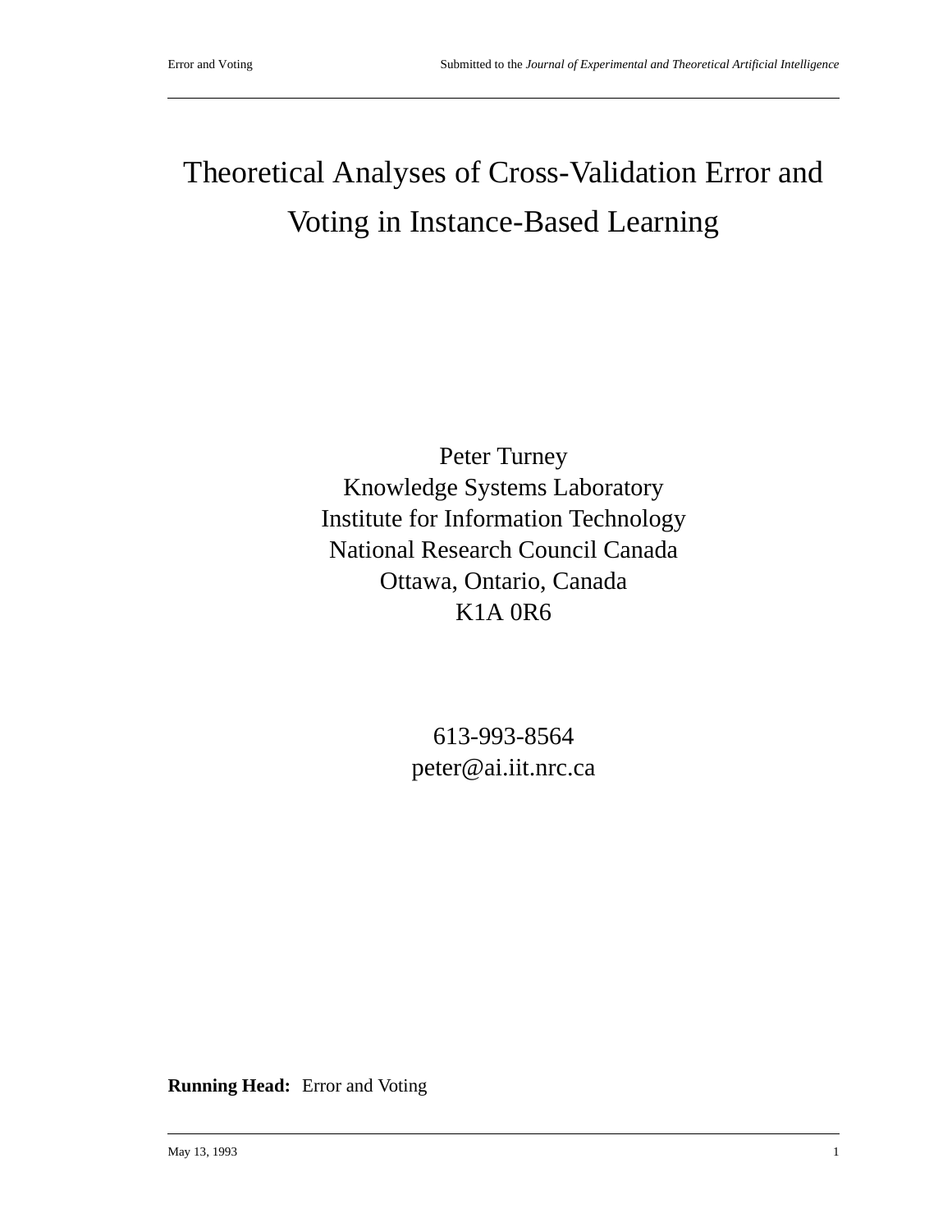# Theoretical Analyses of Cross-Validation Error and Voting in Instance-Based Learning

Peter Turney
Knowledge Systems Laboratory
Institute for Information Technology
National Research Council Canada
Ottawa, Ontario, Canada
K1A 0R6

613-993-8564
peter@ai.iit.nrc.ca

**Running Head:** Error and Voting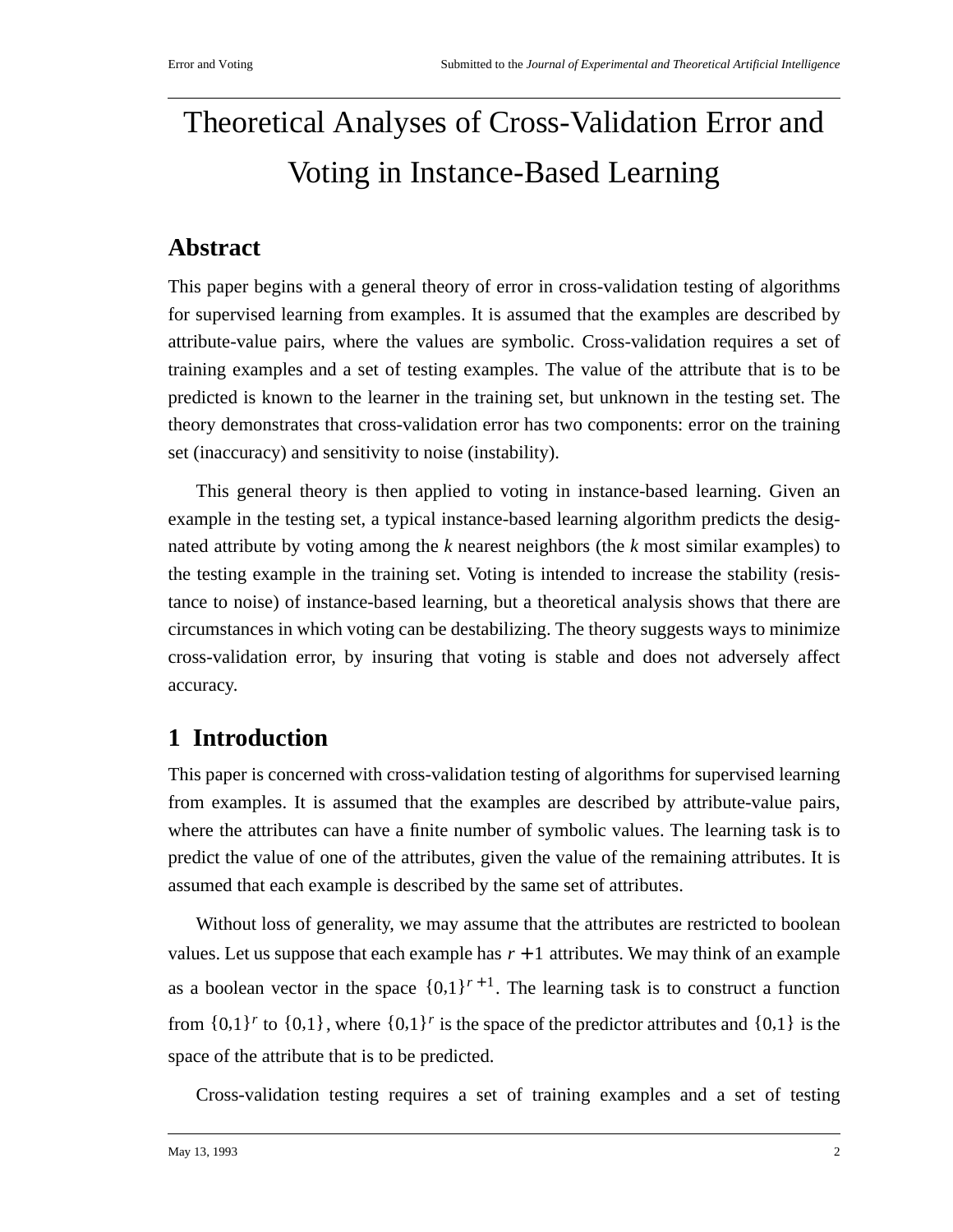# Theoretical Analyses of Cross-Validation Error and Voting in Instance-Based Learning

## Abstract

This paper begins with a general theory of error in cross-validation testing of algorithms for supervised learning from examples. It is assumed that the examples are described by attribute-value pairs, where the values are symbolic. Cross-validation requires a set of training examples and a set of testing examples. The value of the attribute that is to be predicted is known to the learner in the training set, but unknown in the testing set. The theory demonstrates that cross-validation error has two components: error on the training set (inaccuracy) and sensitivity to noise (instability).

This general theory is then applied to voting in instance-based learning. Given an example in the testing set, a typical instance-based learning algorithm predicts the designated attribute by voting among the *k* nearest neighbors (the *k* most similar examples) to the testing example in the training set. Voting is intended to increase the stability (resistance to noise) of instance-based learning, but a theoretical analysis shows that there are circumstances in which voting can be destabilizing. The theory suggests ways to minimize cross-validation error, by insuring that voting is stable and does not adversely affect accuracy.

## 1 Introduction

This paper is concerned with cross-validation testing of algorithms for supervised learning from examples. It is assumed that the examples are described by attribute-value pairs, where the attributes can have a finite number of symbolic values. The learning task is to predict the value of one of the attributes, given the value of the remaining attributes. It is assumed that each example is described by the same set of attributes.

Without loss of generality, we may assume that the attributes are restricted to boolean values. Let us suppose that each example has $r + 1$ attributes. We may think of an example as a boolean vector in the space $\{0,1\}^{r+1}$. The learning task is to construct a function from $\{0,1\}^r$ to $\{0,1\}$, where $\{0,1\}^r$ is the space of the predictor attributes and $\{0,1\}$ is the space of the attribute that is to be predicted.

Cross-validation testing requires a set of training examples and a set of testing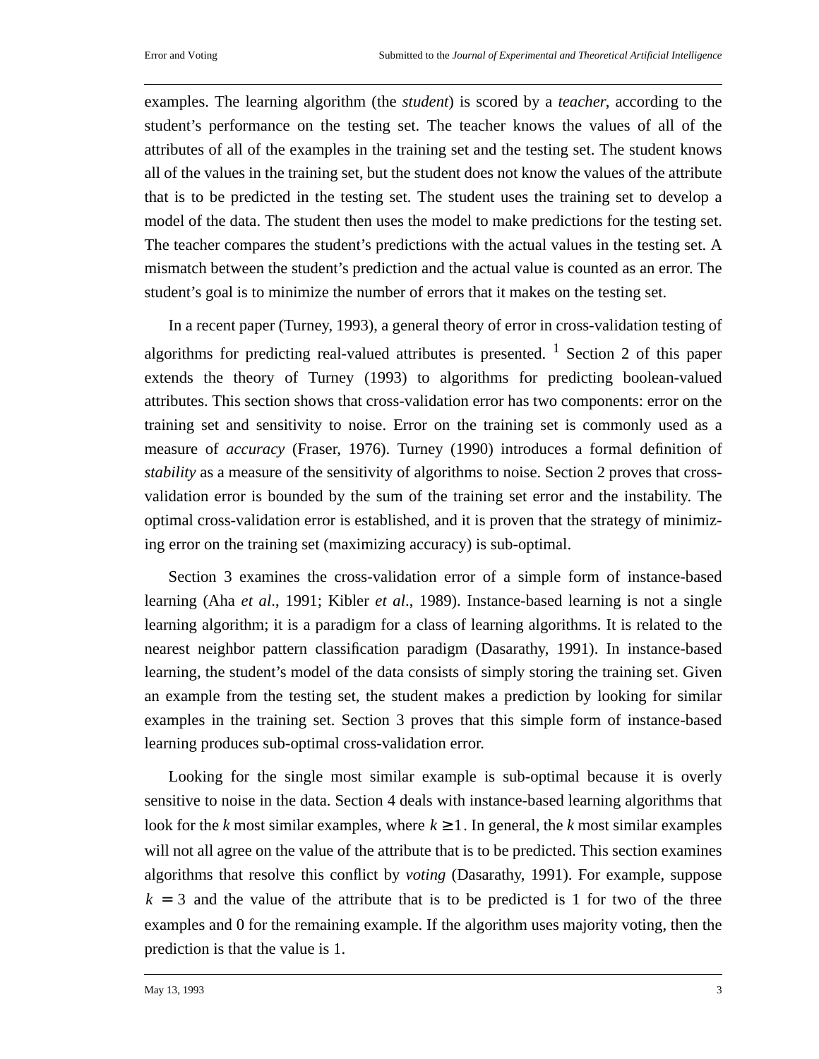examples. The learning algorithm (the *student*) is scored by a *teacher*, according to the student's performance on the testing set. The teacher knows the values of all of the attributes of all of the examples in the training set and the testing set. The student knows all of the values in the training set, but the student does not know the values of the attribute that is to be predicted in the testing set. The student uses the training set to develop a model of the data. The student then uses the model to make predictions for the testing set. The teacher compares the student's predictions with the actual values in the testing set. A mismatch between the student's prediction and the actual value is counted as an error. The student's goal is to minimize the number of errors that it makes on the testing set.

In a recent paper (Turney, 1993), a general theory of error in cross-validation testing of algorithms for predicting real-valued attributes is presented. [1] Section 2 of this paper extends the theory of Turney (1993) to algorithms for predicting boolean-valued attributes. This section shows that cross-validation error has two components: error on the training set and sensitivity to noise. Error on the training set is commonly used as a measure of *accuracy* (Fraser, 1976). Turney (1990) introduces a formal definition of *stability* as a measure of the sensitivity of algorithms to noise. Section 2 proves that cross-validation error is bounded by the sum of the training set error and the instability. The optimal cross-validation error is established, and it is proven that the strategy of minimizing error on the training set (maximizing accuracy) is sub-optimal.

Section 3 examines the cross-validation error of a simple form of instance-based learning (Aha *et al*., 1991; Kibler *et al*., 1989). Instance-based learning is not a single learning algorithm; it is a paradigm for a class of learning algorithms. It is related to the nearest neighbor pattern classification paradigm (Dasarathy, 1991). In instance-based learning, the student's model of the data consists of simply storing the training set. Given an example from the testing set, the student makes a prediction by looking for similar examples in the training set. Section 3 proves that this simple form of instance-based learning produces sub-optimal cross-validation error.

Looking for the single most similar example is sub-optimal because it is overly sensitive to noise in the data. Section 4 deals with instance-based learning algorithms that look for the $k$ most similar examples, where $k \geq 1$. In general, the $k$ most similar examples will not all agree on the value of the attribute that is to be predicted. This section examines algorithms that resolve this conflict by *voting* (Dasarathy, 1991). For example, suppose $k = 3$ and the value of the attribute that is to be predicted is 1 for two of the three examples and 0 for the remaining example. If the algorithm uses majority voting, then the prediction is that the value is 1.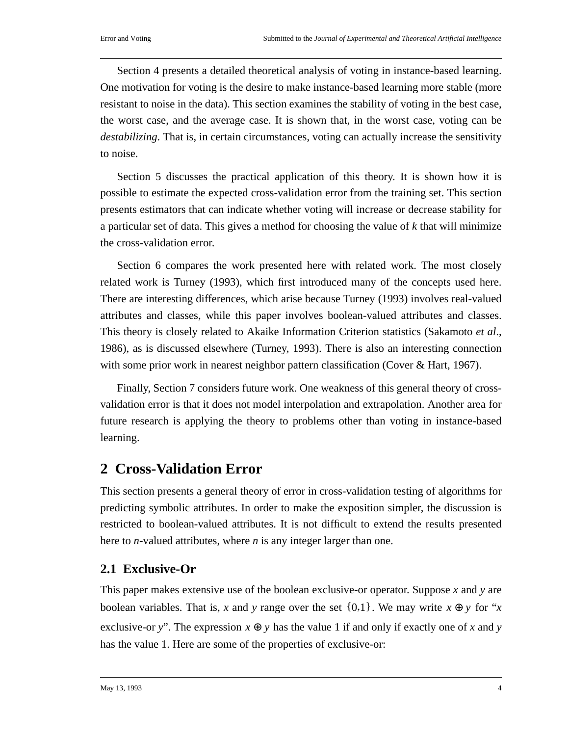Section 4 presents a detailed theoretical analysis of voting in instance-based learning. One motivation for voting is the desire to make instance-based learning more stable (more resistant to noise in the data). This section examines the stability of voting in the best case, the worst case, and the average case. It is shown that, in the worst case, voting can be *destabilizing*. That is, in certain circumstances, voting can actually increase the sensitivity to noise.

Section 5 discusses the practical application of this theory. It is shown how it is possible to estimate the expected cross-validation error from the training set. This section presents estimators that can indicate whether voting will increase or decrease stability for a particular set of data. This gives a method for choosing the value of $k$ that will minimize the cross-validation error.

Section 6 compares the work presented here with related work. The most closely related work is Turney (1993), which first introduced many of the concepts used here. There are interesting differences, which arise because Turney (1993) involves real-valued attributes and classes, while this paper involves boolean-valued attributes and classes. This theory is closely related to Akaike Information Criterion statistics (Sakamoto *et al*., 1986), as is discussed elsewhere (Turney, 1993). There is also an interesting connection with some prior work in nearest neighbor pattern classification (Cover & Hart, 1967).

Finally, Section 7 considers future work. One weakness of this general theory of cross-validation error is that it does not model interpolation and extrapolation. Another area for future research is applying the theory to problems other than voting in instance-based learning.

# 2 Cross-Validation Error

This section presents a general theory of error in cross-validation testing of algorithms for predicting symbolic attributes. In order to make the exposition simpler, the discussion is restricted to boolean-valued attributes. It is not difficult to extend the results presented here to $n$-valued attributes, where $n$ is any integer larger than one.

## 2.1 Exclusive-Or

This paper makes extensive use of the boolean exclusive-or operator. Suppose $x$ and $y$ are boolean variables. That is, $x$ and $y$ range over the set $\{0,1\}$. We may write $x \oplus y$ for "$x$ exclusive-or $y$". The expression $x \oplus y$ has the value 1 if and only if exactly one of $x$ and $y$ has the value 1. Here are some of the properties of exclusive-or: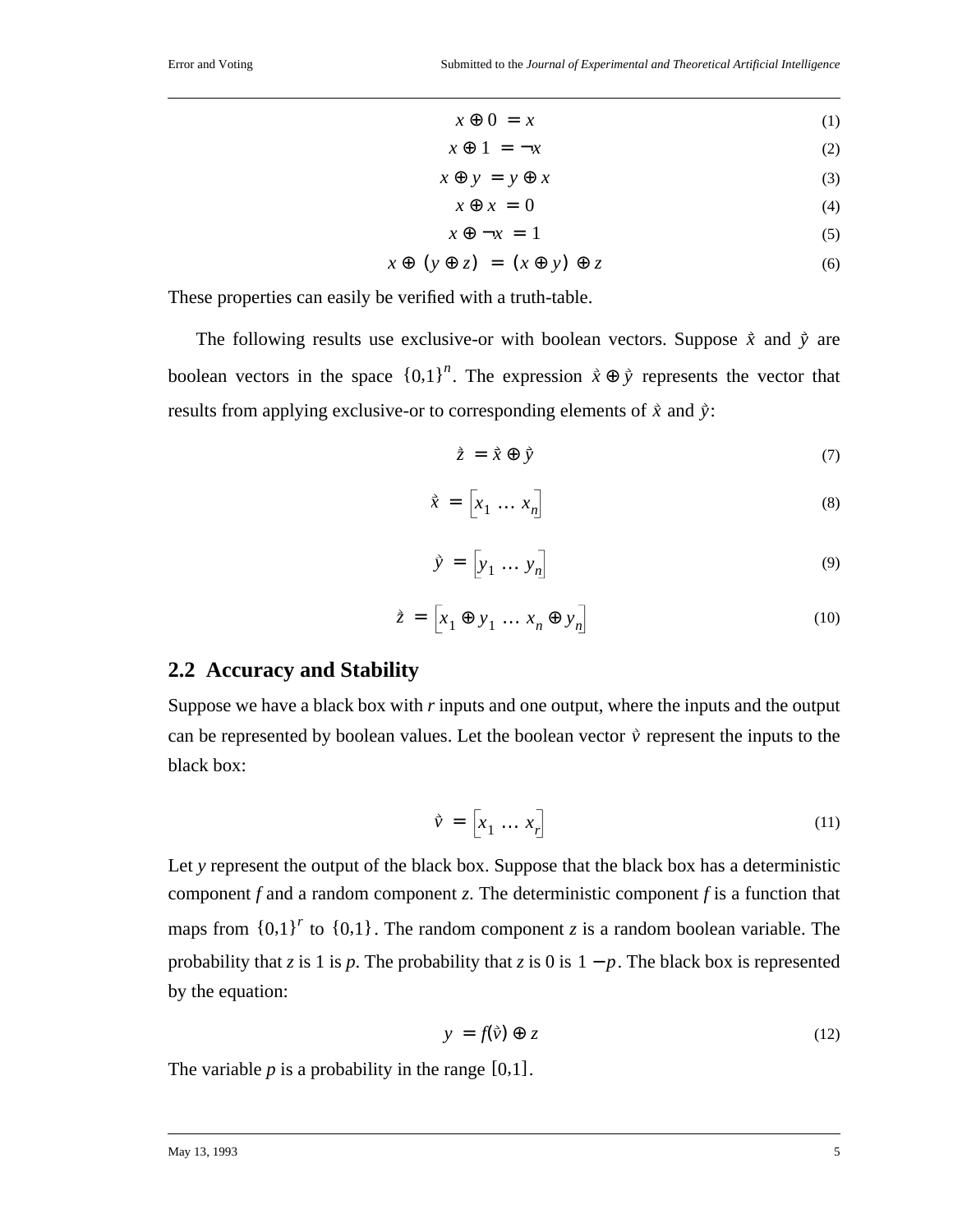$$x \oplus 0 = x \tag{1}$$

$$x \oplus 1 = \neg x \tag{2}$$

$$x \oplus y = y \oplus x \tag{3}$$

$$x \oplus x = 0 \tag{4}$$

$$x \oplus \neg x = 1 \tag{5}$$

$$x \oplus (y \oplus z) = (x \oplus y) \oplus z \tag{6}$$

These properties can easily be verified with a truth-table.

The following results use exclusive-or with boolean vectors. Suppose $\vec{x}$ and $\vec{y}$ are boolean vectors in the space $\{0,1\}^n$. The expression $\vec{x} \oplus \vec{y}$ represents the vector that results from applying exclusive-or to corresponding elements of $\vec{x}$ and $\vec{y}$:

$$\vec{z} = \vec{x} \oplus \vec{y} \tag{7}$$

$$\vec{x} = \begin{bmatrix} x_1 & \dots & x_n \end{bmatrix} \tag{8}$$

$$\vec{y} = \begin{bmatrix} y_1 & \dots & y_n \end{bmatrix} \tag{9}$$

$$\vec{z} = \begin{bmatrix} x_1 \oplus y_1 & \dots & x_n \oplus y_n \end{bmatrix} \tag{10}$$

## 2.2 Accuracy and Stability

Suppose we have a black box with $r$ inputs and one output, where the inputs and the output can be represented by boolean values. Let the boolean vector $\vec{v}$ represent the inputs to the black box:

$$\vec{v} = \begin{bmatrix} x_1 & \dots & x_r \end{bmatrix} \tag{11}$$

Let $y$ represent the output of the black box. Suppose that the black box has a deterministic component $f$ and a random component $z$. The deterministic component $f$ is a function that maps from $\{0,1\}^r$ to $\{0,1\}$. The random component $z$ is a random boolean variable. The probability that $z$ is 1 is $p$. The probability that $z$ is 0 is $1 - p$. The black box is represented by the equation:

$$y = f(\vec{v}) \oplus z \tag{12}$$

The variable $p$ is a probability in the range $[0,1]$.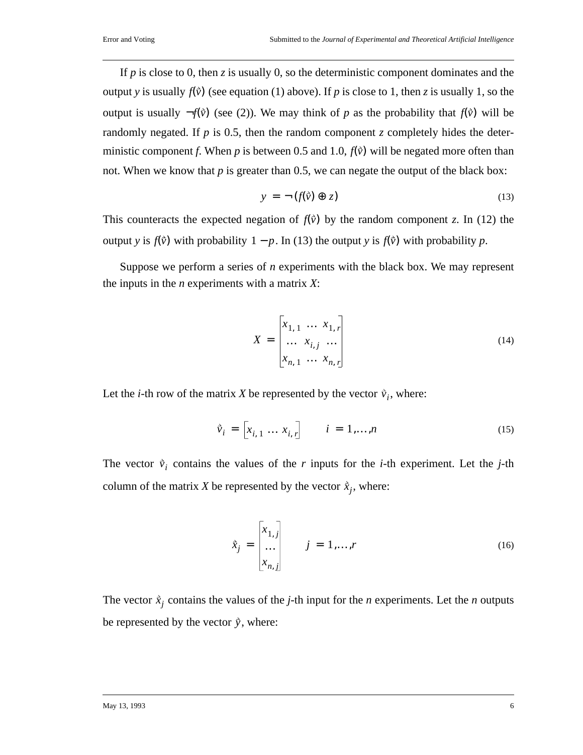If $p$ is close to 0, then $z$ is usually 0, so the deterministic component dominates and the output $y$ is usually $f(\vec{v})$ (see equation (1) above). If $p$ is close to 1, then $z$ is usually 1, so the output is usually $\neg f(\vec{v})$ (see (2)). We may think of $p$ as the probability that $f(\vec{v})$ will be randomly negated. If $p$ is 0.5, then the random component $z$ completely hides the deterministic component $f$. When $p$ is between 0.5 and 1.0, $f(\vec{v})$ will be negated more often than not. When we know that $p$ is greater than 0.5, we can negate the output of the black box:

$$y = \neg(f(\vec{v}) \oplus z) \tag{13}$$

This counteracts the expected negation of $f(\vec{v})$ by the random component $z$. In (12) the output $y$ is $f(\vec{v})$ with probability $1 - p$. In (13) the output $y$ is $f(\vec{v})$ with probability $p$.

Suppose we perform a series of $n$ experiments with the black box. We may represent the inputs in the $n$ experiments with a matrix $X$:

$$X = \begin{bmatrix} x_{1,1} & \dots & x_{1,r} \\ \dots & x_{i,j} & \dots \\ x_{n,1} & \dots & x_{n,r} \end{bmatrix} \tag{14}$$

Let the $i$-th row of the matrix $X$ be represented by the vector $\vec{v}_i$, where:

$$\vec{v}_i = \begin{bmatrix} x_{i,1} & \dots & x_{i,r} \end{bmatrix} \qquad i = 1, \dots, n \tag{15}$$

The vector $\vec{v}_i$ contains the values of the $r$ inputs for the $i$-th experiment. Let the $j$-th column of the matrix $X$ be represented by the vector $\vec{x}_j$, where:

$$\vec{x}_j = \begin{bmatrix} x_{1,j} \\ \dots \\ x_{n,j} \end{bmatrix} \qquad j = 1, \dots, r \tag{16}$$

The vector $\vec{x}_j$ contains the values of the $j$-th input for the $n$ experiments. Let the $n$ outputs be represented by the vector $\vec{y}$, where: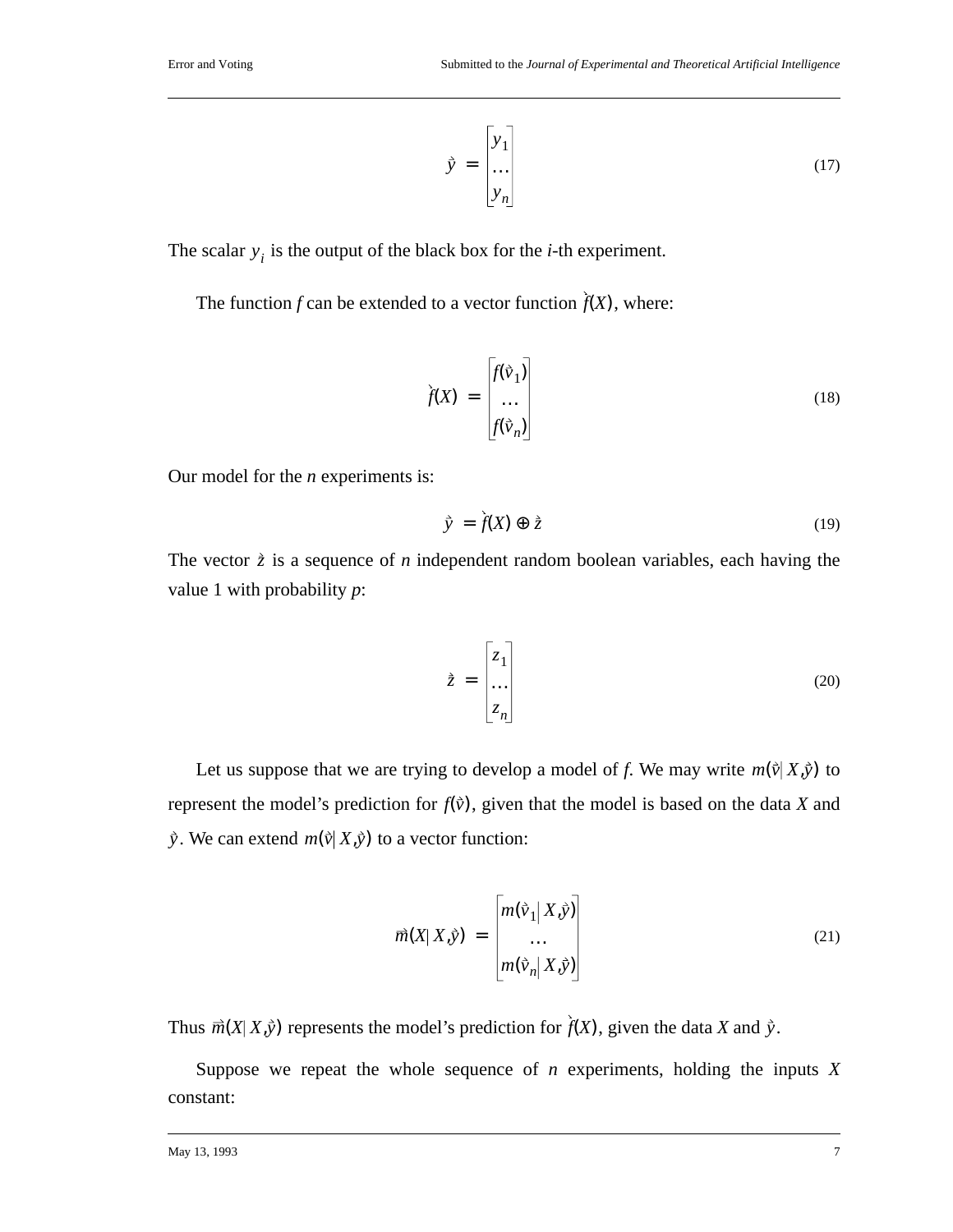$$\vec{y} = \begin{bmatrix} y_1 \\ \dots \\ y_n \end{bmatrix} \tag{17}$$

The scalar $y_i$ is the output of the black box for the *i*-th experiment.

The function *f* can be extended to a vector function $\vec{f}(X)$, where:

$$\vec{f}(X) = \begin{bmatrix} f(\vec{v}_1) \\ \dots \\ f(\vec{v}_n) \end{bmatrix} \tag{18}$$

Our model for the *n* experiments is:

$$\vec{y} = \vec{f}(X) \oplus \vec{z} \tag{19}$$

The vector $\vec{z}$ is a sequence of *n* independent random boolean variables, each having the value 1 with probability *p*:

$$\vec{z} = \begin{bmatrix} z_1 \\ \dots \\ z_n \end{bmatrix} \tag{20}$$

Let us suppose that we are trying to develop a model of *f*. We may write $m(\vec{v} | X, \vec{y})$ to represent the model's prediction for $f(\vec{v})$, given that the model is based on the data *X* and $\vec{y}$. We can extend $m(\vec{v} | X, \vec{y})$ to a vector function:

$$\vec{m}(X | X, \vec{y}) = \begin{bmatrix} m(\vec{v}_1 | X, \vec{y}) \\ \dots \\ m(\vec{v}_n | X, \vec{y}) \end{bmatrix} \tag{21}$$

Thus $\vec{m}(X | X, \vec{y})$ represents the model's prediction for $\vec{f}(X)$, given the data *X* and $\vec{y}$.

Suppose we repeat the whole sequence of *n* experiments, holding the inputs *X* constant: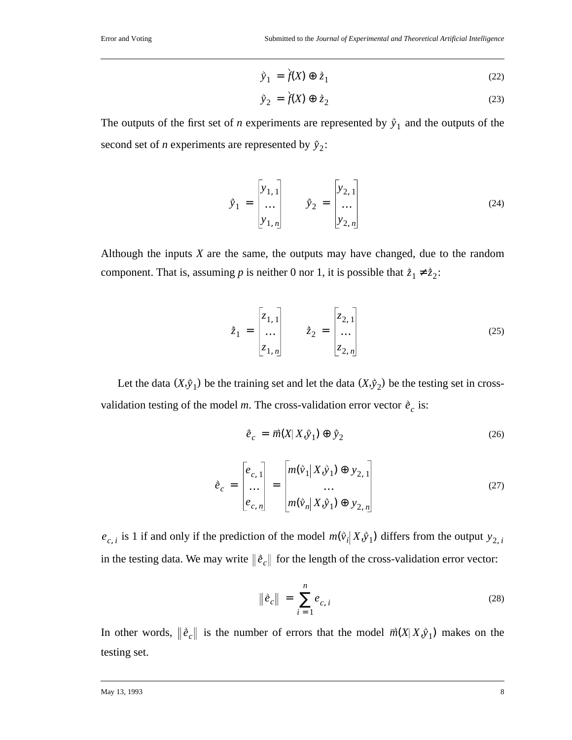$$\vec{y}_1 = \vec{f}(X) \oplus \vec{z}_1 \tag{22}$$

$$\vec{y}_2 = \vec{f}(X) \oplus \vec{z}_2 \tag{23}$$

The outputs of the first set of *n* experiments are represented by $\vec{y}_1$ and the outputs of the second set of *n* experiments are represented by $\vec{y}_2$:

$$\vec{y}_1 = \begin{bmatrix} y_{1,1} \\ \dots \\ y_{1,n} \end{bmatrix} \qquad \vec{y}_2 = \begin{bmatrix} y_{2,1} \\ \dots \\ y_{2,n} \end{bmatrix} \tag{24}$$

Although the inputs *X* are the same, the outputs may have changed, due to the random component. That is, assuming *p* is neither 0 nor 1, it is possible that $\vec{z}_1 \neq \vec{z}_2$:

$$\vec{z}_1 = \begin{bmatrix} z_{1,1} \\ \dots \\ z_{1,n} \end{bmatrix} \qquad \vec{z}_2 = \begin{bmatrix} z_{2,1} \\ \dots \\ z_{2,n} \end{bmatrix} \tag{25}$$

Let the data $(X, \vec{y}_1)$ be the training set and let the data $(X, \vec{y}_2)$ be the testing set in cross-validation testing of the model *m*. The cross-validation error vector $\vec{e}_c$ is:

$$\vec{e}_c = \vec{m}(X | X, \vec{y}_1) \oplus \vec{y}_2 \tag{26}$$

$$\vec{e}_c = \begin{bmatrix} e_{c,1} \\ \dots \\ e_{c,n} \end{bmatrix} = \begin{bmatrix} m(\vec{v}_1 | X, \vec{y}_1) \oplus y_{2,1} \\ \dots \\ m(\vec{v}_n | X, \vec{y}_1) \oplus y_{2,n} \end{bmatrix} \tag{27}$$

$e_{c,i}$ is 1 if and only if the prediction of the model $m(\vec{v}_i | X, \vec{y}_1)$ differs from the output $y_{2,i}$ in the testing data. We may write $\|\vec{e}_c\|$ for the length of the cross-validation error vector:

$$\|\vec{e}_c\| = \sum_{i=1}^{n} e_{c,i} \tag{28}$$

In other words, $\|\vec{e}_c\|$ is the number of errors that the model $\vec{m}(X | X, \vec{y}_1)$ makes on the testing set.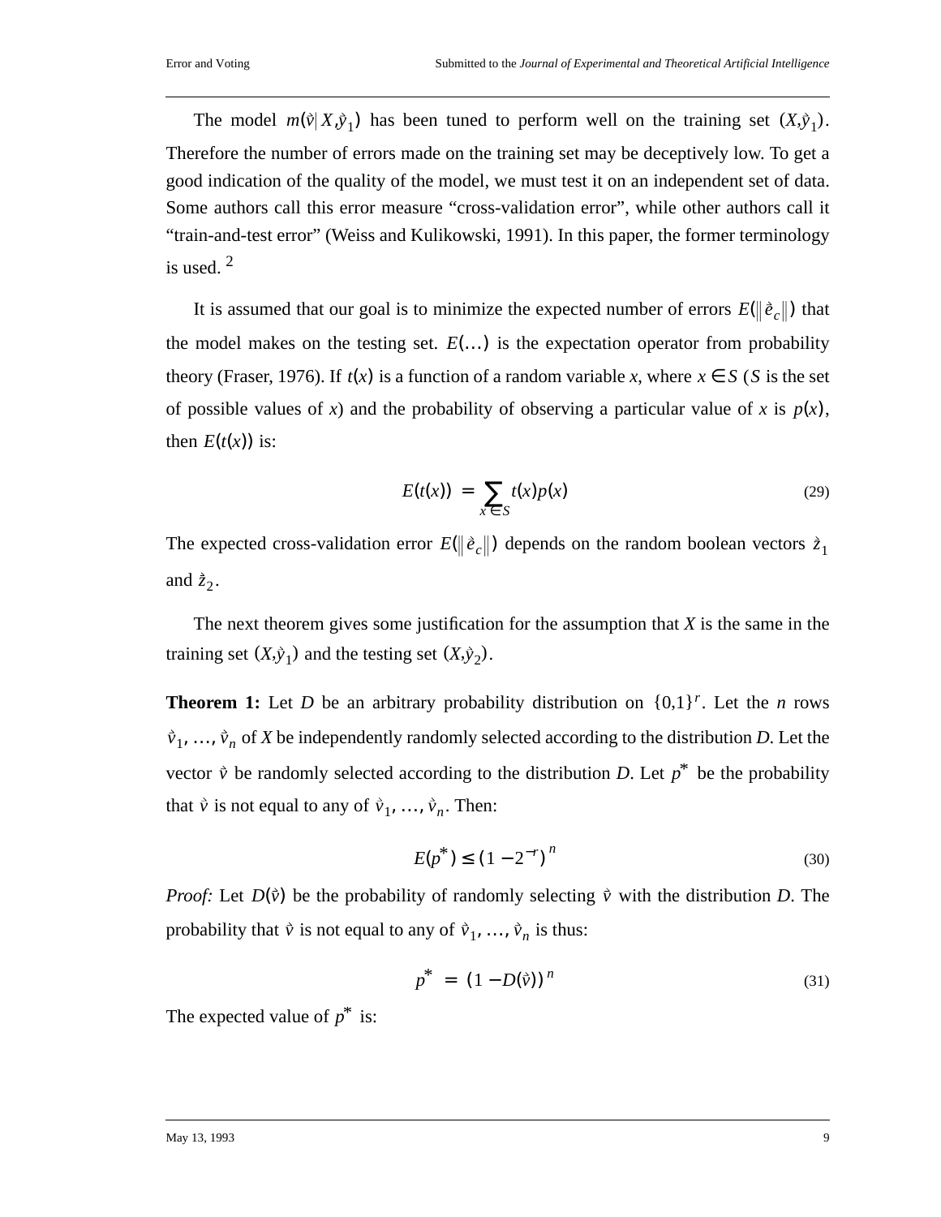The model $m(\vec{v} | X, \vec{y}_1)$ has been tuned to perform well on the training set $(X, \vec{y}_1)$. Therefore the number of errors made on the training set may be deceptively low. To get a good indication of the quality of the model, we must test it on an independent set of data. Some authors call this error measure "cross-validation error", while other authors call it "train-and-test error" (Weiss and Kulikowski, 1991). In this paper, the former terminology is used. [2]

It is assumed that our goal is to minimize the expected number of errors $E(\|\vec{e}_c\|)$ that the model makes on the testing set. $E(\ldots)$ is the expectation operator from probability theory (Fraser, 1976). If $t(x)$ is a function of a random variable *x*, where $x \in S$ (*S* is the set of possible values of *x*) and the probability of observing a particular value of *x* is $p(x)$, then $E(t(x))$ is:

$$E(t(x)) = \sum_{x \in S} t(x) p(x) \tag{29}$$

The expected cross-validation error $E(\|\vec{e}_c\|)$ depends on the random boolean vectors $\vec{z}_1$ and $\vec{z}_2$.

The next theorem gives some justification for the assumption that *X* is the same in the training set $(X, \vec{y}_1)$ and the testing set $(X, \vec{y}_2)$.

**Theorem 1:** Let *D* be an arbitrary probability distribution on $\{0,1\}^r$. Let the *n* rows $\vec{v}_1, \ldots, \vec{v}_n$ of *X* be independently randomly selected according to the distribution *D*. Let the vector $\vec{v}$ be randomly selected according to the distribution *D*. Let $p^*$ be the probability that $\vec{v}$ is not equal to any of $\vec{v}_1, \ldots, \vec{v}_n$. Then:

$$E(p^*) \leq (1 - 2^{-r})^n \tag{30}$$

*Proof:* Let $D(\vec{v})$ be the probability of randomly selecting $\vec{v}$ with the distribution *D*. The probability that $\vec{v}$ is not equal to any of $\vec{v}_1, \ldots, \vec{v}_n$ is thus:

$$p^* = (1 - D(\vec{v}))^n \tag{31}$$

The expected value of $p^*$ is: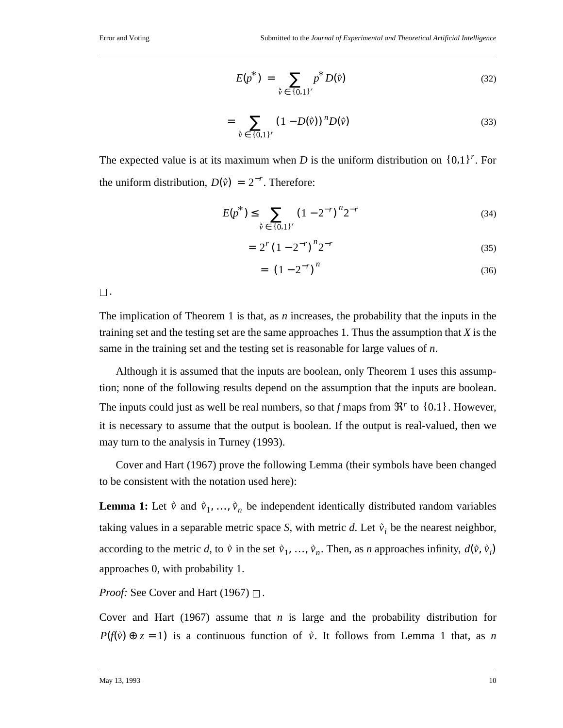$$E(p^*) = \sum_{\vec{v} \in \{0,1\}^r} p^* D(\vec{v}) \tag{32}$$

$$= \sum_{\vec{v} \in \{0,1\}^r} (1 - D(\vec{v}))^n D(\vec{v}) \tag{33}$$

The expected value is at its maximum when *D* is the uniform distribution on $\{0,1\}^r$. For the uniform distribution, $D(\vec{v}) = 2^{-r}$. Therefore:

$$E(p^*) \le \sum_{\vec{v} \in \{0,1\}^r} (1 - 2^{-r})^n 2^{-r} \tag{34}$$

$$= 2^r (1 - 2^{-r})^n 2^{-r} \tag{35}$$

$$= (1 - 2^{-r})^n \tag{36}$$

□.

The implication of Theorem 1 is that, as *n* increases, the probability that the inputs in the training set and the testing set are the same approaches 1. Thus the assumption that *X* is the same in the training set and the testing set is reasonable for large values of *n*.

Although it is assumed that the inputs are boolean, only Theorem 1 uses this assumption; none of the following results depend on the assumption that the inputs are boolean. The inputs could just as well be real numbers, so that *f* maps from $\Re^r$ to $\{0,1\}$. However, it is necessary to assume that the output is boolean. If the output is real-valued, then we may turn to the analysis in Turney (1993).

Cover and Hart (1967) prove the following Lemma (their symbols have been changed to be consistent with the notation used here):

**Lemma 1:** Let $\vec{v}$ and $\vec{v}_1, \ldots, \vec{v}_n$ be independent identically distributed random variables taking values in a separable metric space *S*, with metric *d*. Let $\vec{v}_i$ be the nearest neighbor, according to the metric *d*, to $\vec{v}$ in the set $\vec{v}_1, \ldots, \vec{v}_n$. Then, as *n* approaches infinity, $d(\vec{v}, \vec{v}_i)$ approaches 0, with probability 1.

*Proof:* See Cover and Hart (1967) □.

Cover and Hart (1967) assume that *n* is large and the probability distribution for $P(f(\vec{v}) \oplus z = 1)$ is a continuous function of $\vec{v}$. It follows from Lemma 1 that, as *n*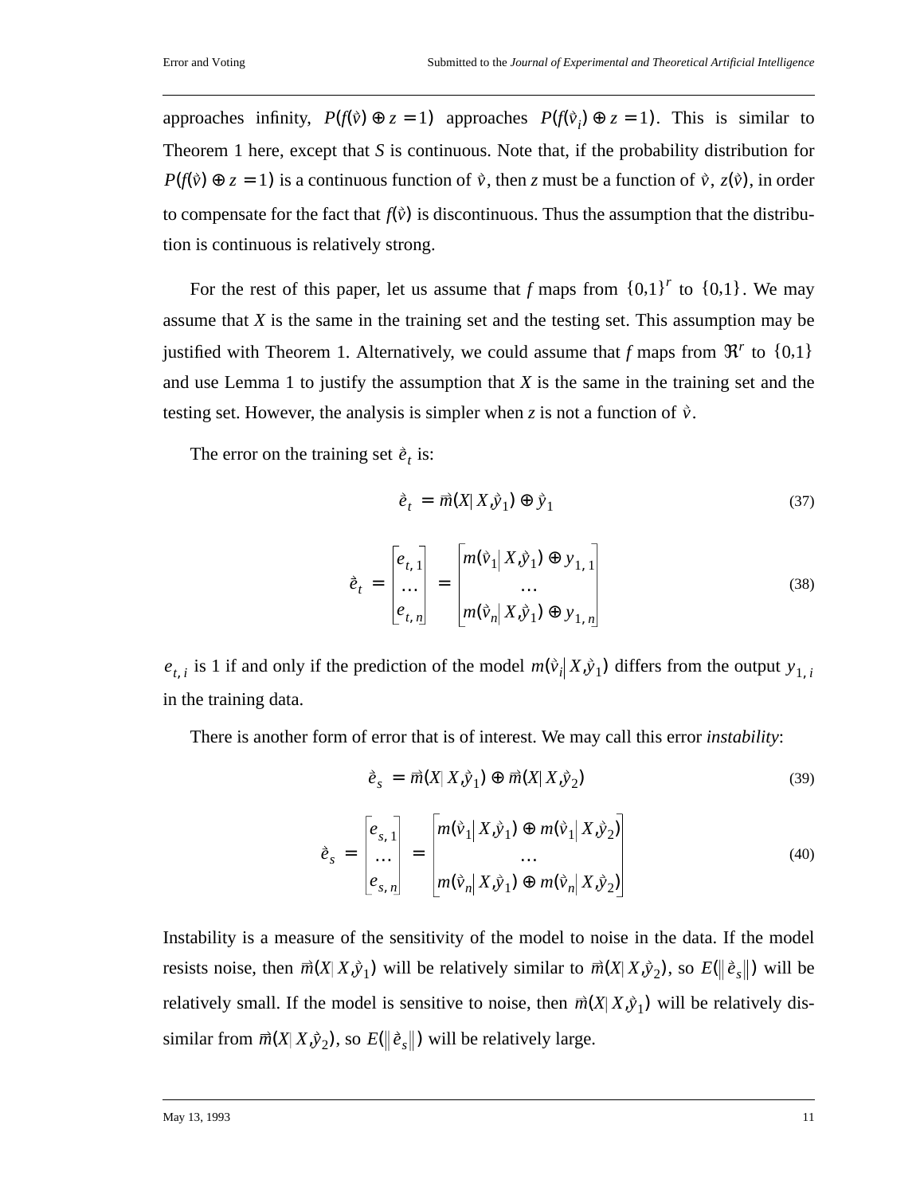approaches infinity, $P(f(\vec{v}) \oplus z = 1)$ approaches $P(f(\vec{v}_i) \oplus z = 1)$. This is similar to Theorem 1 here, except that $S$ is continuous. Note that, if the probability distribution for $P(f(\vec{v}) \oplus z = 1)$ is a continuous function of $\vec{v}$, then $z$ must be a function of $\vec{v}$, $z(\vec{v})$, in order to compensate for the fact that $f(\vec{v})$ is discontinuous. Thus the assumption that the distribution is continuous is relatively strong.

For the rest of this paper, let us assume that $f$ maps from $\{0,1\}^r$ to $\{0,1\}$. We may assume that $X$ is the same in the training set and the testing set. This assumption may be justified with Theorem 1. Alternatively, we could assume that $f$ maps from $\Re^r$ to $\{0,1\}$ and use Lemma 1 to justify the assumption that $X$ is the same in the training set and the testing set. However, the analysis is simpler when $z$ is not a function of $\vec{v}$.

The error on the training set $\vec{e}_t$ is:

$$\vec{e}_t = \vec{m}(X | X, \vec{y}_1) \oplus \vec{y}_1 \tag{37}$$

$$\vec{e}_t = \begin{bmatrix} e_{t,1} \\ \dots \\ e_{t,n} \end{bmatrix} = \begin{bmatrix} m(\vec{v}_1 | X, \vec{y}_1) \oplus y_{1,1} \\ \dots \\ m(\vec{v}_n | X, \vec{y}_1) \oplus y_{1,n} \end{bmatrix} \tag{38}$$

$e_{t,i}$ is 1 if and only if the prediction of the model $m(\vec{v}_i | X, \vec{y}_1)$ differs from the output $y_{1,i}$ in the training data.

There is another form of error that is of interest. We may call this error *instability*:

$$\vec{e}_s = \vec{m}(X | X, \vec{y}_1) \oplus \vec{m}(X | X, \vec{y}_2) \tag{39}$$

$$\vec{e}_s = \begin{bmatrix} e_{s,1} \\ \dots \\ e_{s,n} \end{bmatrix} = \begin{bmatrix} m(\vec{v}_1 | X, \vec{y}_1) \oplus m(\vec{v}_1 | X, \vec{y}_2) \\ \dots \\ m(\vec{v}_n | X, \vec{y}_1) \oplus m(\vec{v}_n | X, \vec{y}_2) \end{bmatrix} \tag{40}$$

Instability is a measure of the sensitivity of the model to noise in the data. If the model resists noise, then $\vec{m}(X | X, \vec{y}_1)$ will be relatively similar to $\vec{m}(X | X, \vec{y}_2)$, so $E(\|\vec{e}_s\|)$ will be relatively small. If the model is sensitive to noise, then $\vec{m}(X | X, \vec{y}_1)$ will be relatively dissimilar from $\vec{m}(X | X, \vec{y}_2)$, so $E(\|\vec{e}_s\|)$ will be relatively large.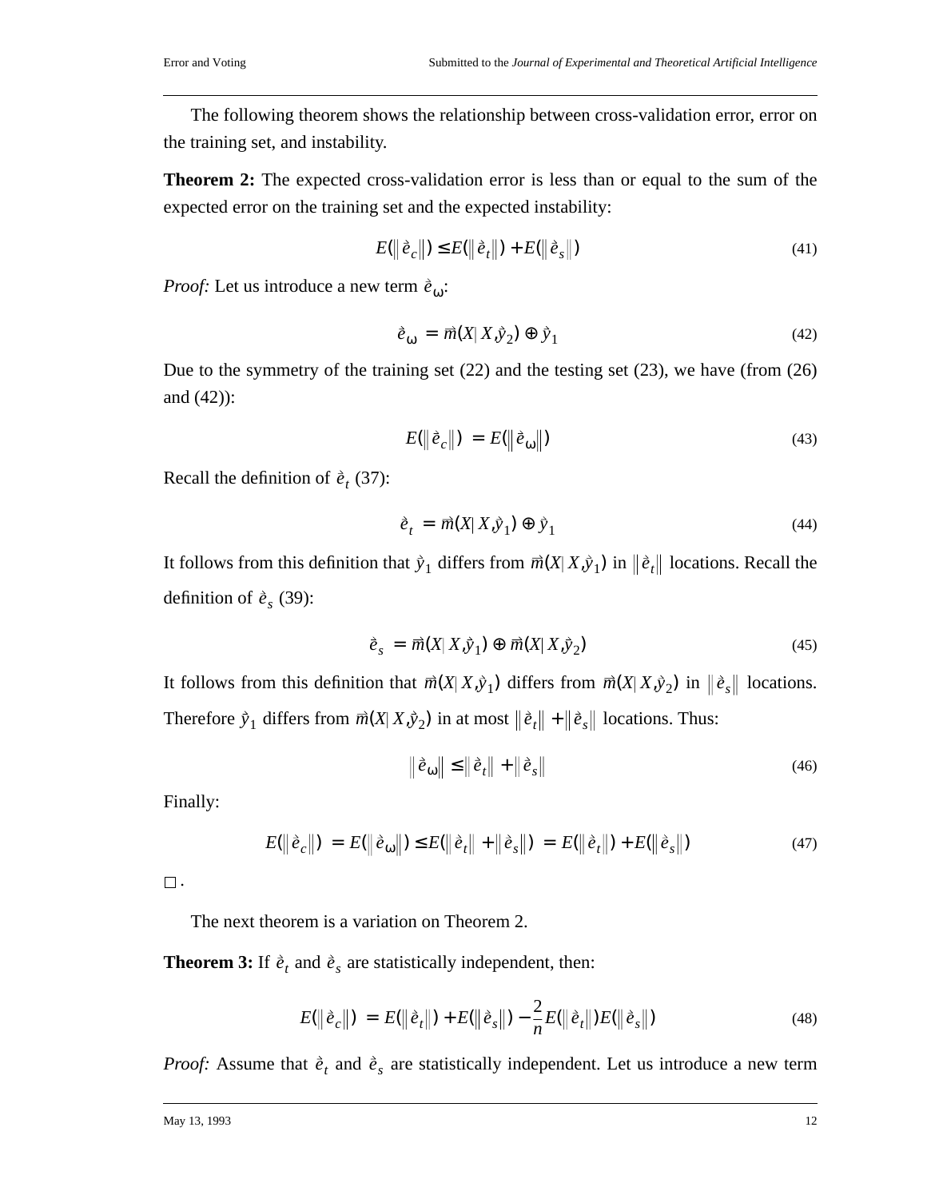The following theorem shows the relationship between cross-validation error, error on the training set, and instability.

**Theorem 2:** The expected cross-validation error is less than or equal to the sum of the expected error on the training set and the expected instability:

$$E(\|\vec{e}_c\|) \leq E(\|\vec{e}_t\|) + E(\|\vec{e}_s\|) \tag{41}$$

*Proof:* Let us introduce a new term $\vec{e}_\omega$:

$$\vec{e}_\omega = \vec{m}(X|X,\vec{y}_2) \oplus \vec{y}_1 \tag{42}$$

Due to the symmetry of the training set (22) and the testing set (23), we have (from (26) and (42)):

$$E(\|\vec{e}_c\|) = E(\|\vec{e}_\omega\|) \tag{43}$$

Recall the definition of $\vec{e}_t$ (37):

$$\vec{e}_t = \vec{m}(X|X,\vec{y}_1) \oplus \vec{y}_1 \tag{44}$$

It follows from this definition that $\vec{y}_1$ differs from $\vec{m}(X|X,\vec{y}_1)$ in $\|\vec{e}_t\|$ locations. Recall the definition of $\vec{e}_s$ (39):

$$\vec{e}_s = \vec{m}(X|X,\vec{y}_1) \oplus \vec{m}(X|X,\vec{y}_2) \tag{45}$$

It follows from this definition that $\vec{m}(X|X,\vec{y}_1)$ differs from $\vec{m}(X|X,\vec{y}_2)$ in $\|\vec{e}_s\|$ locations. Therefore $\vec{y}_1$ differs from $\vec{m}(X|X,\vec{y}_2)$ in at most $\|\vec{e}_t\| + \|\vec{e}_s\|$ locations. Thus:

$$\|\vec{e}_\omega\| \leq \|\vec{e}_t\| + \|\vec{e}_s\| \tag{46}$$

Finally:

$$E(\|\vec{e}_c\|) = E(\|\vec{e}_\omega\|) \leq E(\|\vec{e}_t\| + \|\vec{e}_s\|) = E(\|\vec{e}_t\|) + E(\|\vec{e}_s\|) \tag{47}$$

$\square$.

The next theorem is a variation on Theorem 2.

**Theorem 3:** If $\vec{e}_t$ and $\vec{e}_s$ are statistically independent, then:

$$E(\|\vec{e}_c\|) = E(\|\vec{e}_t\|) + E(\|\vec{e}_s\|) - \frac{2}{n}E(\|\vec{e}_t\|)E(\|\vec{e}_s\|) \tag{48}$$

*Proof:* Assume that $\vec{e}_t$ and $\vec{e}_s$ are statistically independent. Let us introduce a new term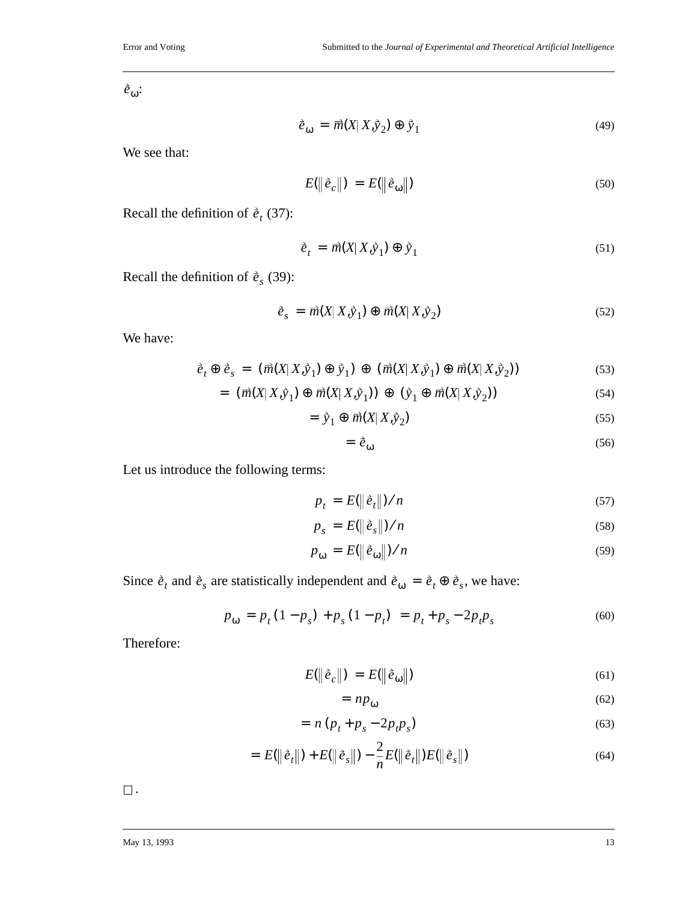$\vec{e}_{\omega}$:

$$\vec{e}_{\omega} = \vec{m}(X|X,\vec{y}_2) \oplus \vec{y}_1 \tag{49}$$

We see that:

$$E(\|\vec{e}_c\|) = E(\|\vec{e}_{\omega}\|) \tag{50}$$

Recall the definition of $\vec{e}_t$ (37):

$$\vec{e}_t = \vec{m}(X|X,\vec{y}_1) \oplus \vec{y}_1 \tag{51}$$

Recall the definition of $\vec{e}_s$ (39):

$$\vec{e}_s = \vec{m}(X|X,\vec{y}_1) \oplus \vec{m}(X|X,\vec{y}_2) \tag{52}$$

We have:

$$\vec{e}_t \oplus \vec{e}_s = (\vec{m}(X|X,\vec{y}_1) \oplus \vec{y}_1) \oplus (\vec{m}(X|X,\vec{y}_1) \oplus \vec{m}(X|X,\vec{y}_2)) \tag{53}$$

$$= (\vec{m}(X|X,\vec{y}_1) \oplus \vec{m}(X|X,\vec{y}_1)) \oplus (\vec{y}_1 \oplus \vec{m}(X|X,\vec{y}_2)) \tag{54}$$

$$= \vec{y}_1 \oplus \vec{m}(X|X,\vec{y}_2) \tag{55}$$

$$= \vec{e}_{\omega} \tag{56}$$

Let us introduce the following terms:

$$p_t = E(\|\vec{e}_t\|)/n \tag{57}$$

$$p_s = E(\|\vec{e}_s\|)/n \tag{58}$$

$$p_{\omega} = E(\|\vec{e}_{\omega}\|)/n \tag{59}$$

Since $\vec{e}_t$ and $\vec{e}_s$ are statistically independent and $\vec{e}_{\omega} = \vec{e}_t \oplus \vec{e}_s$, we have:

$$p_{\omega} = p_t(1-p_s) + p_s(1-p_t) = p_t + p_s - 2p_t p_s \tag{60}$$

Therefore:

$$E(\|\vec{e}_c\|) = E(\|\vec{e}_{\omega}\|) \tag{61}$$

$$= np_{\omega} \tag{62}$$

$$= n(p_t + p_s - 2p_t p_s) \tag{63}$$

$$= E(\|\vec{e}_t\|) + E(\|\vec{e}_s\|) - \frac{2}{n}E(\|\vec{e}_t\|)E(\|\vec{e}_s\|) \tag{64}$$

□ .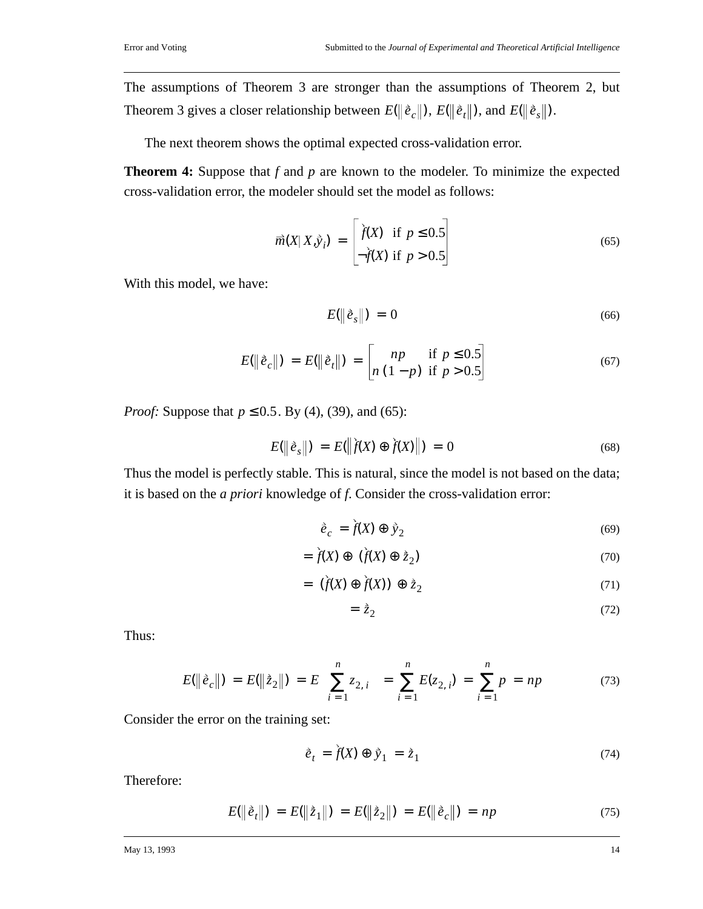The assumptions of Theorem 3 are stronger than the assumptions of Theorem 2, but Theorem 3 gives a closer relationship between $E(\|\grave{e}_c\|)$, $E(\|\grave{e}_t\|)$, and $E(\|\grave{e}_s\|)$.

The next theorem shows the optimal expected cross-validation error.

**Theorem 4:** Suppose that *f* and *p* are known to the modeler. To minimize the expected cross-validation error, the modeler should set the model as follows:

$$\vec{m}(X | X, \grave{y}_i) = \begin{bmatrix} \grave{f}(X) & \text{if } p \leq 0.5 \\ \neg\grave{f}(X) & \text{if } p > 0.5 \end{bmatrix} \tag{65}$$

With this model, we have:

$$E(\|\grave{e}_s\|) = 0 \tag{66}$$

$$E(\|\grave{e}_c\|) = E(\|\grave{e}_t\|) = \begin{bmatrix} np & \text{if } p \leq 0.5 \\ n(1-p) & \text{if } p > 0.5 \end{bmatrix} \tag{67}$$

*Proof:* Suppose that $p \leq 0.5$. By (4), (39), and (65):

$$E(\|\grave{e}_s\|) = E(\|\grave{f}(X) \oplus \grave{f}(X)\|) = 0 \tag{68}$$

Thus the model is perfectly stable. This is natural, since the model is not based on the data; it is based on the *a priori* knowledge of *f*. Consider the cross-validation error:

$$\grave{e}_c = \grave{f}(X) \oplus \grave{y}_2 \tag{69}$$

$$= \grave{f}(X) \oplus (\grave{f}(X) \oplus \grave{z}_2) \tag{70}$$

$$= (\grave{f}(X) \oplus \grave{f}(X)) \oplus \grave{z}_2 \tag{71}$$

$$= \grave{z}_2 \tag{72}$$

Thus:

$$E(\|\grave{e}_c\|) = E(\|\grave{z}_2\|) = E\left(\sum_{i=1}^{n} z_{2,i}\right) = \sum_{i=1}^{n} E(z_{2,i}) = \sum_{i=1}^{n} p = np \tag{73}$$

Consider the error on the training set:

$$\grave{e}_t = \grave{f}(X) \oplus \grave{y}_1 = \grave{z}_1 \tag{74}$$

Therefore:

$$E(\|\grave{e}_t\|) = E(\|\grave{z}_1\|) = E(\|\grave{z}_2\|) = E(\|\grave{e}_c\|) = np \tag{75}$$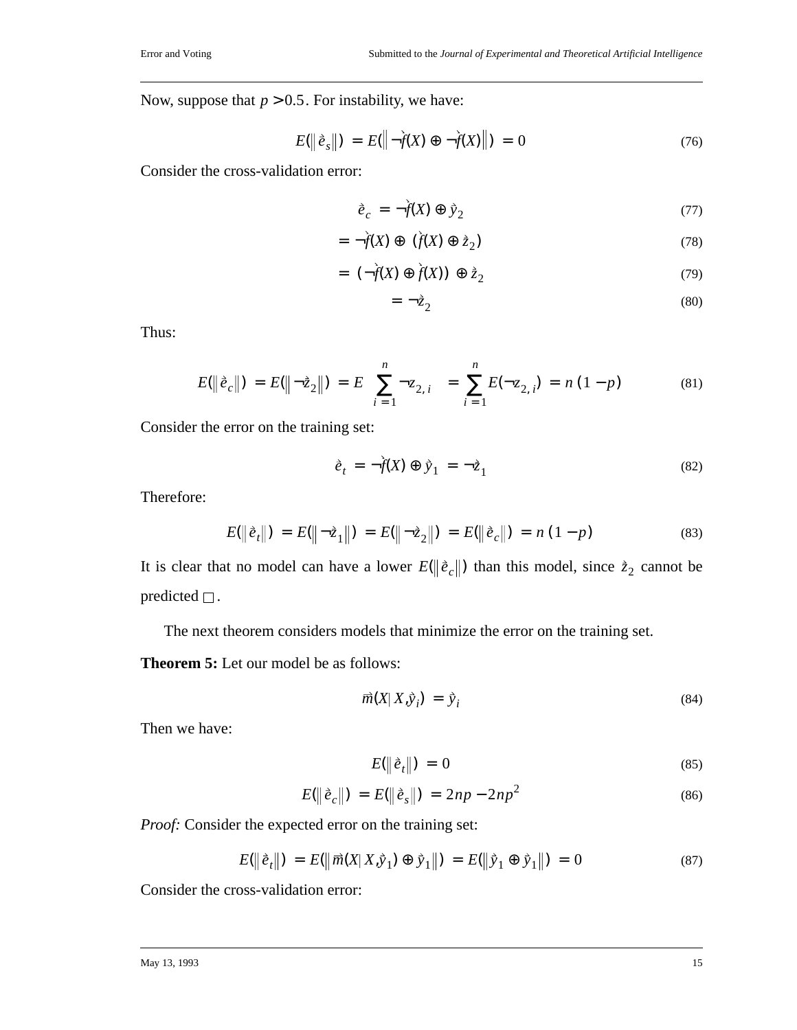Now, suppose that $p > 0.5$. For instability, we have:

$$E(\|\vec{e}_s\|) = E(\|\neg\vec{f}(X) \oplus \neg\vec{f}(X)\|) = 0 \tag{76}$$

Consider the cross-validation error:

$$\vec{e}_c = \neg\vec{f}(X) \oplus \vec{y}_2 \tag{77}$$

$$= \neg\vec{f}(X) \oplus (\vec{f}(X) \oplus \vec{z}_2) \tag{78}$$

$$= (\neg\vec{f}(X) \oplus \vec{f}(X)) \oplus \vec{z}_2 \tag{79}$$

$$= \neg\vec{z}_2 \tag{80}$$

Thus:

$$E(\|\vec{e}_c\|) = E(\|\neg\vec{z}_2\|) = E\left(\sum_{i=1}^{n} \neg z_{2,i}\right) = \sum_{i=1}^{n} E(\neg z_{2,i}) = n(1-p) \tag{81}$$

Consider the error on the training set:

$$\vec{e}_t = \neg\vec{f}(X) \oplus \vec{y}_1 = \neg\vec{z}_1 \tag{82}$$

Therefore:

$$E(\|\vec{e}_t\|) = E(\|\neg\vec{z}_1\|) = E(\|\neg\vec{z}_2\|) = E(\|\vec{e}_c\|) = n(1-p) \tag{83}$$

It is clear that no model can have a lower $E(\|\vec{e}_c\|)$ than this model, since $\vec{z}_2$ cannot be predicted □.

The next theorem considers models that minimize the error on the training set.

**Theorem 5:** Let our model be as follows:

$$\vec{m}(X|X,\vec{y}_i) = \vec{y}_i \tag{84}$$

Then we have:

$$E(\|\vec{e}_t\|) = 0 \tag{85}$$

$$E(\|\vec{e}_c\|) = E(\|\vec{e}_s\|) = 2np - 2np^2 \tag{86}$$

*Proof:* Consider the expected error on the training set:

$$E(\|\vec{e}_t\|) = E(\|\vec{m}(X|X,\vec{y}_1) \oplus \vec{y}_1\|) = E(\|\vec{y}_1 \oplus \vec{y}_1\|) = 0 \tag{87}$$

Consider the cross-validation error: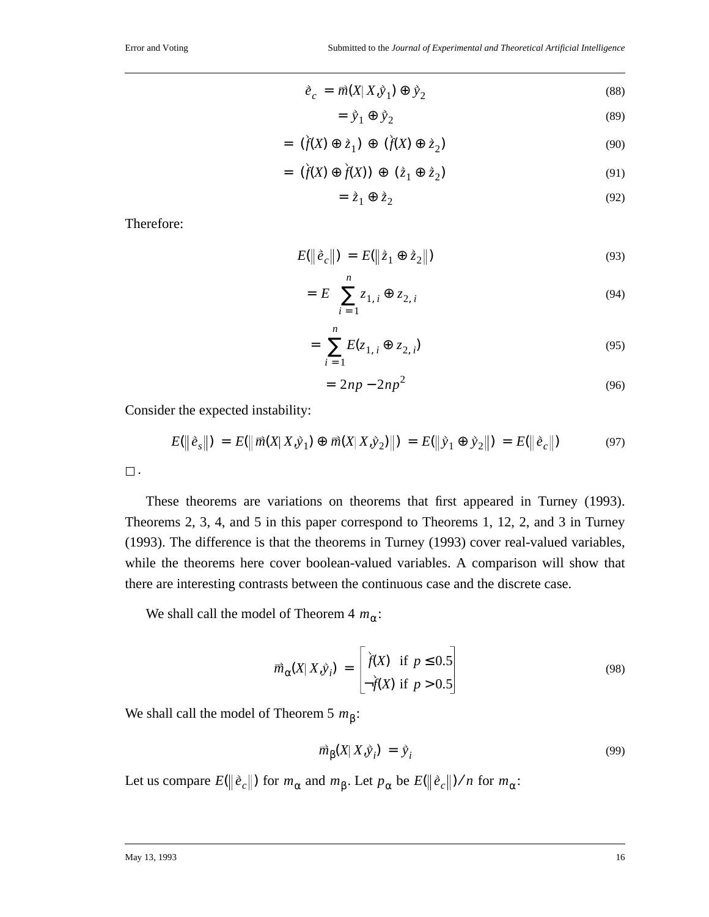$$\vec{e}_c = \vec{m}(X | X, \vec{y}_1) \oplus \vec{y}_2 \tag{88}$$

$$= \vec{y}_1 \oplus \vec{y}_2 \tag{89}$$

$$= (\vec{f}(X) \oplus \vec{z}_1) \oplus (\vec{f}(X) \oplus \vec{z}_2) \tag{90}$$

$$= (\vec{f}(X) \oplus \vec{f}(X)) \oplus (\vec{z}_1 \oplus \vec{z}_2) \tag{91}$$

$$= \vec{z}_1 \oplus \vec{z}_2 \tag{92}$$

Therefore:

$$E(\|\vec{e}_c\|) = E(\|\vec{z}_1 \oplus \vec{z}_2\|) \tag{93}$$

$$= E\left(\sum_{i=1}^{n} z_{1,i} \oplus z_{2,i}\right) \tag{94}$$

$$= \sum_{i=1}^{n} E(z_{1,i} \oplus z_{2,i}) \tag{95}$$

$$= 2np - 2np^2 \tag{96}$$

Consider the expected instability:

$$E(\|\vec{e}_s\|) = E(\|\vec{m}(X | X, \vec{y}_1) \oplus \vec{m}(X | X, \vec{y}_2)\|) = E(\|\vec{y}_1 \oplus \vec{y}_2\|) = E(\|\vec{e}_c\|) \tag{97}$$

□.

These theorems are variations on theorems that first appeared in Turney (1993). Theorems 2, 3, 4, and 5 in this paper correspond to Theorems 1, 12, 2, and 3 in Turney (1993). The difference is that the theorems in Turney (1993) cover real-valued variables, while the theorems here cover boolean-valued variables. A comparison will show that there are interesting contrasts between the continuous case and the discrete case.

We shall call the model of Theorem 4 $m_\alpha$:

$$\vec{m}_\alpha(X | X, \vec{y}_i) = \begin{bmatrix} \vec{f}(X) & \text{if } p \le 0.5 \\ \neg\vec{f}(X) & \text{if } p > 0.5 \end{bmatrix} \tag{98}$$

We shall call the model of Theorem 5 $m_\beta$:

$$\vec{m}_\beta(X | X, \vec{y}_i) = \vec{y}_i \tag{99}$$

Let us compare $E(\|\vec{e}_c\|)$ for $m_\alpha$ and $m_\beta$. Let $p_\alpha$ be $E(\|\vec{e}_c\|) / n$ for $m_\alpha$: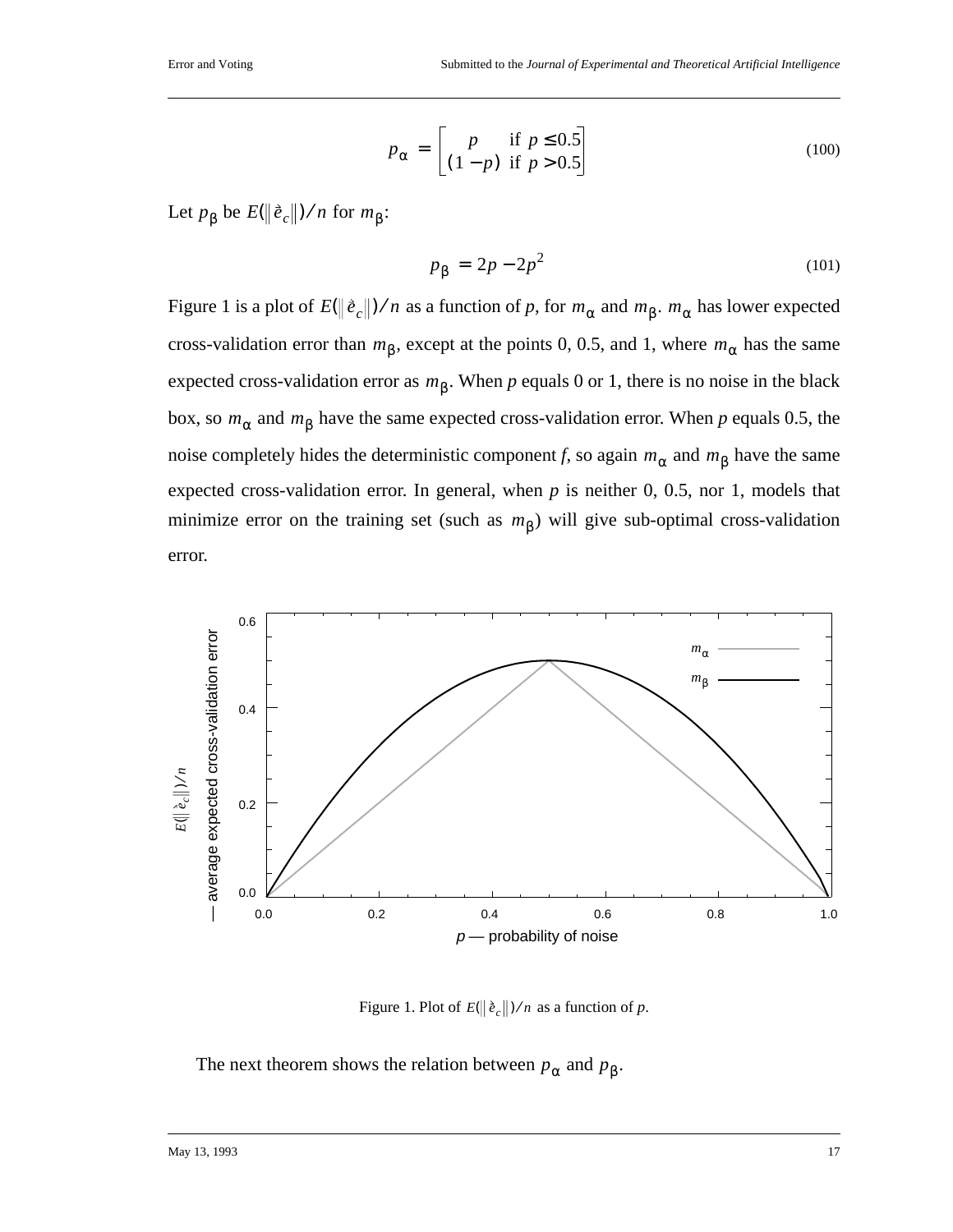$$p_\alpha = \begin{bmatrix} p & \text{if } p \leq 0.5 \\ (1-p) & \text{if } p > 0.5 \end{bmatrix} \tag{100}$$

Let $p_\beta$ be $E(\|\hat{e}_c\|)/n$ for $m_\beta$:

$$p_\beta = 2p - 2p^2 \tag{101}$$

Figure 1 is a plot of $E(\|\hat{e}_c\|)/n$ as a function of *p*, for $m_\alpha$ and $m_\beta$. $m_\alpha$ has lower expected cross-validation error than $m_\beta$, except at the points 0, 0.5, and 1, where $m_\alpha$ has the same expected cross-validation error as $m_\beta$. When *p* equals 0 or 1, there is no noise in the black box, so $m_\alpha$ and $m_\beta$ have the same expected cross-validation error. When *p* equals 0.5, the noise completely hides the deterministic component *f*, so again $m_\alpha$ and $m_\beta$ have the same expected cross-validation error. In general, when *p* is neither 0, 0.5, nor 1, models that minimize error on the training set (such as $m_\beta$) will give sub-optimal cross-validation error.

Figure 1. Plot of $E(\|\hat{e}_c\|)/n$ as a function of *p*.

The next theorem shows the relation between $p_\alpha$ and $p_\beta$.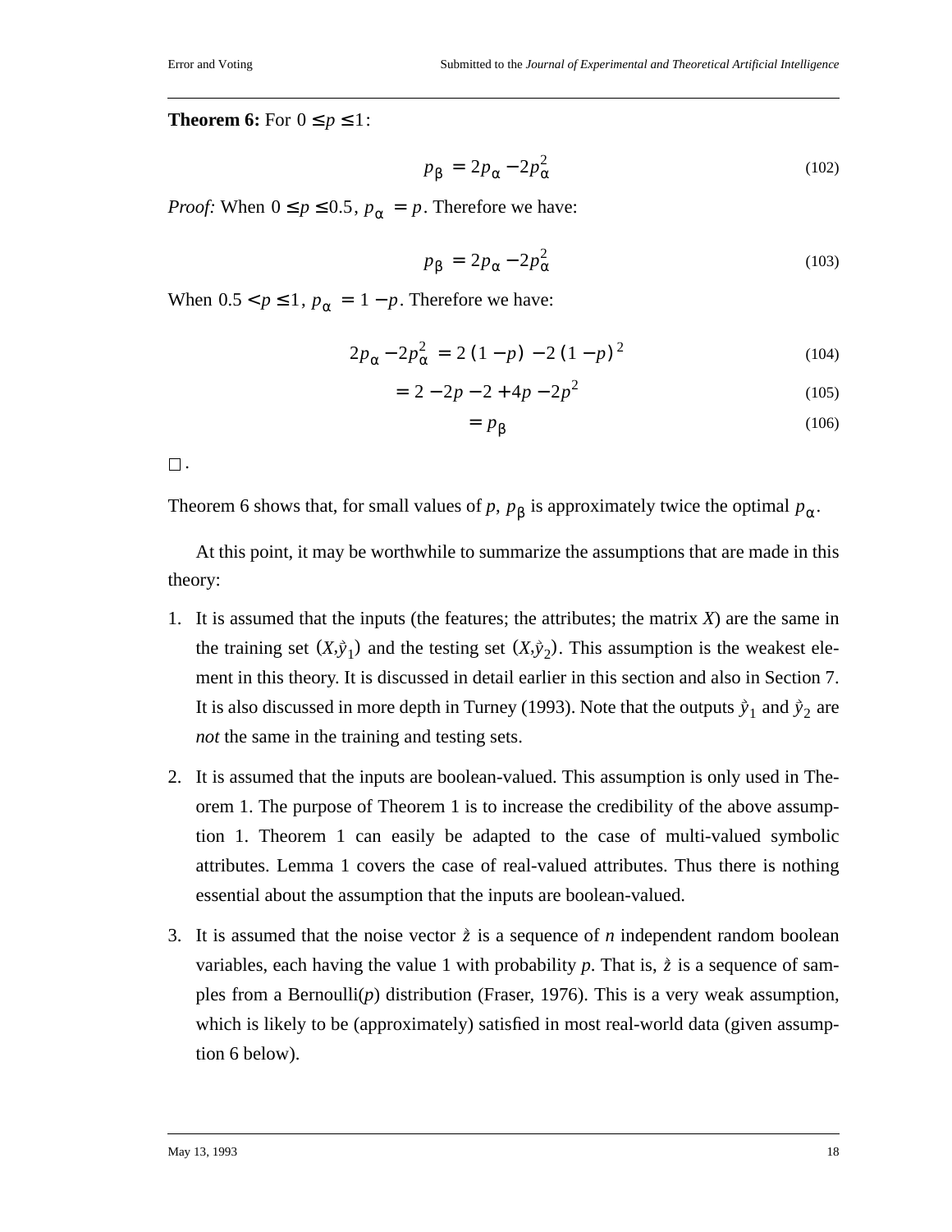**Theorem 6:** For $0 \leq p \leq 1$:

$$p_\beta = 2p_\alpha - 2p_\alpha^2 \tag{102}$$

*Proof:* When $0 \leq p \leq 0.5$, $p_\alpha = p$. Therefore we have:

$$p_\beta = 2p_\alpha - 2p_\alpha^2 \tag{103}$$

When $0.5 < p \leq 1$, $p_\alpha = 1 - p$. Therefore we have:

$$2p_\alpha - 2p_\alpha^2 = 2(1-p) - 2(1-p)^2 \tag{104}$$

$$= 2 - 2p - 2 + 4p - 2p^2 \tag{105}$$

$$= p_\beta \tag{106}$$

$\square$.

Theorem 6 shows that, for small values of *p*, $p_\beta$ is approximately twice the optimal $p_\alpha$.

At this point, it may be worthwhile to summarize the assumptions that are made in this theory:

1. It is assumed that the inputs (the features; the attributes; the matrix *X*) are the same in the training set $(X, \vec{y}_1)$ and the testing set $(X, \vec{y}_2)$. This assumption is the weakest element in this theory. It is discussed in detail earlier in this section and also in Section 7. It is also discussed in more depth in Turney (1993). Note that the outputs $\vec{y}_1$ and $\vec{y}_2$ are *not* the same in the training and testing sets.

2. It is assumed that the inputs are boolean-valued. This assumption is only used in Theorem 1. The purpose of Theorem 1 is to increase the credibility of the above assumption 1. Theorem 1 can easily be adapted to the case of multi-valued symbolic attributes. Lemma 1 covers the case of real-valued attributes. Thus there is nothing essential about the assumption that the inputs are boolean-valued.

3. It is assumed that the noise vector $\vec{z}$ is a sequence of *n* independent random boolean variables, each having the value 1 with probability *p*. That is, $\vec{z}$ is a sequence of samples from a Bernoulli(*p*) distribution (Fraser, 1976). This is a very weak assumption, which is likely to be (approximately) satisfied in most real-world data (given assumption 6 below).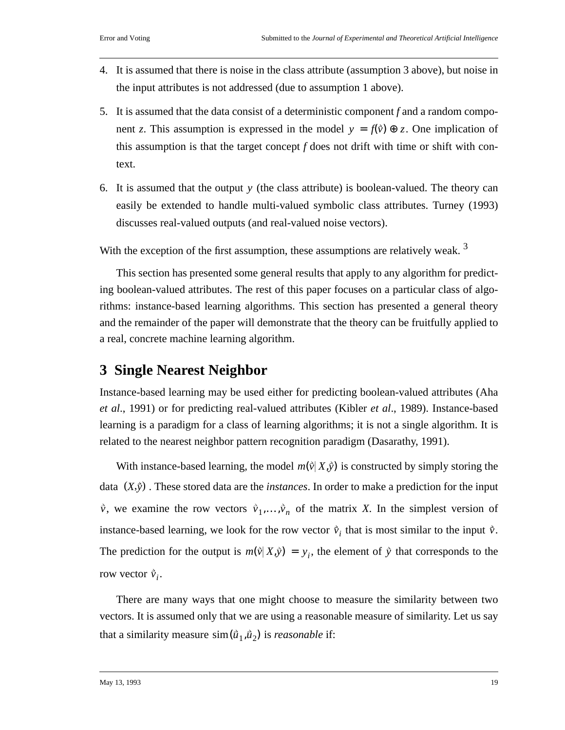4. It is assumed that there is noise in the class attribute (assumption 3 above), but noise in the input attributes is not addressed (due to assumption 1 above).

5. It is assumed that the data consist of a deterministic component *f* and a random component *z*. This assumption is expressed in the model $y = f(\vec{v}) \oplus z$. One implication of this assumption is that the target concept *f* does not drift with time or shift with context.

6. It is assumed that the output $y$ (the class attribute) is boolean-valued. The theory can easily be extended to handle multi-valued symbolic class attributes. Turney (1993) discusses real-valued outputs (and real-valued noise vectors).

With the exception of the first assumption, these assumptions are relatively weak. [3]

This section has presented some general results that apply to any algorithm for predicting boolean-valued attributes. The rest of this paper focuses on a particular class of algorithms: instance-based learning algorithms. This section has presented a general theory and the remainder of the paper will demonstrate that the theory can be fruitfully applied to a real, concrete machine learning algorithm.

# 3 Single Nearest Neighbor

Instance-based learning may be used either for predicting boolean-valued attributes (Aha *et al*., 1991) or for predicting real-valued attributes (Kibler *et al*., 1989). Instance-based learning is a paradigm for a class of learning algorithms; it is not a single algorithm. It is related to the nearest neighbor pattern recognition paradigm (Dasarathy, 1991).

With instance-based learning, the model $m(\vec{v} | X, \vec{y})$ is constructed by simply storing the data $(X, \vec{y})$. These stored data are the *instances*. In order to make a prediction for the input $\vec{v}$, we examine the row vectors $\vec{v}_1, \ldots, \vec{v}_n$ of the matrix *X*. In the simplest version of instance-based learning, we look for the row vector $\vec{v}_i$ that is most similar to the input $\vec{v}$. The prediction for the output is $m(\vec{v} | X, \vec{y}) = y_i$, the element of $\vec{y}$ that corresponds to the row vector $\vec{v}_i$.

There are many ways that one might choose to measure the similarity between two vectors. It is assumed only that we are using a reasonable measure of similarity. Let us say that a similarity measure $\mathrm{sim}(\vec{u}_1, \vec{u}_2)$ is *reasonable* if: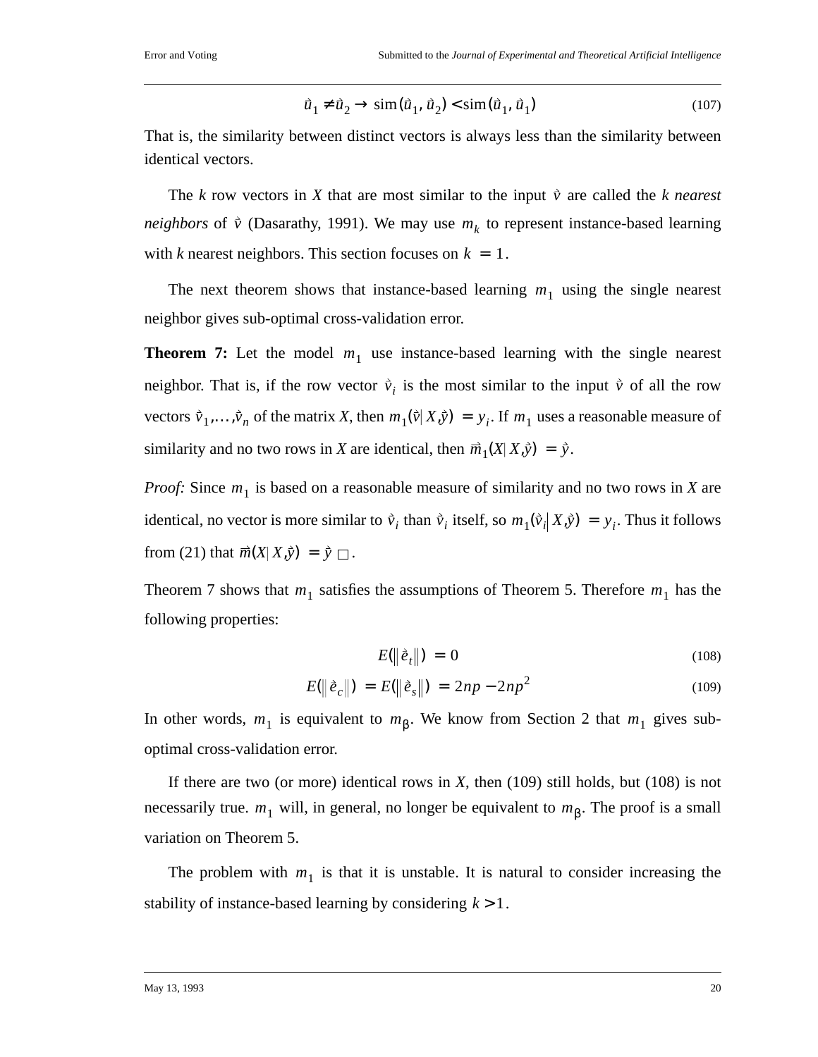$$\vec{u}_1 \neq \vec{u}_2 \rightarrow \text{sim}(\vec{u}_1, \vec{u}_2) < \text{sim}(\vec{u}_1, \vec{u}_1) \tag{107}$$

That is, the similarity between distinct vectors is always less than the similarity between identical vectors.

The $k$ row vectors in $X$ that are most similar to the input $\vec{v}$ are called the *k nearest neighbors* of $\vec{v}$ (Dasarathy, 1991). We may use $m_k$ to represent instance-based learning with $k$ nearest neighbors. This section focuses on $k = 1$.

The next theorem shows that instance-based learning $m_1$ using the single nearest neighbor gives sub-optimal cross-validation error.

**Theorem 7:** Let the model $m_1$ use instance-based learning with the single nearest neighbor. That is, if the row vector $\vec{v}_i$ is the most similar to the input $\vec{v}$ of all the row vectors $\vec{v}_1, \ldots, \vec{v}_n$ of the matrix $X$, then $m_1(\vec{v} | X, \vec{y}) = y_i$. If $m_1$ uses a reasonable measure of similarity and no two rows in $X$ are identical, then $\vec{m}_1(X | X, \vec{y}) = \vec{y}$.

*Proof:* Since $m_1$ is based on a reasonable measure of similarity and no two rows in $X$ are identical, no vector is more similar to $\vec{v}_i$ than $\vec{v}_i$ itself, so $m_1(\vec{v}_i | X, \vec{y}) = y_i$. Thus it follows from (21) that $\vec{m}(X | X, \vec{y}) = \vec{y}$ □.

Theorem 7 shows that $m_1$ satisfies the assumptions of Theorem 5. Therefore $m_1$ has the following properties:

$$E(\| \vec{e}_t \|) = 0 \tag{108}$$

$$E(\| \vec{e}_c \|) = E(\| \vec{e}_s \|) = 2np - 2np^2 \tag{109}$$

In other words, $m_1$ is equivalent to $m_\beta$. We know from Section 2 that $m_1$ gives sub-optimal cross-validation error.

If there are two (or more) identical rows in $X$, then (109) still holds, but (108) is not necessarily true. $m_1$ will, in general, no longer be equivalent to $m_\beta$. The proof is a small variation on Theorem 5.

The problem with $m_1$ is that it is unstable. It is natural to consider increasing the stability of instance-based learning by considering $k > 1$.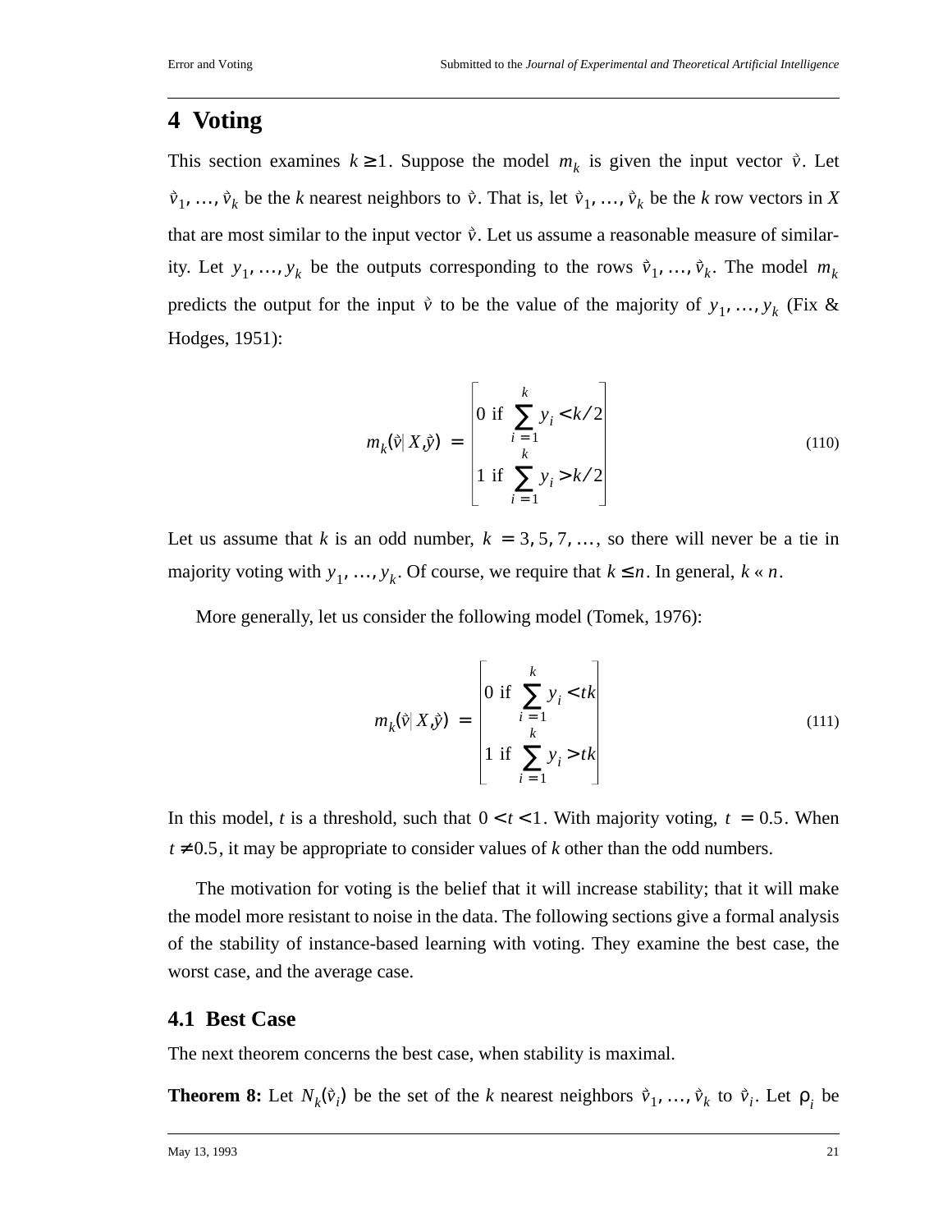## 4 Voting

This section examines $k \geq 1$. Suppose the model $m_k$ is given the input vector $\vec{v}$. Let $\vec{v}_1, \ldots, \vec{v}_k$ be the *k* nearest neighbors to $\vec{v}$. That is, let $\vec{v}_1, \ldots, \vec{v}_k$ be the *k* row vectors in *X* that are most similar to the input vector $\vec{v}$. Let us assume a reasonable measure of similarity. Let $y_1, \ldots, y_k$ be the outputs corresponding to the rows $\vec{v}_1, \ldots, \vec{v}_k$. The model $m_k$ predicts the output for the input $\vec{v}$ to be the value of the majority of $y_1, \ldots, y_k$ (Fix & Hodges, 1951):

$$m_k(\vec{v} | X, \vec{y}) = \begin{bmatrix} 0 \text{ if } \sum_{i=1}^{k} y_i < k/2 \\ 1 \text{ if } \sum_{i=1}^{k} y_i > k/2 \end{bmatrix} \tag{110}$$

Let us assume that *k* is an odd number, $k = 3, 5, 7, \ldots$, so there will never be a tie in majority voting with $y_1, \ldots, y_k$. Of course, we require that $k \leq n$. In general, $k \ll n$.

More generally, let us consider the following model (Tomek, 1976):

$$m_k(\vec{v} | X, \vec{y}) = \begin{bmatrix} 0 \text{ if } \sum_{i=1}^{k} y_i < tk \\ 1 \text{ if } \sum_{i=1}^{k} y_i > tk \end{bmatrix} \tag{111}$$

In this model, *t* is a threshold, such that $0 < t < 1$. With majority voting, $t = 0.5$. When $t \neq 0.5$, it may be appropriate to consider values of *k* other than the odd numbers.

The motivation for voting is the belief that it will increase stability; that it will make the model more resistant to noise in the data. The following sections give a formal analysis of the stability of instance-based learning with voting. They examine the best case, the worst case, and the average case.

### 4.1 Best Case

The next theorem concerns the best case, when stability is maximal.

**Theorem 8:** Let $N_k(\vec{v}_i)$ be the set of the *k* nearest neighbors $\vec{v}_1, \ldots, \vec{v}_k$ to $\vec{v}_i$. Let $\rho_i$ be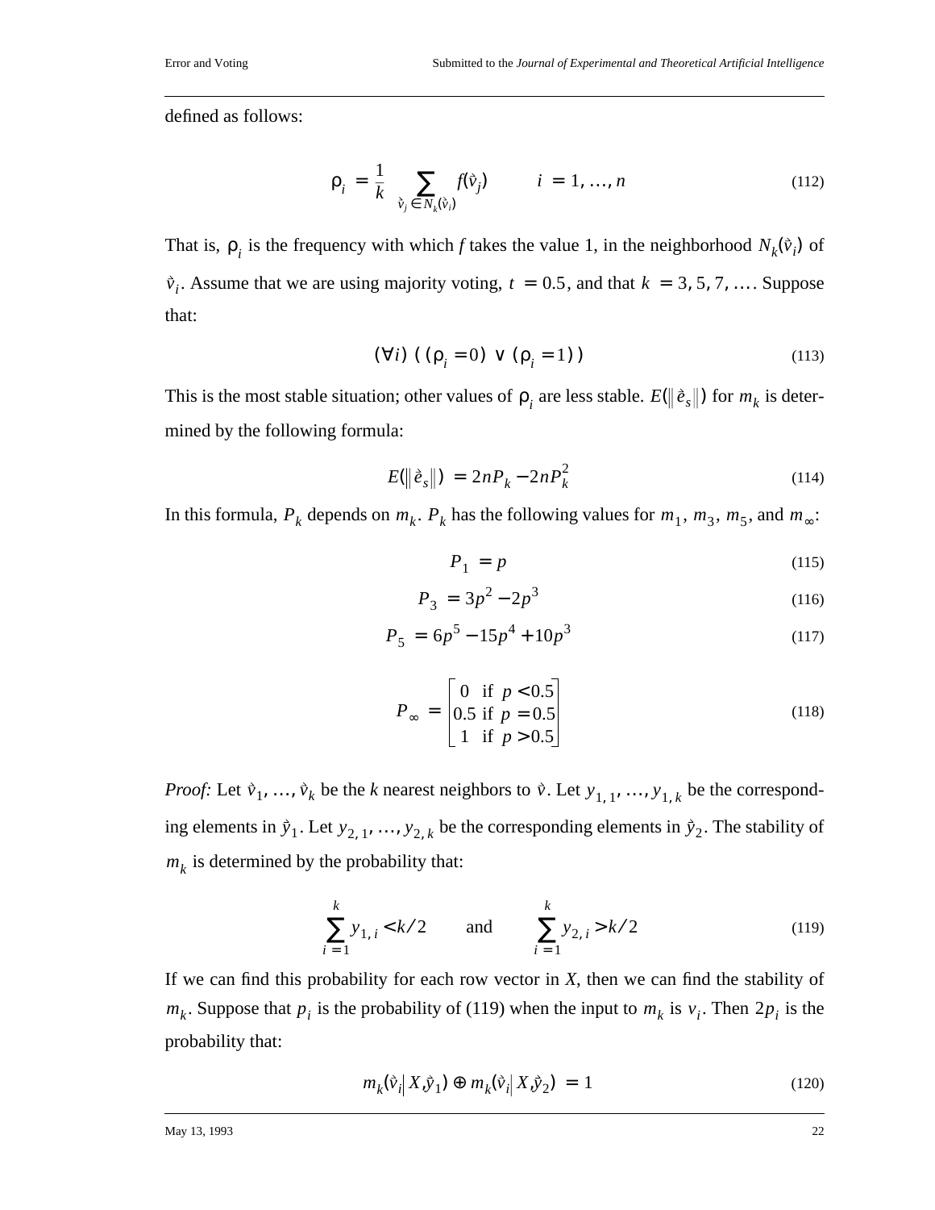defined as follows:

$$\rho_i = \frac{1}{k} \sum_{\vec{v}_j \in N_k(\vec{v}_i)} f(\vec{v}_j) \qquad i = 1, \ldots, n \tag{112}$$

That is, $\rho_i$ is the frequency with which *f* takes the value 1, in the neighborhood $N_k(\vec{v}_i)$ of $\vec{v}_i$. Assume that we are using majority voting, $t = 0.5$, and that $k = 3, 5, 7, \ldots$. Suppose that:

$$(\forall i)\ ((\rho_i = 0) \vee (\rho_i = 1)) \tag{113}$$

This is the most stable situation; other values of $\rho_i$ are less stable. $E(\|\vec{e}_s\|)$ for $m_k$ is determined by the following formula:

$$E(\|\vec{e}_s\|) = 2nP_k - 2nP_k^2 \tag{114}$$

In this formula, $P_k$ depends on $m_k$. $P_k$ has the following values for $m_1$, $m_3$, $m_5$, and $m_\infty$:

$$P_1 = p \tag{115}$$

$$P_3 = 3p^2 - 2p^3 \tag{116}$$

$$P_5 = 6p^5 - 15p^4 + 10p^3 \tag{117}$$

$$P_\infty = \begin{bmatrix} 0 & \text{if } p < 0.5 \\ 0.5 & \text{if } p = 0.5 \\ 1 & \text{if } p > 0.5 \end{bmatrix} \tag{118}$$

*Proof:* Let $\vec{v}_1, \ldots, \vec{v}_k$ be the *k* nearest neighbors to $\vec{v}$. Let $y_{1,1}, \ldots, y_{1,k}$ be the corresponding elements in $\vec{y}_1$. Let $y_{2,1}, \ldots, y_{2,k}$ be the corresponding elements in $\vec{y}_2$. The stability of $m_k$ is determined by the probability that:

$$\sum_{i=1}^{k} y_{1,i} < k/2 \qquad \text{and} \qquad \sum_{i=1}^{k} y_{2,i} > k/2 \tag{119}$$

If we can find this probability for each row vector in *X*, then we can find the stability of $m_k$. Suppose that $p_i$ is the probability of (119) when the input to $m_k$ is $v_i$. Then $2p_i$ is the probability that:

$$m_k(\vec{v}_i | X, \vec{y}_1) \oplus m_k(\vec{v}_i | X, \vec{y}_2) = 1 \tag{120}$$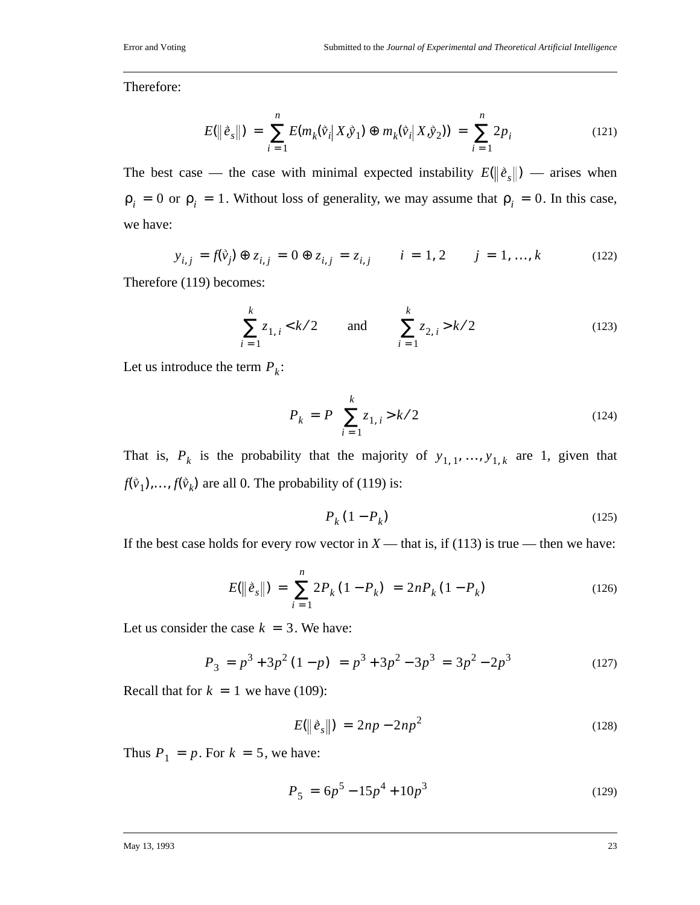Therefore:

$$E(\|\hat{e}_s\|) = \sum_{i=1}^{n} E(m_k(\hat{v}_i | X, \hat{y}_1) \oplus m_k(\hat{v}_i | X, \hat{y}_2)) = \sum_{i=1}^{n} 2p_i \tag{121}$$

The best case — the case with minimal expected instability $E(\|\hat{e}_s\|)$ — arises when $\rho_i = 0$ or $\rho_i = 1$. Without loss of generality, we may assume that $\rho_i = 0$. In this case, we have:

$$y_{i,j} = f(\hat{v}_j) \oplus z_{i,j} = 0 \oplus z_{i,j} = z_{i,j} \qquad i = 1, 2 \qquad j = 1, \ldots, k \tag{122}$$

Therefore (119) becomes:

$$\sum_{i=1}^{k} z_{1,i} < k/2 \qquad \text{and} \qquad \sum_{i=1}^{k} z_{2,i} > k/2 \tag{123}$$

Let us introduce the term $P_k$:

$$P_k = P\left(\sum_{i=1}^{k} z_{1,i} > k/2\right) \tag{124}$$

That is, $P_k$ is the probability that the majority of $y_{1,1}, \ldots, y_{1,k}$ are 1, given that $f(\hat{v}_1), \ldots, f(\hat{v}_k)$ are all 0. The probability of (119) is:

$$P_k(1 - P_k) \tag{125}$$

If the best case holds for every row vector in $X$ — that is, if (113) is true — then we have:

$$E(\|\hat{e}_s\|) = \sum_{i=1}^{n} 2P_k(1 - P_k) = 2nP_k(1 - P_k) \tag{126}$$

Let us consider the case $k = 3$. We have:

$$P_3 = p^3 + 3p^2(1 - p) = p^3 + 3p^2 - 3p^3 = 3p^2 - 2p^3 \tag{127}$$

Recall that for $k = 1$ we have (109):

$$E(\|\hat{e}_s\|) = 2np - 2np^2 \tag{128}$$

Thus $P_1 = p$. For $k = 5$, we have:

$$P_5 = 6p^5 - 15p^4 + 10p^3 \tag{129}$$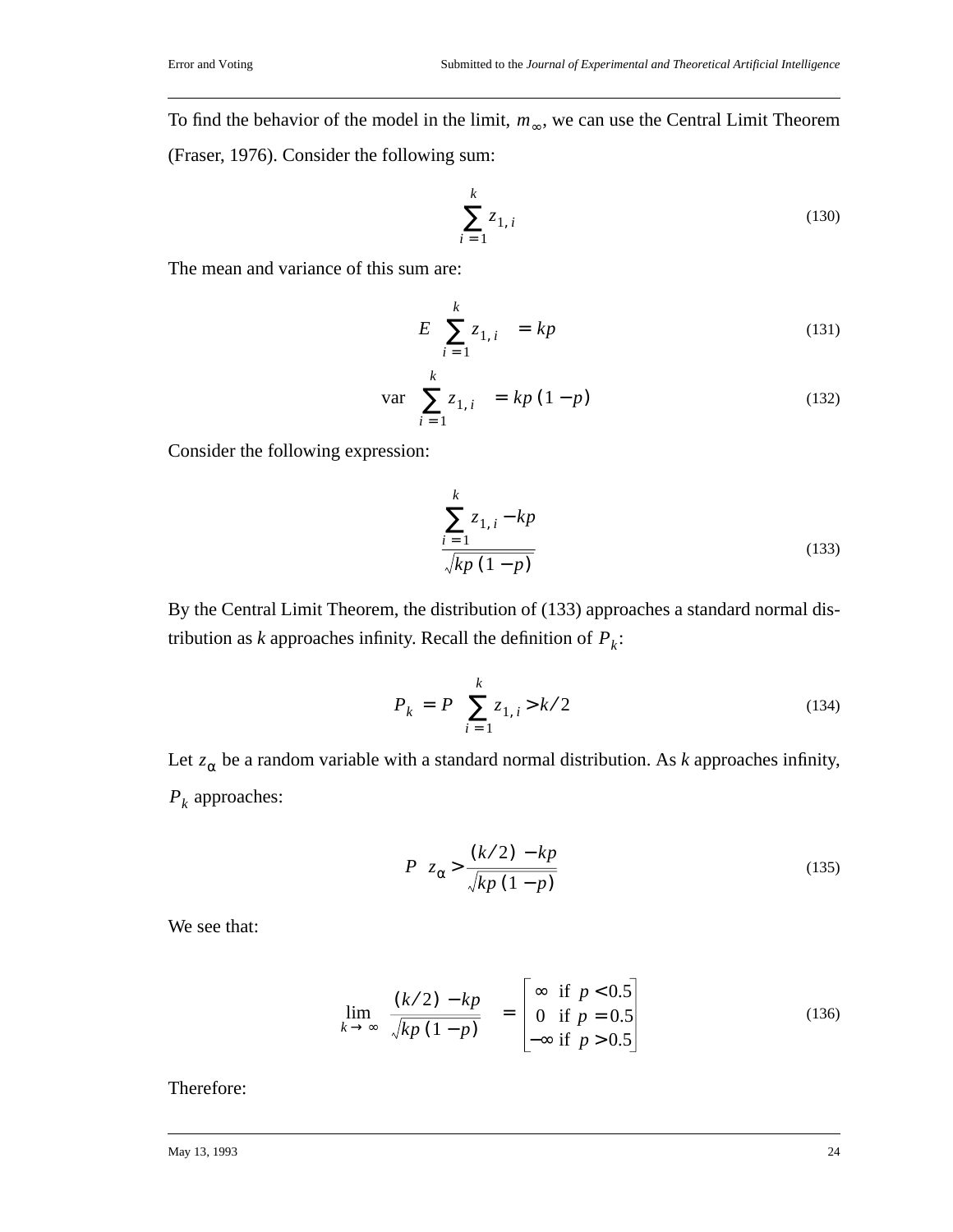To find the behavior of the model in the limit, $m_\infty$, we can use the Central Limit Theorem (Fraser, 1976). Consider the following sum:

$$\sum_{i=1}^{k} z_{1,i} \tag{130}$$

The mean and variance of this sum are:

$$E\left(\sum_{i=1}^{k} z_{1,i}\right) = kp \tag{131}$$

$$\text{var}\left(\sum_{i=1}^{k} z_{1,i}\right) = kp(1-p) \tag{132}$$

Consider the following expression:

$$\frac{\sum_{i=1}^{k} z_{1,i} - kp}{\sqrt{kp(1-p)}} \tag{133}$$

By the Central Limit Theorem, the distribution of (133) approaches a standard normal distribution as *k* approaches infinity. Recall the definition of $P_k$:

$$P_k = P\left(\sum_{i=1}^{k} z_{1,i} > k/2\right) \tag{134}$$

Let $z_\alpha$ be a random variable with a standard normal distribution. As *k* approaches infinity, $P_k$ approaches:

$$P\left(z_\alpha > \frac{(k/2) - kp}{\sqrt{kp(1-p)}}\right) \tag{135}$$

We see that:

$$\lim_{k \to \infty}\left(\frac{(k/2) - kp}{\sqrt{kp(1-p)}}\right) = \begin{bmatrix} \infty & \text{if } p < 0.5 \\ 0 & \text{if } p = 0.5 \\ -\infty & \text{if } p > 0.5 \end{bmatrix} \tag{136}$$

Therefore: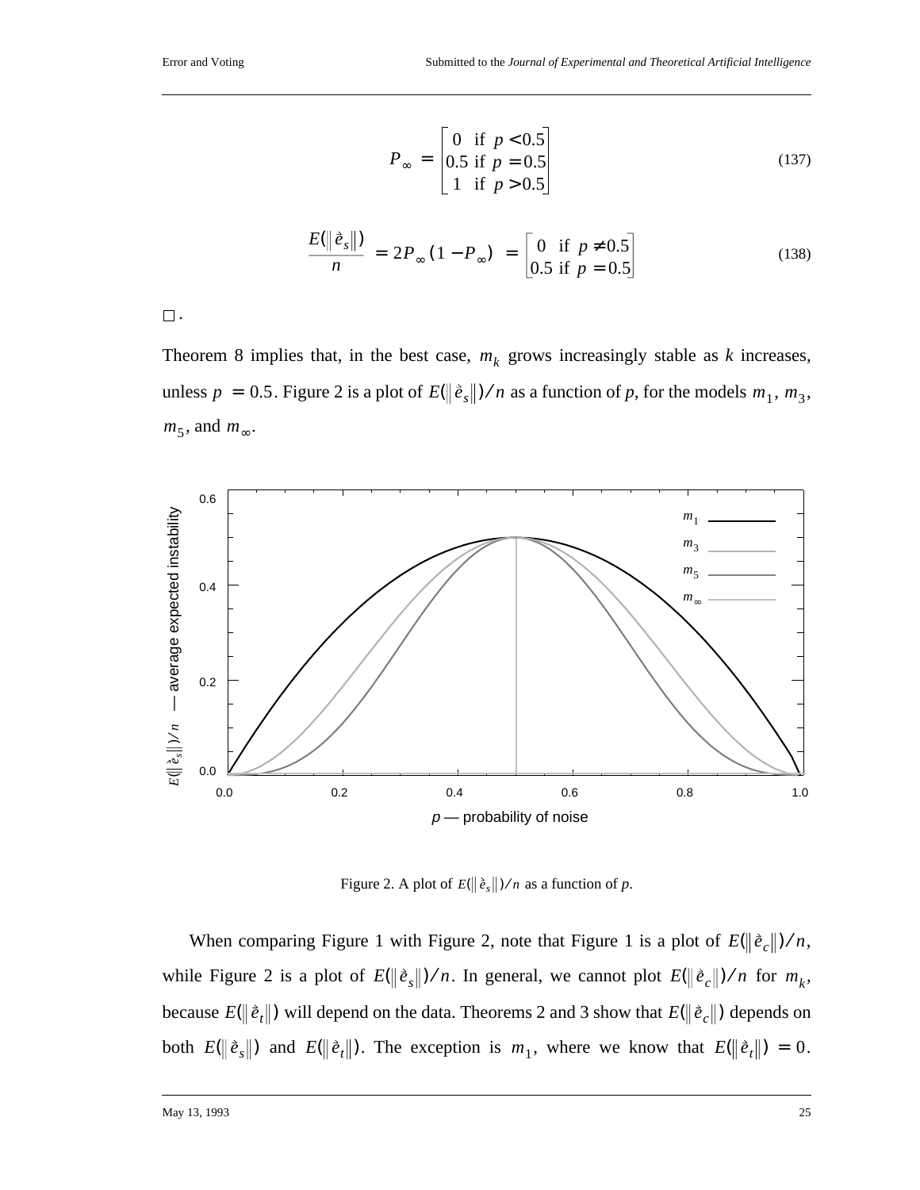$$P_{\infty} = \begin{bmatrix} 0 & \text{if } p < 0.5 \\ 0.5 & \text{if } p = 0.5 \\ 1 & \text{if } p > 0.5 \end{bmatrix} \tag{137}$$

$$\frac{E(\|\dot{e}_s\|)}{n} = 2P_{\infty}(1 - P_{\infty}) = \begin{bmatrix} 0 & \text{if } p \neq 0.5 \\ 0.5 & \text{if } p = 0.5 \end{bmatrix} \tag{138}$$

□ .

Theorem 8 implies that, in the best case, $m_k$ grows increasingly stable as $k$ increases, unless $p = 0.5$. Figure 2 is a plot of $E(\|\dot{e}_s\|)/n$ as a function of *p*, for the models $m_1$, $m_3$, $m_5$, and $m_{\infty}$.

Figure 2. A plot of $E(\|\dot{e}_s\|)/n$ as a function of *p*.

When comparing Figure 1 with Figure 2, note that Figure 1 is a plot of $E(\|\dot{e}_c\|)/n$, while Figure 2 is a plot of $E(\|\dot{e}_s\|)/n$. In general, we cannot plot $E(\|\dot{e}_c\|)/n$ for $m_k$, because $E(\|\dot{e}_t\|)$ will depend on the data. Theorems 2 and 3 show that $E(\|\dot{e}_c\|)$ depends on both $E(\|\dot{e}_s\|)$ and $E(\|\dot{e}_t\|)$. The exception is $m_1$, where we know that $E(\|\dot{e}_t\|) = 0$.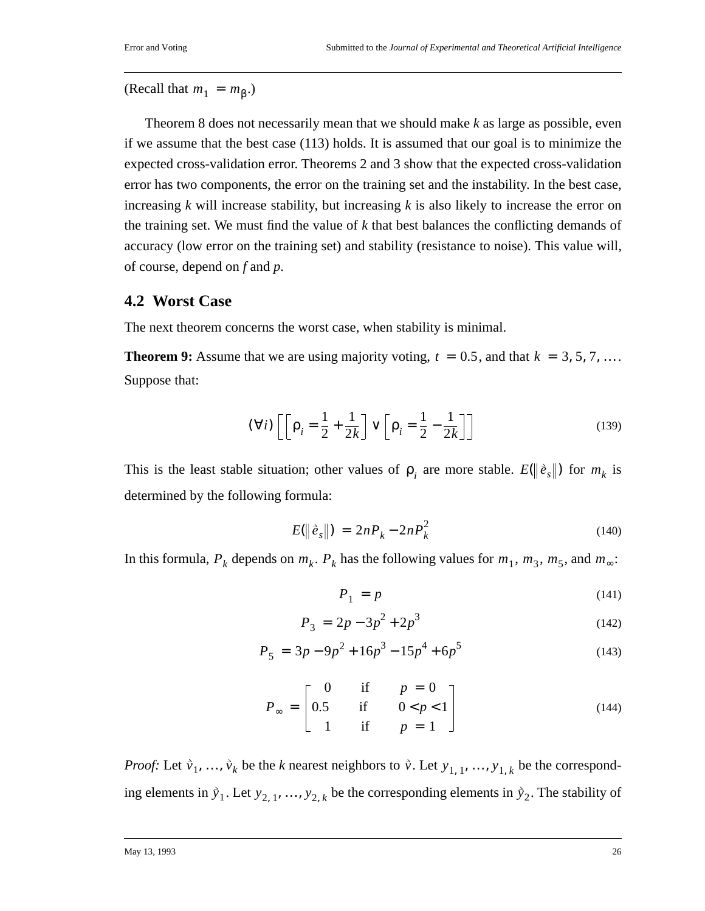(Recall that $m_1 = m_\beta$.)

Theorem 8 does not necessarily mean that we should make $k$ as large as possible, even if we assume that the best case (113) holds. It is assumed that our goal is to minimize the expected cross-validation error. Theorems 2 and 3 show that the expected cross-validation error has two components, the error on the training set and the instability. In the best case, increasing $k$ will increase stability, but increasing $k$ is also likely to increase the error on the training set. We must find the value of $k$ that best balances the conflicting demands of accuracy (low error on the training set) and stability (resistance to noise). This value will, of course, depend on $f$ and $p$.

## 4.2 Worst Case

The next theorem concerns the worst case, when stability is minimal.

**Theorem 9:** Assume that we are using majority voting, $t = 0.5$, and that $k = 3, 5, 7, \ldots$. Suppose that:

$$(\forall i)\left[\left[\rho_i = \frac{1}{2} + \frac{1}{2k}\right] \vee \left[\rho_i = \frac{1}{2} - \frac{1}{2k}\right]\right] \tag{139}$$

This is the least stable situation; other values of $\rho_i$ are more stable. $E(\|\vec{e}_s\|)$ for $m_k$ is determined by the following formula:

$$E(\|\vec{e}_s\|) = 2nP_k - 2nP_k^2 \tag{140}$$

In this formula, $P_k$ depends on $m_k$. $P_k$ has the following values for $m_1$, $m_3$, $m_5$, and $m_\infty$:

$$P_1 = p \tag{141}$$

$$P_3 = 2p - 3p^2 + 2p^3 \tag{142}$$

$$P_5 = 3p - 9p^2 + 16p^3 - 15p^4 + 6p^5 \tag{143}$$

$$P_\infty = \begin{bmatrix} 0 & \text{if} & p = 0 \\ 0.5 & \text{if} & 0 < p < 1 \\ 1 & \text{if} & p = 1 \end{bmatrix} \tag{144}$$

*Proof:* Let $\vec{v}_1, \ldots, \vec{v}_k$ be the $k$ nearest neighbors to $\vec{v}$. Let $y_{1,1}, \ldots, y_{1,k}$ be the corresponding elements in $\vec{y}_1$. Let $y_{2,1}, \ldots, y_{2,k}$ be the corresponding elements in $\vec{y}_2$. The stability of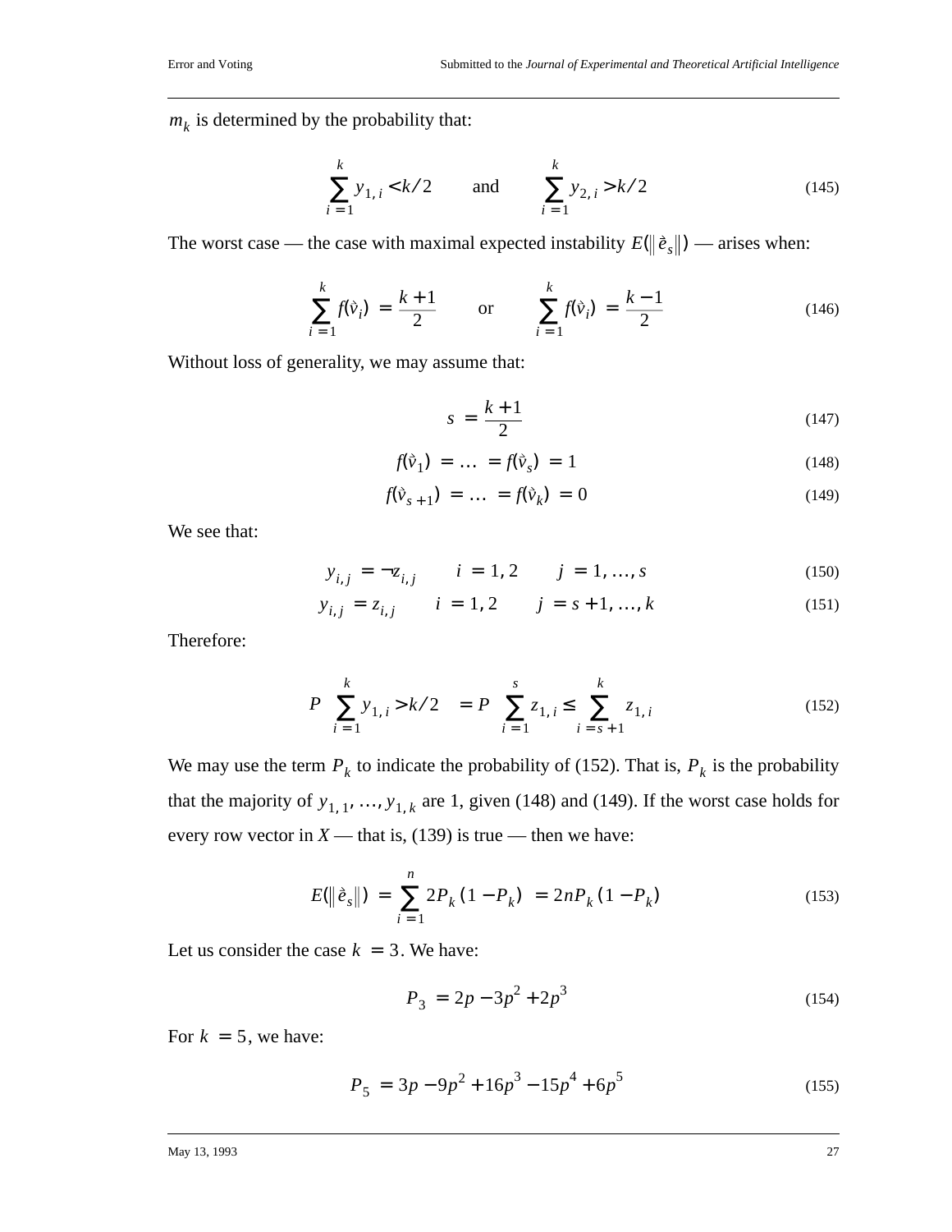$m_k$ is determined by the probability that:

$$\sum_{i=1}^{k} y_{1,i} < k/2 \qquad \text{and} \qquad \sum_{i=1}^{k} y_{2,i} > k/2 \tag{145}$$

The worst case — the case with maximal expected instability $E(\|\grave{e}_s\|)$ — arises when:

$$\sum_{i=1}^{k} f(\grave{v}_i) = \frac{k+1}{2} \qquad \text{or} \qquad \sum_{i=1}^{k} f(\grave{v}_i) = \frac{k-1}{2} \tag{146}$$

Without loss of generality, we may assume that:

$$s = \frac{k+1}{2} \tag{147}$$

$$f(\grave{v}_1) = \ldots = f(\grave{v}_s) = 1 \tag{148}$$

$$f(\grave{v}_{s+1}) = \ldots = f(\grave{v}_k) = 0 \tag{149}$$

We see that:

$$y_{i,j} = \neg z_{i,j} \qquad i = 1, 2 \qquad j = 1, \ldots, s \tag{150}$$

$$y_{i,j} = z_{i,j} \qquad i = 1, 2 \qquad j = s+1, \ldots, k \tag{151}$$

Therefore:

$$P\left(\sum_{i=1}^{k} y_{1,i} > k/2\right) = P\left(\sum_{i=1}^{s} z_{1,i} \leq \sum_{i=s+1}^{k} z_{1,i}\right) \tag{152}$$

We may use the term $P_k$ to indicate the probability of (152). That is, $P_k$ is the probability that the majority of $y_{1,1}, \ldots, y_{1,k}$ are 1, given (148) and (149). If the worst case holds for every row vector in *X* — that is, (139) is true — then we have:

$$E(\|\grave{e}_s\|) = \sum_{i=1}^{n} 2P_k(1-P_k) = 2nP_k(1-P_k) \tag{153}$$

Let us consider the case $k = 3$. We have:

$$P_3 = 2p - 3p^2 + 2p^3 \tag{154}$$

For $k = 5$, we have:

$$P_5 = 3p - 9p^2 + 16p^3 - 15p^4 + 6p^5 \tag{155}$$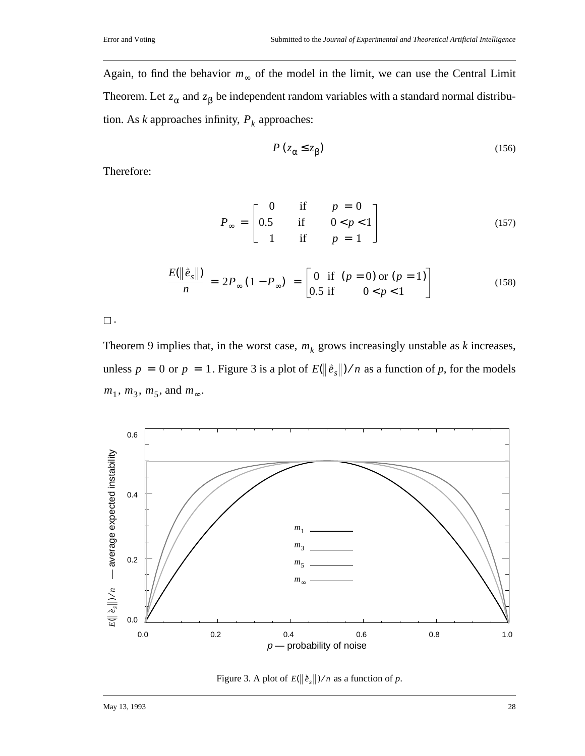Again, to find the behavior $m_\infty$ of the model in the limit, we can use the Central Limit Theorem. Let $z_\alpha$ and $z_\beta$ be independent random variables with a standard normal distribution. As *k* approaches infinity, $P_k$ approaches:

$$P(z_\alpha \le z_\beta) \tag{156}$$

Therefore:

$$P_\infty = \begin{bmatrix} 0 & \text{if} & p = 0 \\ 0.5 & \text{if} & 0 < p < 1 \\ 1 & \text{if} & p = 1 \end{bmatrix} \tag{157}$$

$$\frac{E(\|\grave{e}_s\|)}{n} = 2P_\infty(1 - P_\infty) = \begin{bmatrix} 0 & \text{if} \ (p = 0) \text{ or } (p = 1) \\ 0.5 & \text{if} \quad 0 < p < 1 \end{bmatrix} \tag{158}$$

□ .

Theorem 9 implies that, in the worst case, $m_k$ grows increasingly unstable as *k* increases, unless $p = 0$ or $p = 1$. Figure 3 is a plot of $E(\|\grave{e}_s\|)/n$ as a function of *p*, for the models $m_1$, $m_3$, $m_5$, and $m_\infty$.

Figure 3. A plot of $E(\|\grave{e}_s\|)/n$ as a function of $p$.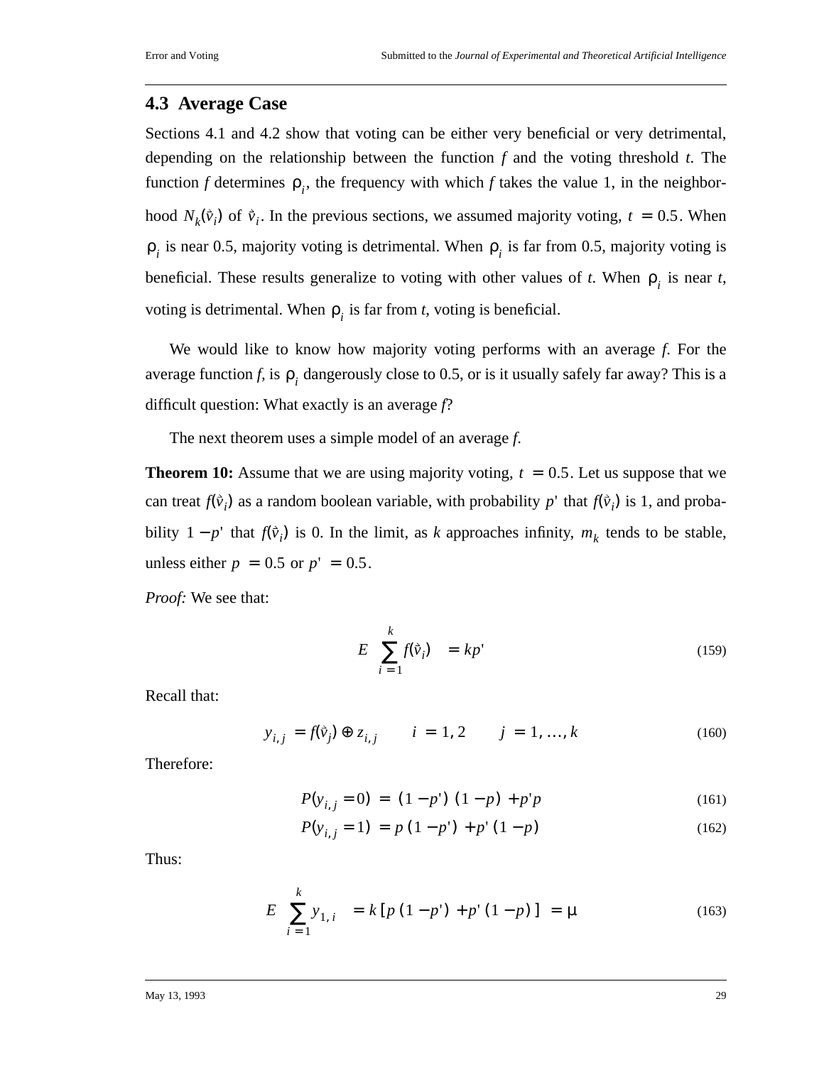## 4.3 Average Case

Sections 4.1 and 4.2 show that voting can be either very beneficial or very detrimental, depending on the relationship between the function $f$ and the voting threshold $t$. The function $f$ determines $\rho_i$, the frequency with which $f$ takes the value 1, in the neighborhood $N_k(\vec{v}_i)$ of $\vec{v}_i$. In the previous sections, we assumed majority voting, $t = 0.5$. When $\rho_i$ is near 0.5, majority voting is detrimental. When $\rho_i$ is far from 0.5, majority voting is beneficial. These results generalize to voting with other values of $t$. When $\rho_i$ is near $t$, voting is detrimental. When $\rho_i$ is far from $t$, voting is beneficial.

We would like to know how majority voting performs with an average $f$. For the average function $f$, is $\rho_i$ dangerously close to 0.5, or is it usually safely far away? This is a difficult question: What exactly is an average $f$?

The next theorem uses a simple model of an average $f$.

**Theorem 10:** Assume that we are using majority voting, $t = 0.5$. Let us suppose that we can treat $f(\vec{v}_i)$ as a random boolean variable, with probability $p'$ that $f(\vec{v}_i)$ is 1, and probability $1 - p'$ that $f(\vec{v}_i)$ is 0. In the limit, as $k$ approaches infinity, $m_k$ tends to be stable, unless either $p = 0.5$ or $p' = 0.5$.

*Proof:* We see that:

$$E\left(\sum_{i=1}^{k} f(\vec{v}_i)\right) = kp' \tag{159}$$

Recall that:

$$y_{i,j} = f(\vec{v}_j) \oplus z_{i,j} \qquad i = 1, 2 \qquad j = 1, \ldots, k \tag{160}$$

Therefore:

$$P(y_{i,j} = 0) = (1 - p')(1 - p) + p'p \tag{161}$$

$$P(y_{i,j} = 1) = p(1 - p') + p'(1 - p) \tag{162}$$

Thus:

$$E\left(\sum_{i=1}^{k} y_{1,i}\right) = k[p(1 - p') + p'(1 - p)] = \mu \tag{163}$$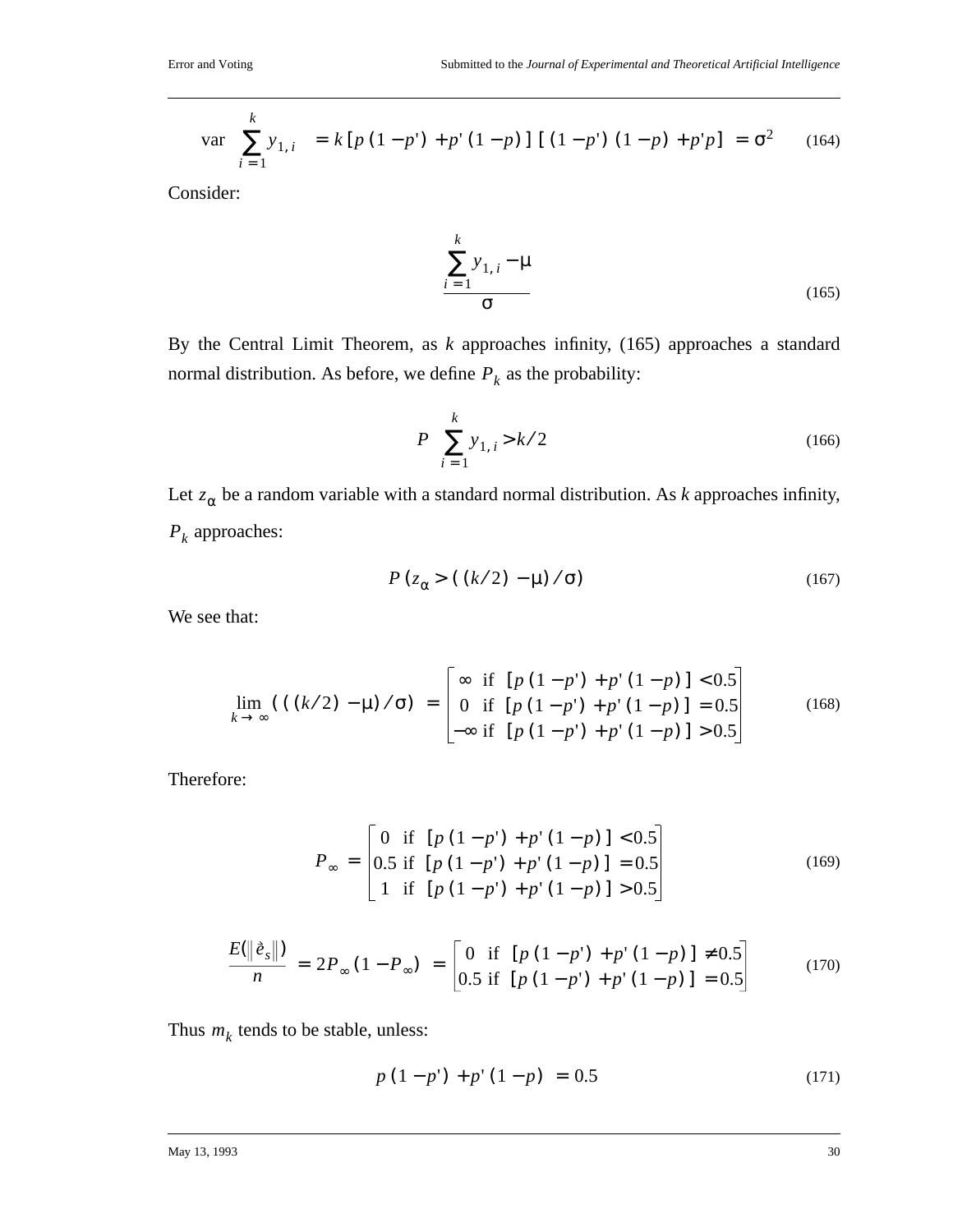$$\operatorname{var}\left(\sum_{i=1}^{k} y_{1,i}\right) = k\left[p\left(1-p'\right)+p'\left(1-p\right)\right]\left[\left(1-p'\right)\left(1-p\right)+p'p\right] = \sigma^2 \tag{164}$$

Consider:

$$\frac{\sum_{i=1}^{k} y_{1,i} - \mu}{\sigma} \tag{165}$$

By the Central Limit Theorem, as $k$ approaches infinity, (165) approaches a standard normal distribution. As before, we define $P_k$ as the probability:

$$P\left(\sum_{i=1}^{k} y_{1,i} > k/2\right) \tag{166}$$

Let $z_\alpha$ be a random variable with a standard normal distribution. As $k$ approaches infinity, $P_k$ approaches:

$$P\left(z_\alpha > \left(\left(k/2\right)-\mu\right)/\sigma\right) \tag{167}$$

We see that:

$$\lim_{k \to \infty}\left(\left(\left(k/2\right)-\mu\right)/\sigma\right) = \begin{bmatrix} \infty & \text{if } \left[p\left(1-p'\right)+p'\left(1-p\right)\right] < 0.5 \\ 0 & \text{if } \left[p\left(1-p'\right)+p'\left(1-p\right)\right] = 0.5 \\ -\infty & \text{if } \left[p\left(1-p'\right)+p'\left(1-p\right)\right] > 0.5 \end{bmatrix} \tag{168}$$

Therefore:

$$P_\infty = \begin{bmatrix} 0 & \text{if } \left[p\left(1-p'\right)+p'\left(1-p\right)\right] < 0.5 \\ 0.5 & \text{if } \left[p\left(1-p'\right)+p'\left(1-p\right)\right] = 0.5 \\ 1 & \text{if } \left[p\left(1-p'\right)+p'\left(1-p\right)\right] > 0.5 \end{bmatrix} \tag{169}$$

$$\frac{E\left(\left\|\grave{e}_s\right\|\right)}{n} = 2P_\infty\left(1-P_\infty\right) = \begin{bmatrix} 0 & \text{if } \left[p\left(1-p'\right)+p'\left(1-p\right)\right] \neq 0.5 \\ 0.5 & \text{if } \left[p\left(1-p'\right)+p'\left(1-p\right)\right] = 0.5 \end{bmatrix} \tag{170}$$

Thus $m_k$ tends to be stable, unless:

$$p\left(1-p'\right)+p'\left(1-p\right) = 0.5 \tag{171}$$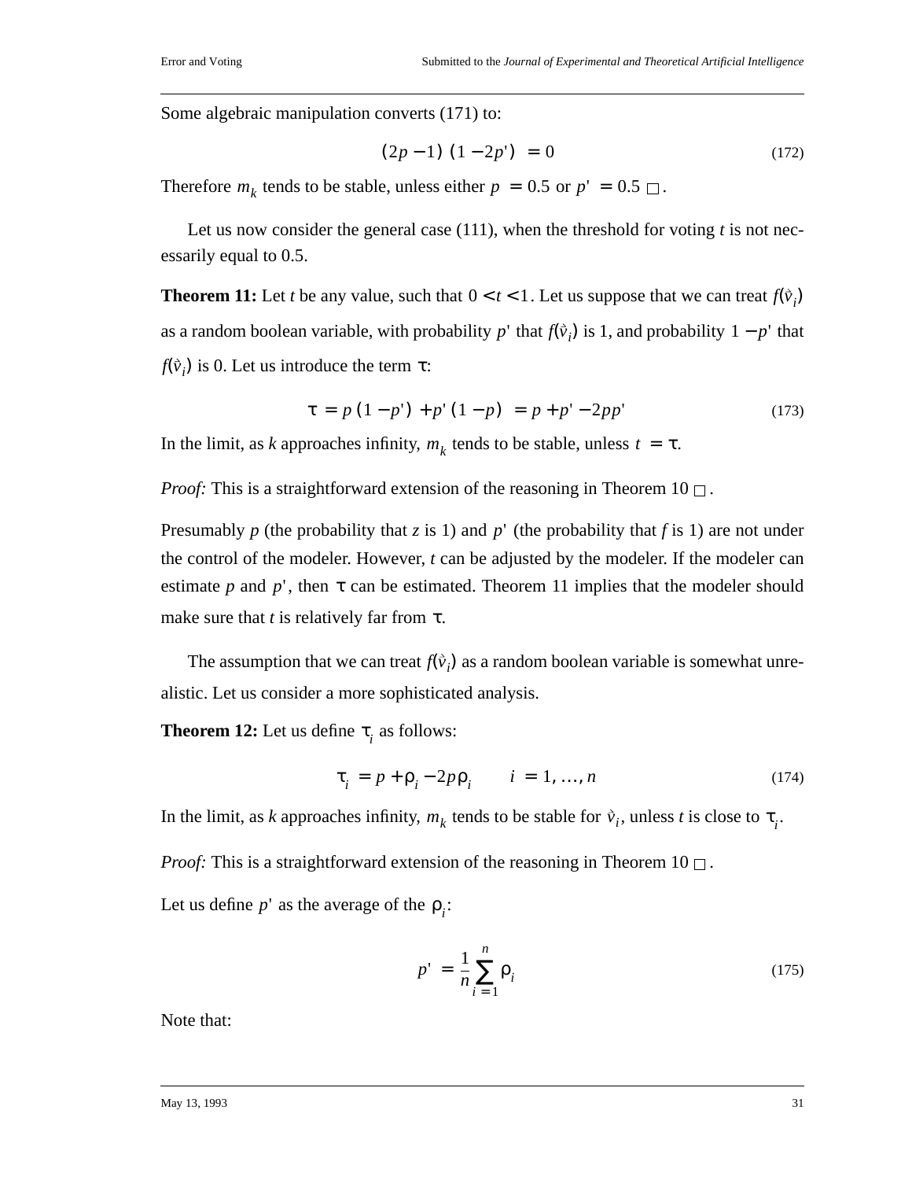Some algebraic manipulation converts (171) to:

$$(2p - 1)(1 - 2p') = 0 \tag{172}$$

Therefore $m_k$ tends to be stable, unless either $p = 0.5$ or $p' = 0.5$ □.

Let us now consider the general case (111), when the threshold for voting $t$ is not necessarily equal to 0.5.

**Theorem 11:** Let $t$ be any value, such that $0 < t < 1$. Let us suppose that we can treat $f(\tilde{v}_i)$ as a random boolean variable, with probability $p'$ that $f(\tilde{v}_i)$ is 1, and probability $1 - p'$ that $f(\tilde{v}_i)$ is 0. Let us introduce the term $\tau$:

$$\tau = p(1 - p') + p'(1 - p) = p + p' - 2pp' \tag{173}$$

In the limit, as $k$ approaches infinity, $m_k$ tends to be stable, unless $t = \tau$.

*Proof:* This is a straightforward extension of the reasoning in Theorem 10 □.

Presumably $p$ (the probability that $z$ is 1) and $p'$ (the probability that $f$ is 1) are not under the control of the modeler. However, $t$ can be adjusted by the modeler. If the modeler can estimate $p$ and $p'$, then $\tau$ can be estimated. Theorem 11 implies that the modeler should make sure that $t$ is relatively far from $\tau$.

The assumption that we can treat $f(\tilde{v}_i)$ as a random boolean variable is somewhat unrealistic. Let us consider a more sophisticated analysis.

**Theorem 12:** Let us define $\tau_i$ as follows:

$$\tau_i = p + \rho_i - 2p\rho_i \qquad i = 1, \ldots, n \tag{174}$$

In the limit, as $k$ approaches infinity, $m_k$ tends to be stable for $\tilde{v}_i$, unless $t$ is close to $\tau_i$.

*Proof:* This is a straightforward extension of the reasoning in Theorem 10 □.

Let us define $p'$ as the average of the $\rho_i$:

$$p' = \frac{1}{n} \sum_{i=1}^{n} \rho_i \tag{175}$$

Note that: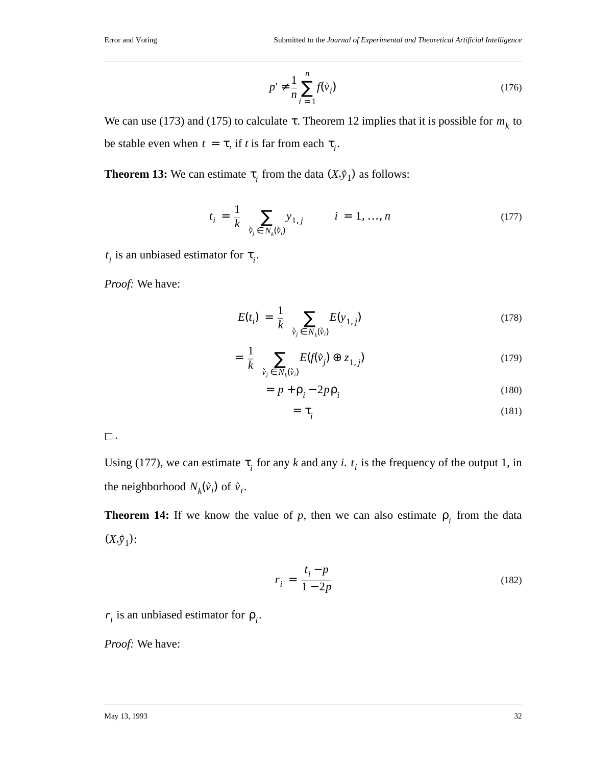$$p' \neq \frac{1}{n} \sum_{i=1}^{n} f(\vec{v}_i) \tag{176}$$

We can use (173) and (175) to calculate $\tau$. Theorem 12 implies that it is possible for $m_k$ to be stable even when $t = \tau$, if $t$ is far from each $\tau_i$.

**Theorem 13:** We can estimate $\tau_i$ from the data $(X, \vec{y}_1)$ as follows:

$$t_i = \frac{1}{k} \sum_{\vec{v}_j \in N_k(\vec{v}_i)} y_{1,j} \qquad i = 1, \ldots, n \tag{177}$$

$t_i$ is an unbiased estimator for $\tau_i$.

*Proof:* We have:

$$E(t_i) = \frac{1}{k} \sum_{\vec{v}_j \in N_k(\vec{v}_i)} E(y_{1,j}) \tag{178}$$

$$= \frac{1}{k} \sum_{\vec{v}_j \in N_k(\vec{v}_i)} E(f(\vec{v}_j) \oplus z_{1,j}) \tag{179}$$

$$= p + \rho_i - 2p\rho_i \tag{180}$$

$$= \tau_i \tag{181}$$

□.

Using (177), we can estimate $\tau_i$ for any *k* and any *i*. $t_i$ is the frequency of the output 1, in the neighborhood $N_k(\vec{v}_i)$ of $\vec{v}_i$.

**Theorem 14:** If we know the value of *p*, then we can also estimate $\rho_i$ from the data $(X, \vec{y}_1)$:

$$r_i = \frac{t_i - p}{1 - 2p} \tag{182}$$

$r_i$ is an unbiased estimator for $\rho_i$.

*Proof:* We have: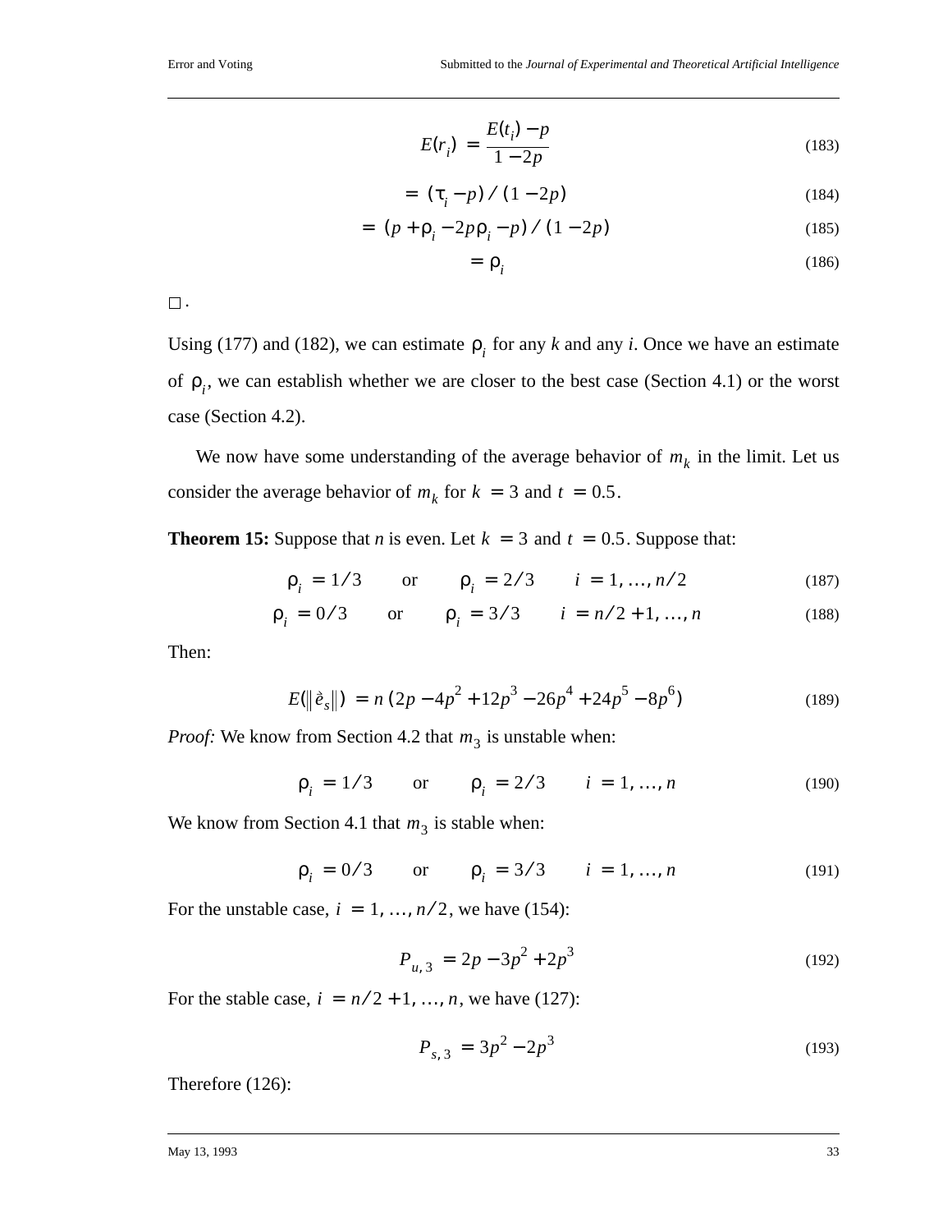$$E(r_i) = \frac{E(t_i) - p}{1 - 2p} \tag{183}$$

$$= (\tau_i - p) / (1 - 2p) \tag{184}$$

$$= (p + \rho_i - 2p\rho_i - p) / (1 - 2p) \tag{185}$$

$$= \rho_i \tag{186}$$

□.

Using (177) and (182), we can estimate $\rho_i$ for any *k* and any *i*. Once we have an estimate of $\rho_i$, we can establish whether we are closer to the best case (Section 4.1) or the worst case (Section 4.2).

We now have some understanding of the average behavior of $m_k$ in the limit. Let us consider the average behavior of $m_k$ for $k = 3$ and $t = 0.5$.

**Theorem 15:** Suppose that *n* is even. Let $k = 3$ and $t = 0.5$. Suppose that:

$$\rho_i = 1/3 \quad \text{or} \quad \rho_i = 2/3 \quad i = 1, \ldots, n/2 \tag{187}$$

$$\rho_i = 0/3 \quad \text{or} \quad \rho_i = 3/3 \quad i = n/2 + 1, \ldots, n \tag{188}$$

Then:

$$E(\|\grave{e}_s\|) = n(2p - 4p^2 + 12p^3 - 26p^4 + 24p^5 - 8p^6) \tag{189}$$

*Proof:* We know from Section 4.2 that $m_3$ is unstable when:

$$\rho_i = 1/3 \quad \text{or} \quad \rho_i = 2/3 \quad i = 1, \ldots, n \tag{190}$$

We know from Section 4.1 that $m_3$ is stable when:

$$\rho_i = 0/3 \quad \text{or} \quad \rho_i = 3/3 \quad i = 1, \ldots, n \tag{191}$$

For the unstable case, $i = 1, \ldots, n/2$, we have (154):

$$P_{u,3} = 2p - 3p^2 + 2p^3 \tag{192}$$

For the stable case, $i = n/2 + 1, \ldots, n$, we have (127):

$$P_{s,3} = 3p^2 - 2p^3 \tag{193}$$

Therefore (126):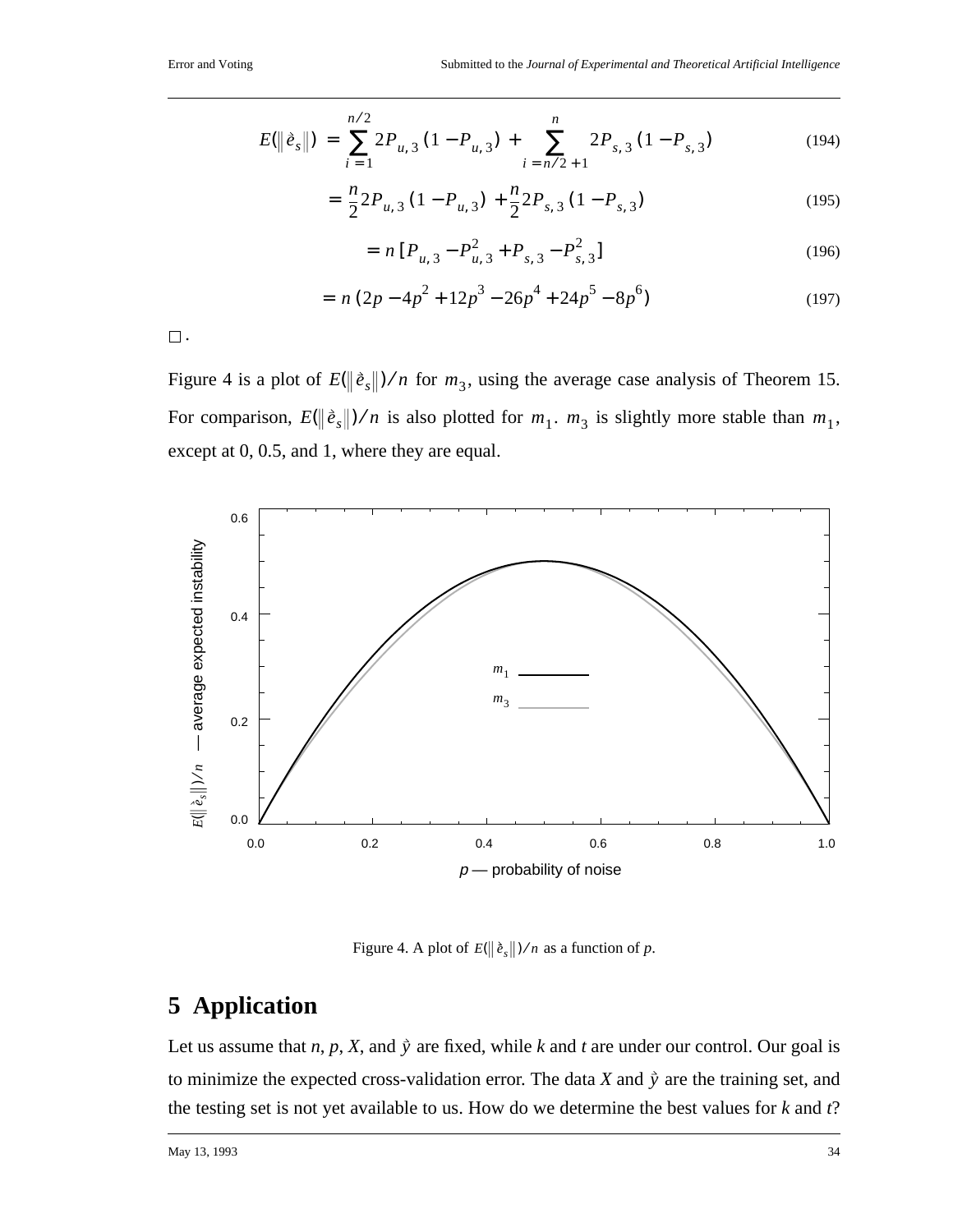$$E(\|\grave{e}_s\|) = \sum_{i=1}^{n/2} 2P_{u,3}(1 - P_{u,3}) + \sum_{i=n/2+1}^{n} 2P_{s,3}(1 - P_{s,3}) \tag{194}$$

$$= \frac{n}{2} 2P_{u,3}(1 - P_{u,3}) + \frac{n}{2} 2P_{s,3}(1 - P_{s,3}) \tag{195}$$

$$= n[P_{u,3} - P_{u,3}^2 + P_{s,3} - P_{s,3}^2] \tag{196}$$

$$= n(2p - 4p^2 + 12p^3 - 26p^4 + 24p^5 - 8p^6) \tag{197}$$

□ .

Figure 4 is a plot of $E(\|\grave{e}_s\|)/n$ for $m_3$, using the average case analysis of Theorem 15. For comparison, $E(\|\grave{e}_s\|)/n$ is also plotted for $m_1$. $m_3$ is slightly more stable than $m_1$, except at 0, 0.5, and 1, where they are equal.

Figure 4. A plot of $E(\|\grave{e}_s\|)/n$ as a function of $p$.

## 5 Application

Let us assume that $n$, $p$, $X$, and $\hat{y}$ are fixed, while $k$ and $t$ are under our control. Our goal is to minimize the expected cross-validation error. The data $X$ and $\hat{y}$ are the training set, and the testing set is not yet available to us. How do we determine the best values for $k$ and $t$?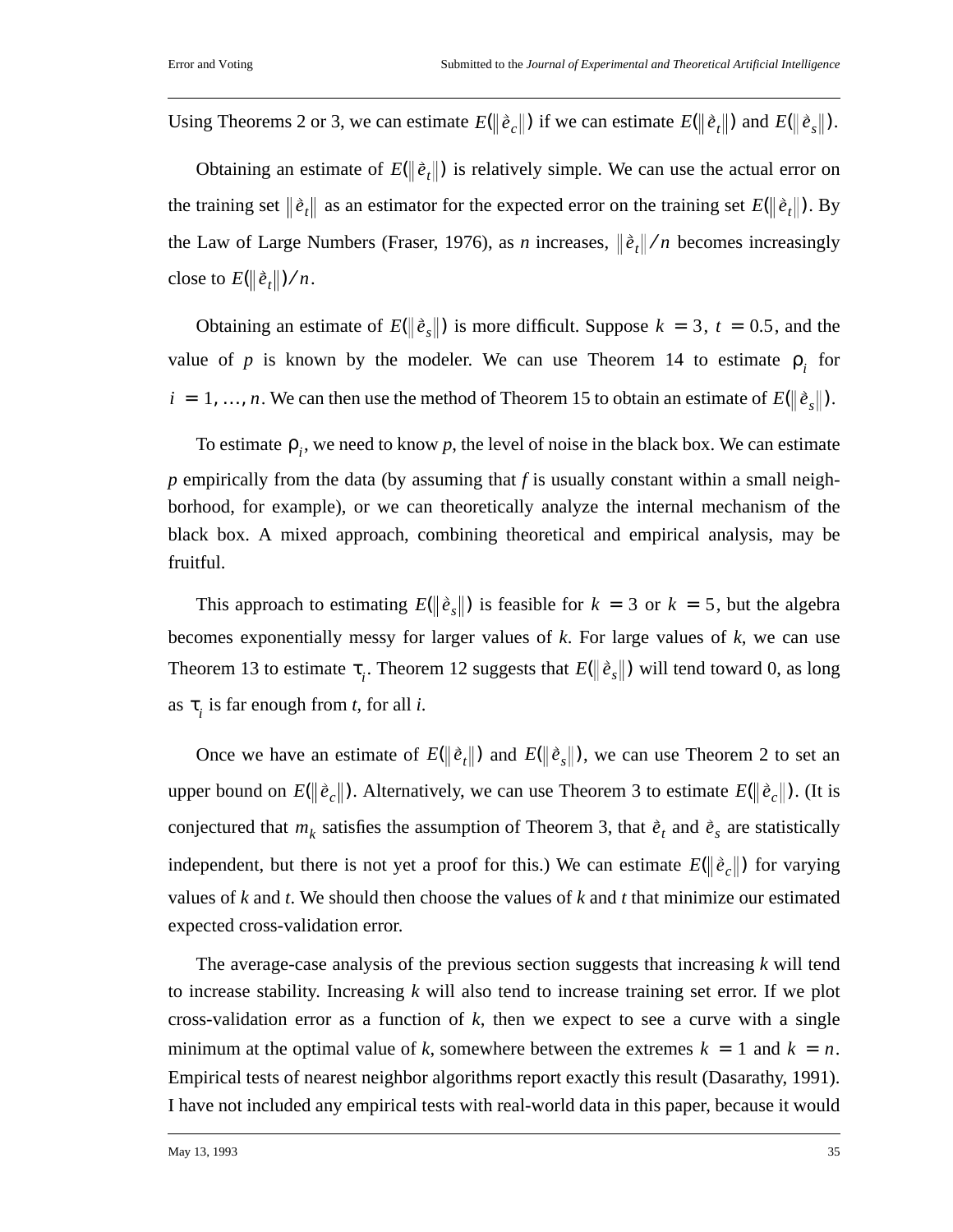Using Theorems 2 or 3, we can estimate $E(\|\vec{e}_c\|)$ if we can estimate $E(\|\vec{e}_t\|)$ and $E(\|\vec{e}_s\|)$.

Obtaining an estimate of $E(\|\vec{e}_t\|)$ is relatively simple. We can use the actual error on the training set $\|\vec{e}_t\|$ as an estimator for the expected error on the training set $E(\|\vec{e}_t\|)$. By the Law of Large Numbers (Fraser, 1976), as *n* increases, $\|\vec{e}_t\| / n$ becomes increasingly close to $E(\|\vec{e}_t\|)/n$.

Obtaining an estimate of $E(\|\vec{e}_s\|)$ is more difficult. Suppose $k = 3$, $t = 0.5$, and the value of *p* is known by the modeler. We can use Theorem 14 to estimate $\rho_i$ for $i = 1, \ldots, n$. We can then use the method of Theorem 15 to obtain an estimate of $E(\|\vec{e}_s\|)$.

To estimate $\rho_i$, we need to know *p*, the level of noise in the black box. We can estimate *p* empirically from the data (by assuming that *f* is usually constant within a small neighborhood, for example), or we can theoretically analyze the internal mechanism of the black box. A mixed approach, combining theoretical and empirical analysis, may be fruitful.

This approach to estimating $E(\|\vec{e}_s\|)$ is feasible for $k = 3$ or $k = 5$, but the algebra becomes exponentially messy for larger values of *k*. For large values of *k*, we can use Theorem 13 to estimate $\tau_i$. Theorem 12 suggests that $E(\|\vec{e}_s\|)$ will tend toward 0, as long as $\tau_i$ is far enough from *t*, for all *i*.

Once we have an estimate of $E(\|\vec{e}_t\|)$ and $E(\|\vec{e}_s\|)$, we can use Theorem 2 to set an upper bound on $E(\|\vec{e}_c\|)$. Alternatively, we can use Theorem 3 to estimate $E(\|\vec{e}_c\|)$. (It is conjectured that $m_k$ satisfies the assumption of Theorem 3, that $\vec{e}_t$ and $\vec{e}_s$ are statistically independent, but there is not yet a proof for this.) We can estimate $E(\|\vec{e}_c\|)$ for varying values of *k* and *t*. We should then choose the values of *k* and *t* that minimize our estimated expected cross-validation error.

The average-case analysis of the previous section suggests that increasing *k* will tend to increase stability. Increasing *k* will also tend to increase training set error. If we plot cross-validation error as a function of *k*, then we expect to see a curve with a single minimum at the optimal value of *k*, somewhere between the extremes $k = 1$ and $k = n$. Empirical tests of nearest neighbor algorithms report exactly this result (Dasarathy, 1991). I have not included any empirical tests with real-world data in this paper, because it would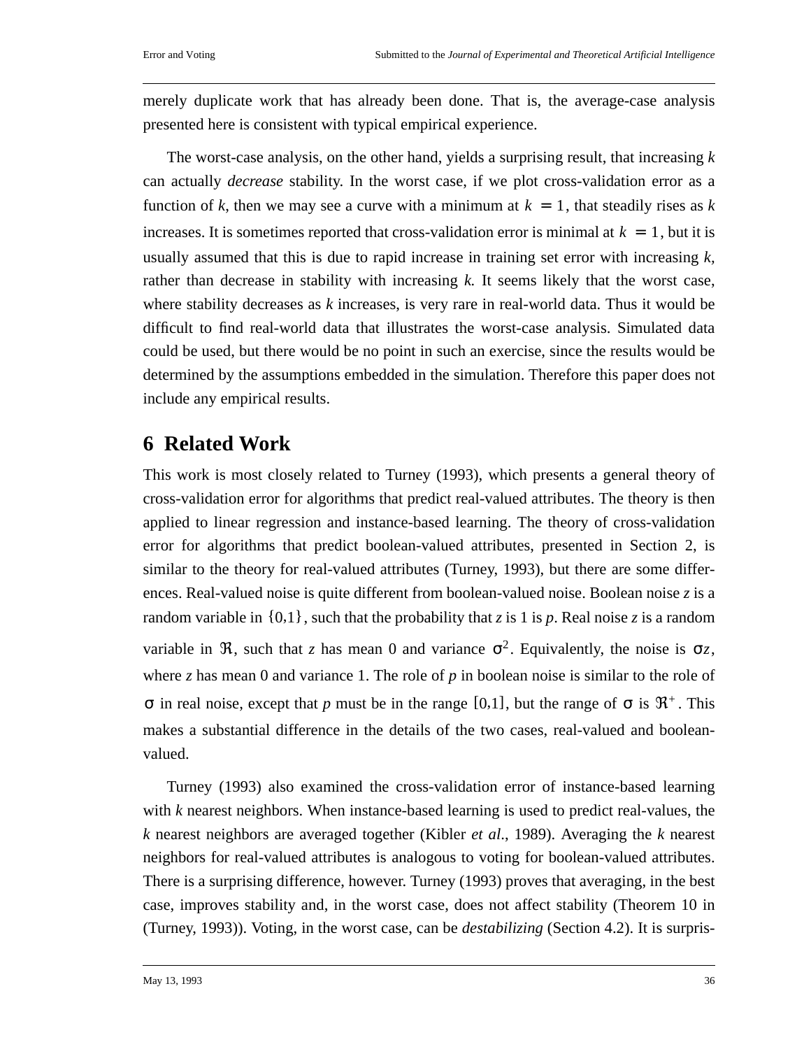merely duplicate work that has already been done. That is, the average-case analysis presented here is consistent with typical empirical experience.

The worst-case analysis, on the other hand, yields a surprising result, that increasing $k$ can actually *decrease* stability. In the worst case, if we plot cross-validation error as a function of $k$, then we may see a curve with a minimum at $k = 1$, that steadily rises as $k$ increases. It is sometimes reported that cross-validation error is minimal at $k = 1$, but it is usually assumed that this is due to rapid increase in training set error with increasing $k$, rather than decrease in stability with increasing $k$. It seems likely that the worst case, where stability decreases as $k$ increases, is very rare in real-world data. Thus it would be difficult to find real-world data that illustrates the worst-case analysis. Simulated data could be used, but there would be no point in such an exercise, since the results would be determined by the assumptions embedded in the simulation. Therefore this paper does not include any empirical results.

# 6 Related Work

This work is most closely related to Turney (1993), which presents a general theory of cross-validation error for algorithms that predict real-valued attributes. The theory is then applied to linear regression and instance-based learning. The theory of cross-validation error for algorithms that predict boolean-valued attributes, presented in Section 2, is similar to the theory for real-valued attributes (Turney, 1993), but there are some differences. Real-valued noise is quite different from boolean-valued noise. Boolean noise $z$ is a random variable in $\{0,1\}$, such that the probability that $z$ is 1 is $p$. Real noise $z$ is a random variable in $\Re$, such that $z$ has mean 0 and variance $\sigma^2$. Equivalently, the noise is $\sigma z$, where $z$ has mean 0 and variance 1. The role of $p$ in boolean noise is similar to the role of $\sigma$ in real noise, except that $p$ must be in the range $[0,1]$, but the range of $\sigma$ is $\Re^+$. This makes a substantial difference in the details of the two cases, real-valued and boolean-valued.

Turney (1993) also examined the cross-validation error of instance-based learning with $k$ nearest neighbors. When instance-based learning is used to predict real-values, the $k$ nearest neighbors are averaged together (Kibler *et al*., 1989). Averaging the $k$ nearest neighbors for real-valued attributes is analogous to voting for boolean-valued attributes. There is a surprising difference, however. Turney (1993) proves that averaging, in the best case, improves stability and, in the worst case, does not affect stability (Theorem 10 in (Turney, 1993)). Voting, in the worst case, can be *destabilizing* (Section 4.2). It is surpris-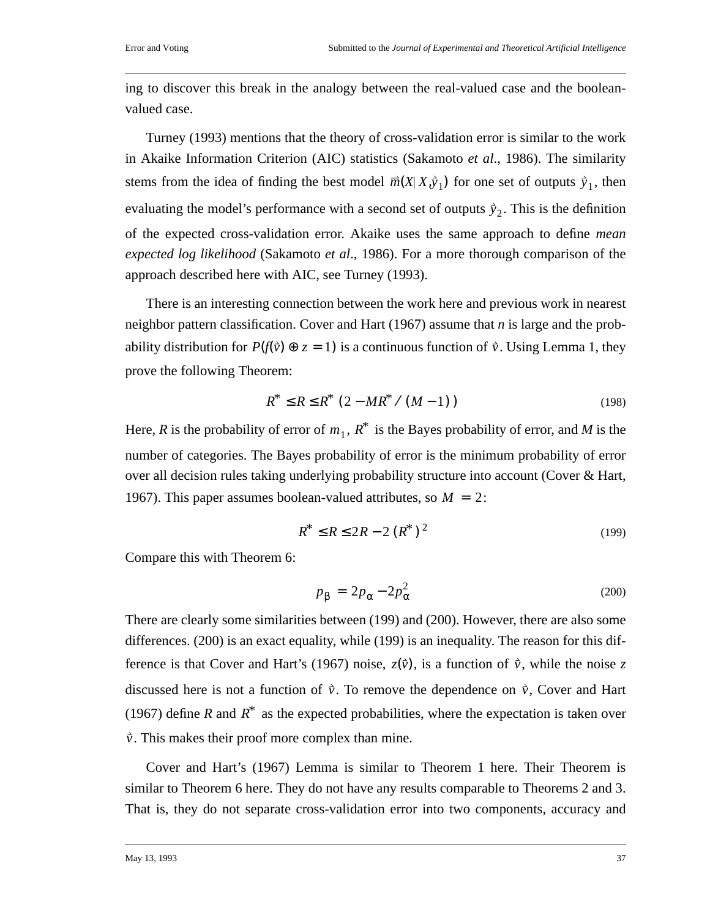ing to discover this break in the analogy between the real-valued case and the boolean-valued case.

Turney (1993) mentions that the theory of cross-validation error is similar to the work in Akaike Information Criterion (AIC) statistics (Sakamoto *et al*., 1986). The similarity stems from the idea of finding the best model $\vec{m}(X|X,\vec{y}_1)$ for one set of outputs $\vec{y}_1$, then evaluating the model's performance with a second set of outputs $\vec{y}_2$. This is the definition of the expected cross-validation error. Akaike uses the same approach to define *mean expected log likelihood* (Sakamoto *et al*., 1986). For a more thorough comparison of the approach described here with AIC, see Turney (1993).

There is an interesting connection between the work here and previous work in nearest neighbor pattern classification. Cover and Hart (1967) assume that *n* is large and the probability distribution for $P(f(\vec{v}) \oplus z = 1)$ is a continuous function of $\vec{v}$. Using Lemma 1, they prove the following Theorem:

$$R^* \leq R \leq R^* (2 - MR^* / (M - 1)) \tag{198}$$

Here, *R* is the probability of error of $m_1$, $R^*$ is the Bayes probability of error, and *M* is the number of categories. The Bayes probability of error is the minimum probability of error over all decision rules taking underlying probability structure into account (Cover & Hart, 1967). This paper assumes boolean-valued attributes, so $M = 2$:

$$R^* \leq R \leq 2R - 2(R^*)^2 \tag{199}$$

Compare this with Theorem 6:

$$p_\beta = 2p_\alpha - 2p_\alpha^2 \tag{200}$$

There are clearly some similarities between (199) and (200). However, there are also some differences. (200) is an exact equality, while (199) is an inequality. The reason for this difference is that Cover and Hart's (1967) noise, $z(\vec{v})$, is a function of $\vec{v}$, while the noise *z* discussed here is not a function of $\vec{v}$. To remove the dependence on $\vec{v}$, Cover and Hart (1967) define *R* and $R^*$ as the expected probabilities, where the expectation is taken over $\vec{v}$. This makes their proof more complex than mine.

Cover and Hart's (1967) Lemma is similar to Theorem 1 here. Their Theorem is similar to Theorem 6 here. They do not have any results comparable to Theorems 2 and 3. That is, they do not separate cross-validation error into two components, accuracy and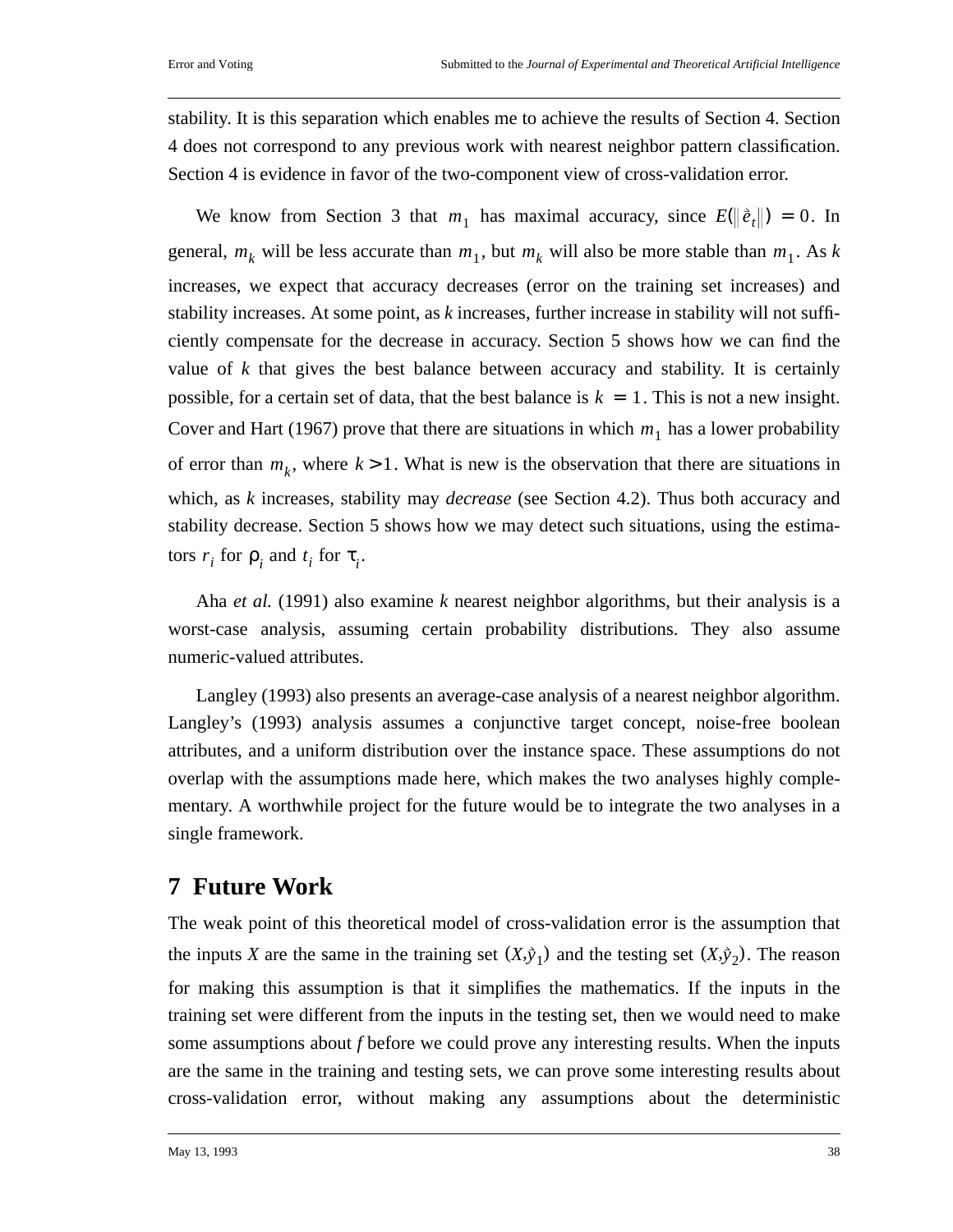stability. It is this separation which enables me to achieve the results of Section 4. Section 4 does not correspond to any previous work with nearest neighbor pattern classification. Section 4 is evidence in favor of the two-component view of cross-validation error.

We know from Section 3 that $m_1$ has maximal accuracy, since $E(\|\vec{e}_t\|) = 0$. In general, $m_k$ will be less accurate than $m_1$, but $m_k$ will also be more stable than $m_1$. As *k* increases, we expect that accuracy decreases (error on the training set increases) and stability increases. At some point, as *k* increases, further increase in stability will not sufficiently compensate for the decrease in accuracy. Section 5 shows how we can find the value of *k* that gives the best balance between accuracy and stability. It is certainly possible, for a certain set of data, that the best balance is $k = 1$. This is not a new insight. Cover and Hart (1967) prove that there are situations in which $m_1$ has a lower probability of error than $m_k$, where $k > 1$. What is new is the observation that there are situations in which, as *k* increases, stability may *decrease* (see Section 4.2). Thus both accuracy and stability decrease. Section 5 shows how we may detect such situations, using the estimators $r_i$ for $\rho_i$ and $t_i$ for $\tau_i$.

Aha *et al.* (1991) also examine *k* nearest neighbor algorithms, but their analysis is a worst-case analysis, assuming certain probability distributions. They also assume numeric-valued attributes.

Langley (1993) also presents an average-case analysis of a nearest neighbor algorithm. Langley's (1993) analysis assumes a conjunctive target concept, noise-free boolean attributes, and a uniform distribution over the instance space. These assumptions do not overlap with the assumptions made here, which makes the two analyses highly complementary. A worthwhile project for the future would be to integrate the two analyses in a single framework.

## 7 Future Work

The weak point of this theoretical model of cross-validation error is the assumption that the inputs *X* are the same in the training set $(X, \vec{y}_1)$ and the testing set $(X, \vec{y}_2)$. The reason for making this assumption is that it simplifies the mathematics. If the inputs in the training set were different from the inputs in the testing set, then we would need to make some assumptions about *f* before we could prove any interesting results. When the inputs are the same in the training and testing sets, we can prove some interesting results about cross-validation error, without making any assumptions about the deterministic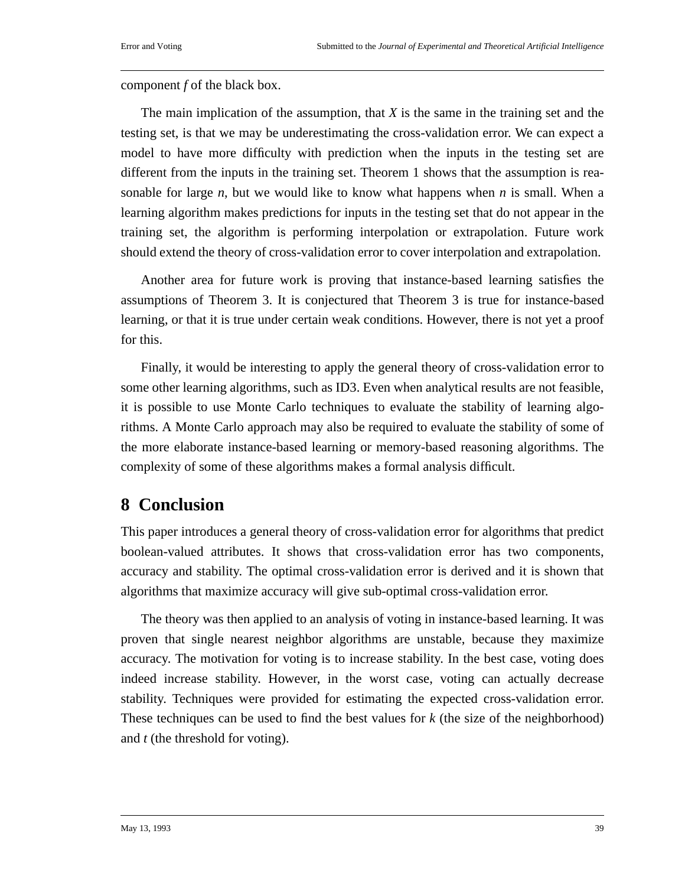component *f* of the black box.

The main implication of the assumption, that *X* is the same in the training set and the testing set, is that we may be underestimating the cross-validation error. We can expect a model to have more difficulty with prediction when the inputs in the testing set are different from the inputs in the training set. Theorem 1 shows that the assumption is reasonable for large *n*, but we would like to know what happens when *n* is small. When a learning algorithm makes predictions for inputs in the testing set that do not appear in the training set, the algorithm is performing interpolation or extrapolation. Future work should extend the theory of cross-validation error to cover interpolation and extrapolation.

Another area for future work is proving that instance-based learning satisfies the assumptions of Theorem 3. It is conjectured that Theorem 3 is true for instance-based learning, or that it is true under certain weak conditions. However, there is not yet a proof for this.

Finally, it would be interesting to apply the general theory of cross-validation error to some other learning algorithms, such as ID3. Even when analytical results are not feasible, it is possible to use Monte Carlo techniques to evaluate the stability of learning algorithms. A Monte Carlo approach may also be required to evaluate the stability of some of the more elaborate instance-based learning or memory-based reasoning algorithms. The complexity of some of these algorithms makes a formal analysis difficult.

# 8 Conclusion

This paper introduces a general theory of cross-validation error for algorithms that predict boolean-valued attributes. It shows that cross-validation error has two components, accuracy and stability. The optimal cross-validation error is derived and it is shown that algorithms that maximize accuracy will give sub-optimal cross-validation error.

The theory was then applied to an analysis of voting in instance-based learning. It was proven that single nearest neighbor algorithms are unstable, because they maximize accuracy. The motivation for voting is to increase stability. In the best case, voting does indeed increase stability. However, in the worst case, voting can actually decrease stability. Techniques were provided for estimating the expected cross-validation error. These techniques can be used to find the best values for *k* (the size of the neighborhood) and *t* (the threshold for voting).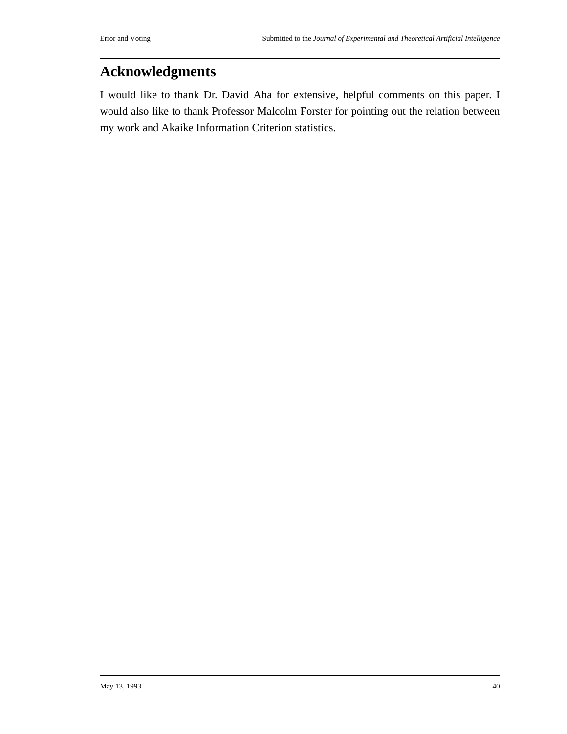# Acknowledgments

I would like to thank Dr. David Aha for extensive, helpful comments on this paper. I would also like to thank Professor Malcolm Forster for pointing out the relation between my work and Akaike Information Criterion statistics.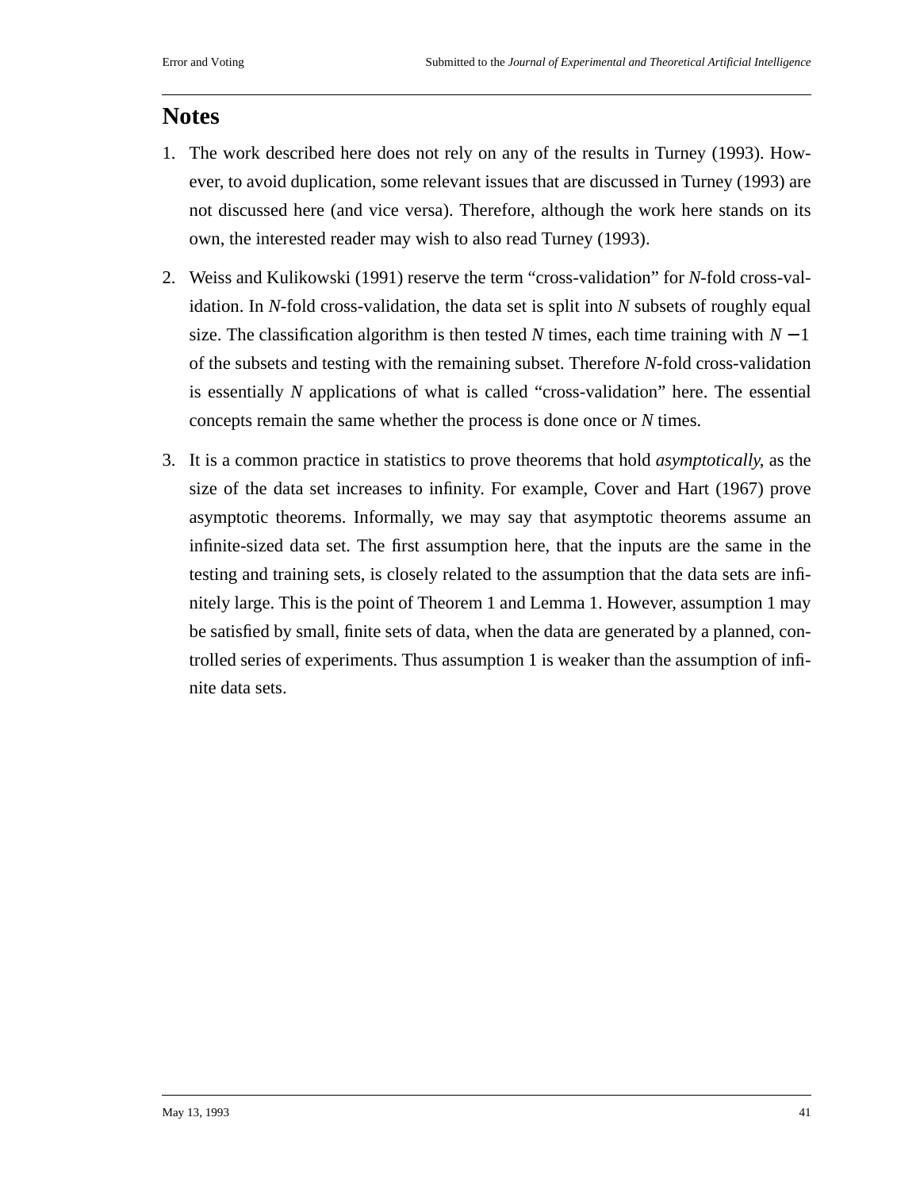# Notes

1. The work described here does not rely on any of the results in Turney (1993). However, to avoid duplication, some relevant issues that are discussed in Turney (1993) are not discussed here (and vice versa). Therefore, although the work here stands on its own, the interested reader may wish to also read Turney (1993).

2. Weiss and Kulikowski (1991) reserve the term “cross-validation” for $N$-fold cross-validation. In $N$-fold cross-validation, the data set is split into $N$ subsets of roughly equal size. The classification algorithm is then tested $N$ times, each time training with $N-1$ of the subsets and testing with the remaining subset. Therefore $N$-fold cross-validation is essentially $N$ applications of what is called “cross-validation” here. The essential concepts remain the same whether the process is done once or $N$ times.

3. It is a common practice in statistics to prove theorems that hold *asymptotically,* as the size of the data set increases to infinity. For example, Cover and Hart (1967) prove asymptotic theorems. Informally, we may say that asymptotic theorems assume an infinite-sized data set. The first assumption here, that the inputs are the same in the testing and training sets, is closely related to the assumption that the data sets are infinitely large. This is the point of Theorem 1 and Lemma 1. However, assumption 1 may be satisfied by small, finite sets of data, when the data are generated by a planned, controlled series of experiments. Thus assumption 1 is weaker than the assumption of infinite data sets.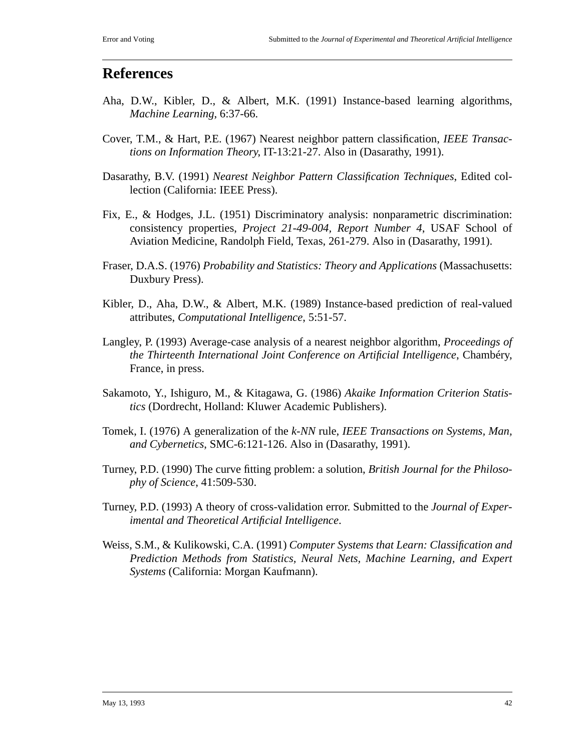# References

Aha, D.W., Kibler, D., & Albert, M.K. (1991) Instance-based learning algorithms, *Machine Learning*, 6:37-66.

Cover, T.M., & Hart, P.E. (1967) Nearest neighbor pattern classification, *IEEE Transactions on Information Theory*, IT-13:21-27. Also in (Dasarathy, 1991).

Dasarathy, B.V. (1991) *Nearest Neighbor Pattern Classification Techniques*, Edited collection (California: IEEE Press).

Fix, E., & Hodges, J.L. (1951) Discriminatory analysis: nonparametric discrimination: consistency properties, *Project 21-49-004*, *Report Number 4*, USAF School of Aviation Medicine, Randolph Field, Texas, 261-279. Also in (Dasarathy, 1991).

Fraser, D.A.S. (1976) *Probability and Statistics: Theory and Applications* (Massachusetts: Duxbury Press).

Kibler, D., Aha, D.W., & Albert, M.K. (1989) Instance-based prediction of real-valued attributes, *Computational Intelligence*, 5:51-57.

Langley, P. (1993) Average-case analysis of a nearest neighbor algorithm, *Proceedings of the Thirteenth International Joint Conference on Artificial Intelligence*, Chambéry, France, in press.

Sakamoto, Y., Ishiguro, M., & Kitagawa, G. (1986) *Akaike Information Criterion Statistics* (Dordrecht, Holland: Kluwer Academic Publishers).

Tomek, I. (1976) A generalization of the *k-NN* rule, *IEEE Transactions on Systems, Man, and Cybernetics*, SMC-6:121-126. Also in (Dasarathy, 1991).

Turney, P.D. (1990) The curve fitting problem: a solution, *British Journal for the Philosophy of Science*, 41:509-530.

Turney, P.D. (1993) A theory of cross-validation error. Submitted to the *Journal of Experimental and Theoretical Artificial Intelligence*.

Weiss, S.M., & Kulikowski, C.A. (1991) *Computer Systems that Learn: Classification and Prediction Methods from Statistics, Neural Nets, Machine Learning, and Expert Systems* (California: Morgan Kaufmann).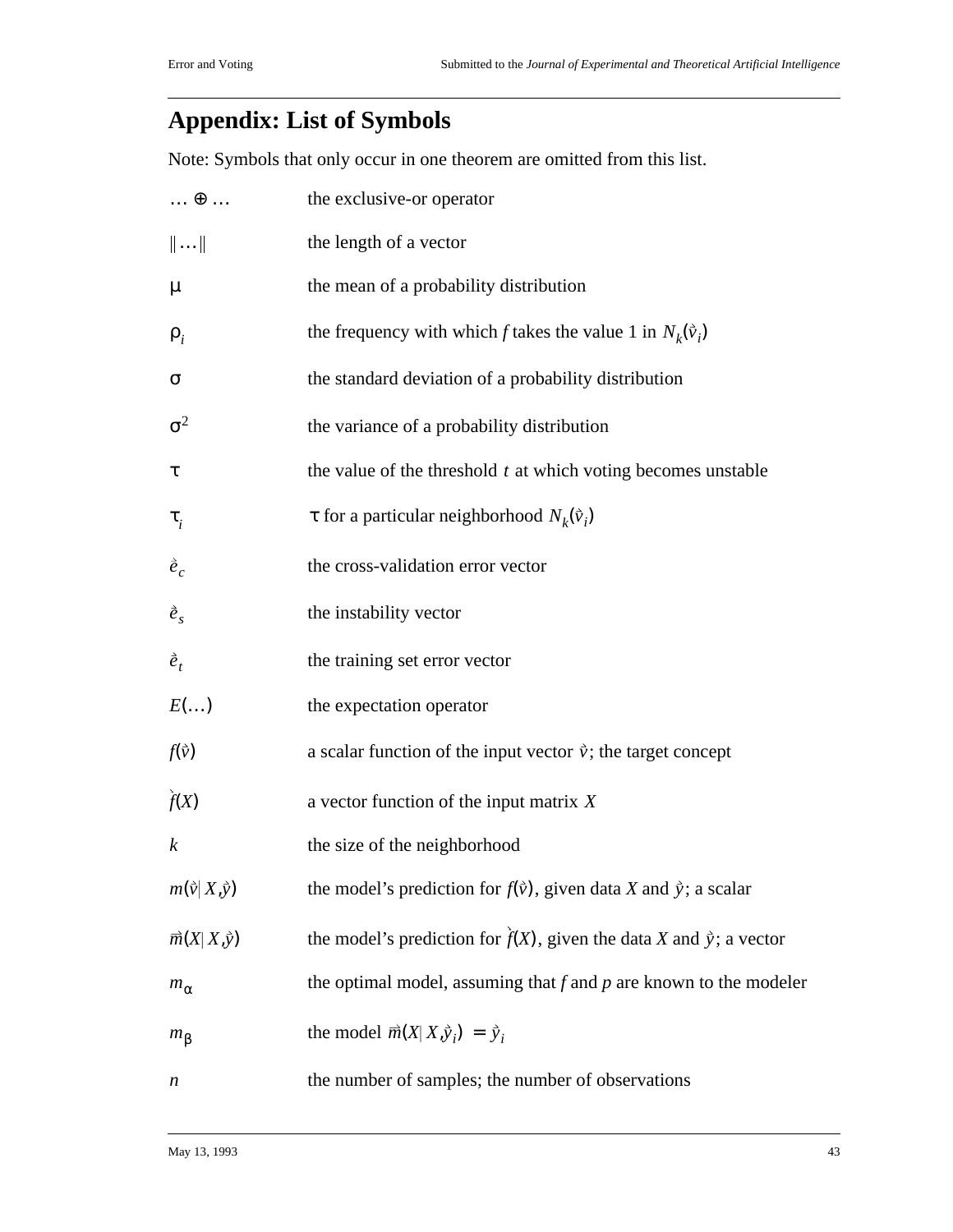## Appendix: List of Symbols

Note: Symbols that only occur in one theorem are omitted from this list.

| | |
|---|---|
| $\ldots \oplus \ldots$ | the exclusive-or operator |
| $\lVert \ldots \rVert$ | the length of a vector |
| $\mu$ | the mean of a probability distribution |
| $\rho_i$ | the frequency with which $f$ takes the value 1 in $N_k(\vec{v}_i)$ |
| $\sigma$ | the standard deviation of a probability distribution |
| $\sigma^2$ | the variance of a probability distribution |
| $\tau$ | the value of the threshold $t$ at which voting becomes unstable |
| $\tau_i$ | $\tau$ for a particular neighborhood $N_k(\vec{v}_i)$ |
| $\vec{e}_c$ | the cross-validation error vector |
| $\vec{e}_s$ | the instability vector |
| $\vec{e}_t$ | the training set error vector |
| $E(\ldots)$ | the expectation operator |
| $f(\vec{v})$ | a scalar function of the input vector $\vec{v}$; the target concept |
| $\vec{f}(X)$ | a vector function of the input matrix $X$ |
| $k$ | the size of the neighborhood |
| $m(\vec{v} \mid X, \vec{y})$ | the model's prediction for $f(\vec{v})$, given data $X$ and $\vec{y}$; a scalar |
| $\vec{m}(X \mid X, \vec{y})$ | the model's prediction for $\vec{f}(X)$, given the data $X$ and $\vec{y}$; a vector |
| $m_\alpha$ | the optimal model, assuming that $f$ and $p$ are known to the modeler |
| $m_\beta$ | the model $\vec{m}(X \mid X, \vec{y}_i) = \vec{y}_i$ |
| $n$ | the number of samples; the number of observations |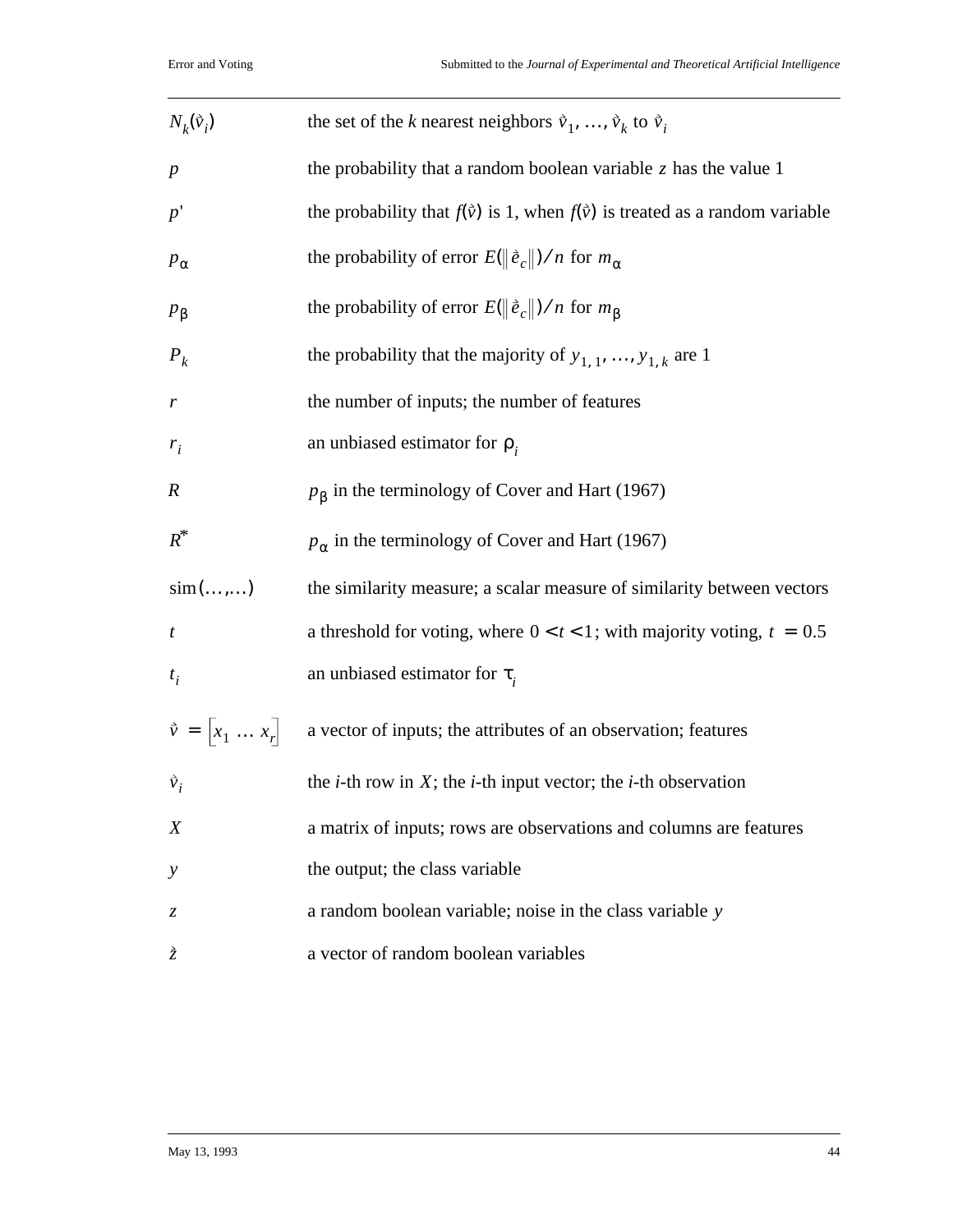| | |
|---|---|
| $N_k(\vec{v}_i)$ | the set of the *k* nearest neighbors $\vec{v}_1, \ldots, \vec{v}_k$ to $\vec{v}_i$ |
| $p$ | the probability that a random boolean variable $z$ has the value 1 |
| $p'$ | the probability that $f(\vec{v})$ is 1, when $f(\vec{v})$ is treated as a random variable |
| $p_\alpha$ | the probability of error $E(\lVert \vec{e}_c \rVert)/n$ for $m_\alpha$ |
| $p_\beta$ | the probability of error $E(\lVert \vec{e}_c \rVert)/n$ for $m_\beta$ |
| $P_k$ | the probability that the majority of $y_{1,1}, \ldots, y_{1,k}$ are 1 |
| $r$ | the number of inputs; the number of features |
| $r_i$ | an unbiased estimator for $\rho_i$ |
| $R$ | $p_\beta$ in the terminology of Cover and Hart (1967) |
| $R^*$ | $p_\alpha$ in the terminology of Cover and Hart (1967) |
| $\mathrm{sim}(\ldots,\ldots)$ | the similarity measure; a scalar measure of similarity between vectors |
| $t$ | a threshold for voting, where $0 < t < 1$; with majority voting, $t = 0.5$ |
| $t_i$ | an unbiased estimator for $\tau_i$ |
| $\vec{v} = [x_1 \ \ldots \ x_r]$ | a vector of inputs; the attributes of an observation; features |
| $\vec{v}_i$ | the *i*-th row in $X$; the *i*-th input vector; the *i*-th observation |
| $X$ | a matrix of inputs; rows are observations and columns are features |
| $y$ | the output; the class variable |
| $z$ | a random boolean variable; noise in the class variable $y$ |
| $\vec{z}$ | a vector of random boolean variables |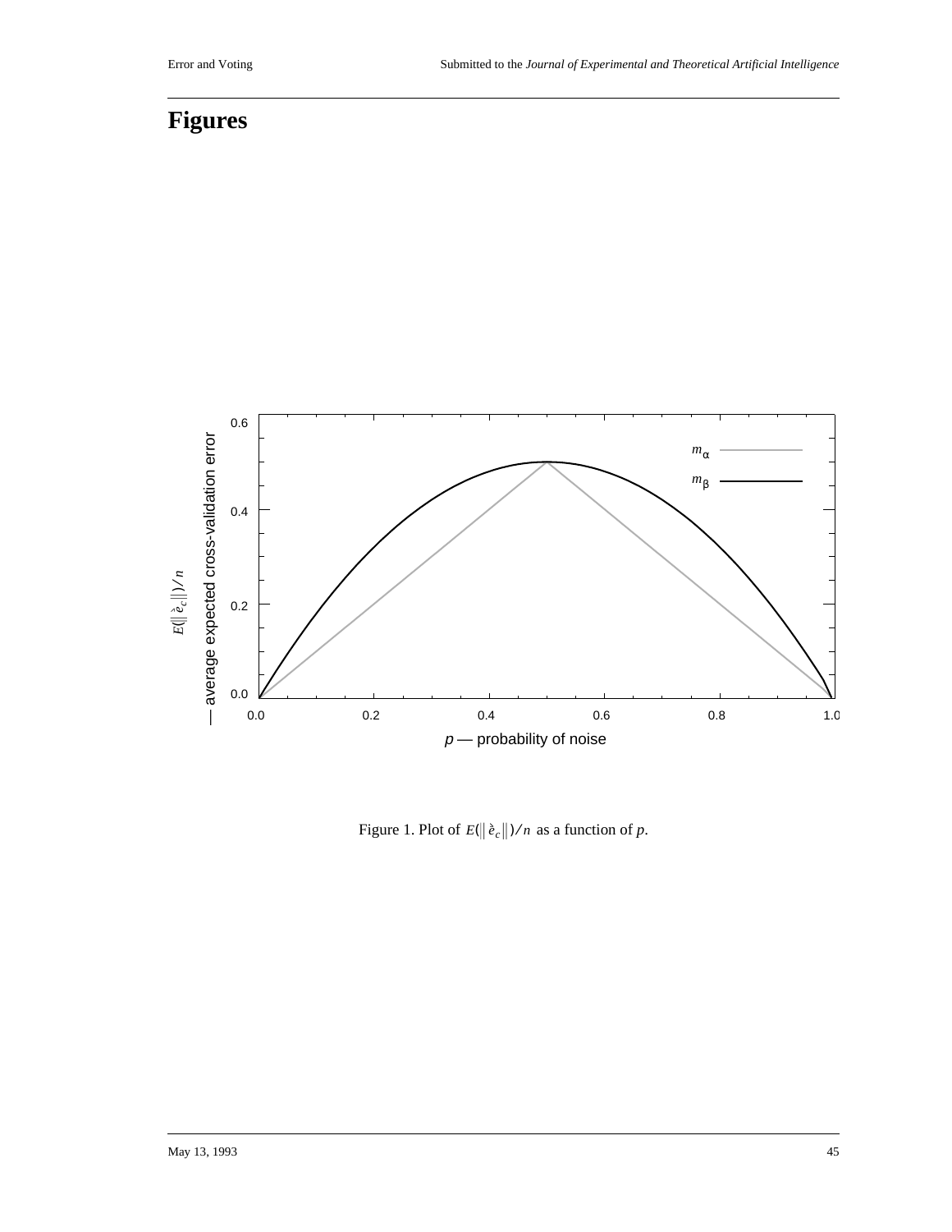# Figures

Figure 1. Plot of $E(\|\grave{e}_c\|)/n$ as a function of $p$.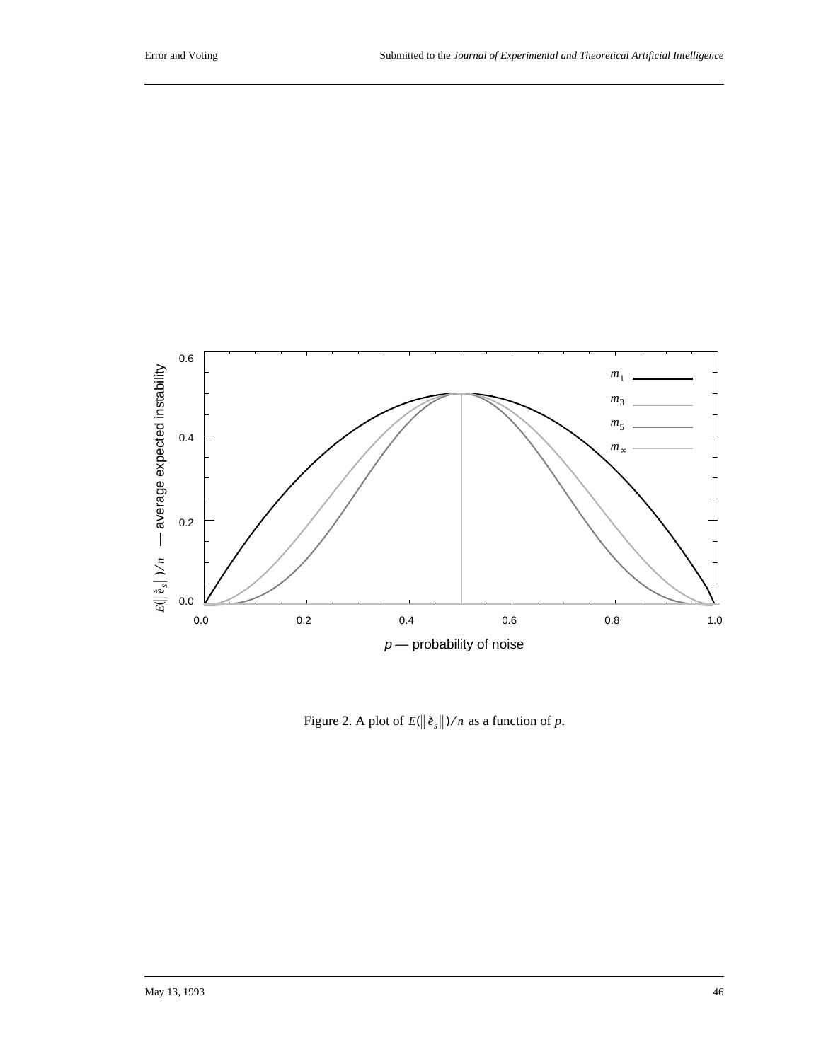Figure 2. A plot of $E(\|\grave{e}_s\|)/n$ as a function of $p$.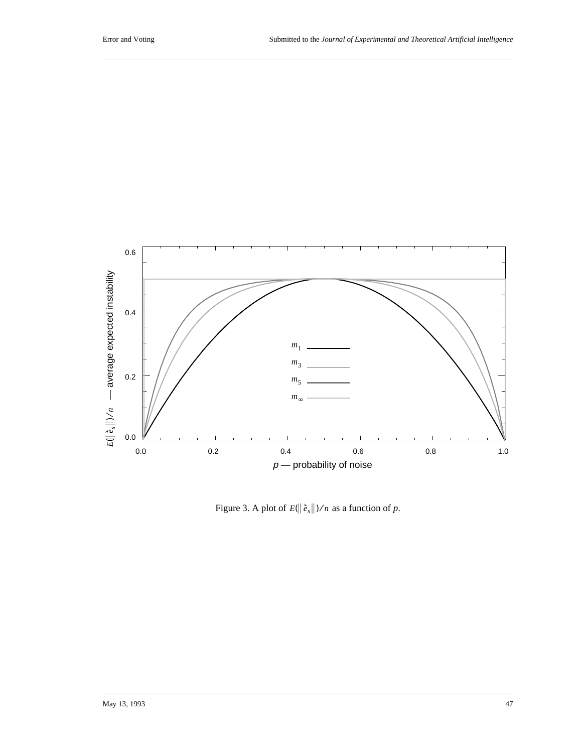Figure 3. A plot of $E(\|\grave{e}_s\|)/n$ as a function of $p$.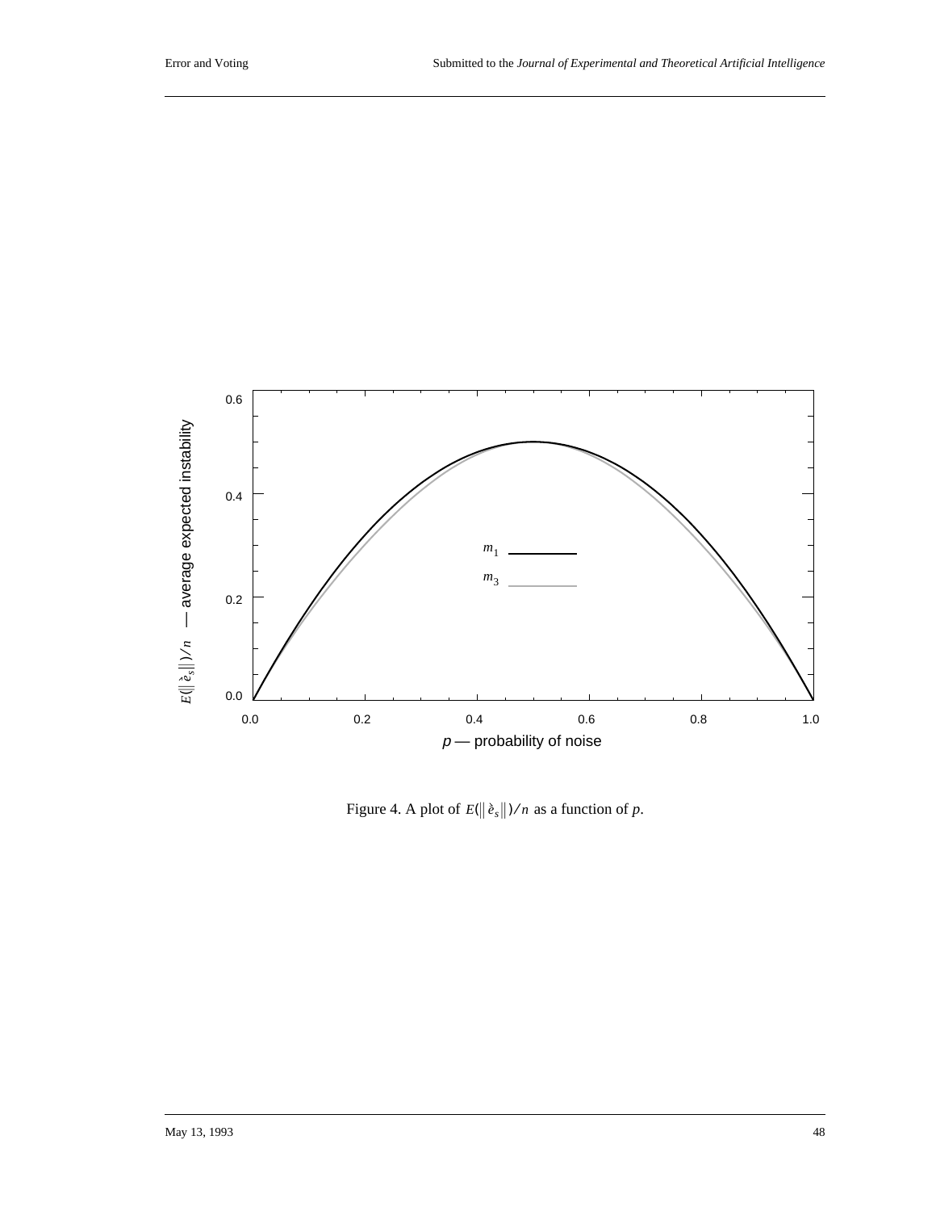0.6

0.4

0.2

0.0

0.0

0.2

0.4

0.6

0.8

1.0

$E(\|\grave{e}_s\|)/n$ — average expected instability

$p$ — probability of noise

$m_1$

$m_3$

Figure 4. A plot of $E(\|\grave{e}_s\|)/n$ as a function of $p$.